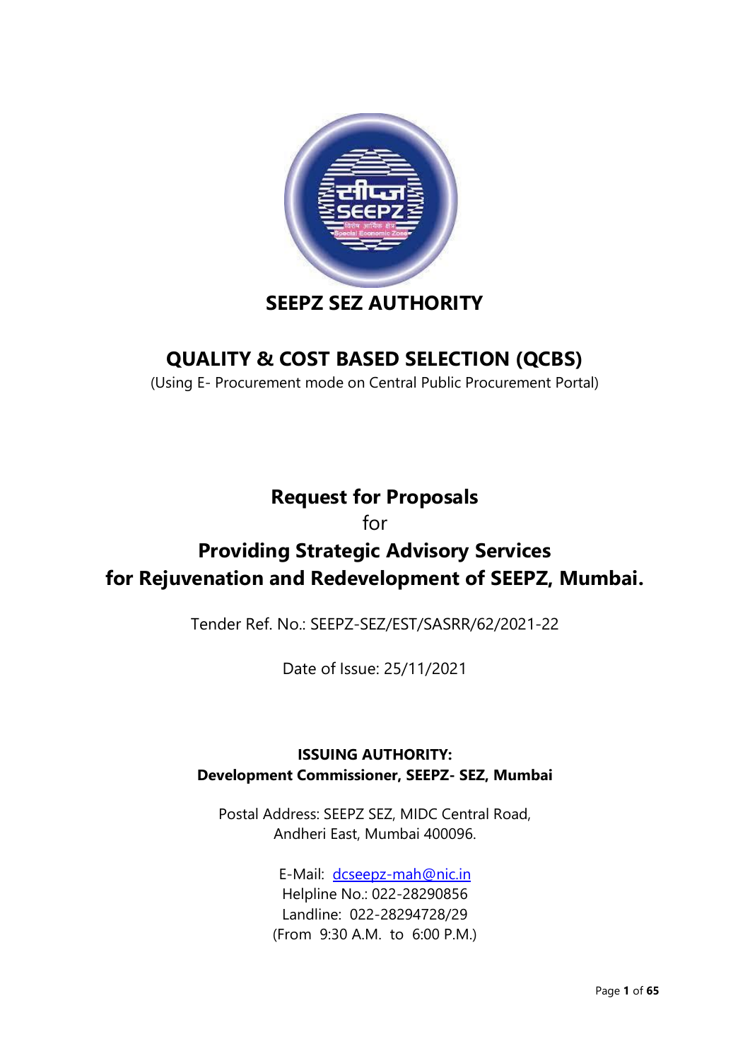# SEEPZ SEZ AUTHORITY

## QUALITY & COST BASED SELECTION (QCBS)

(Using E- Procurement mode on Central Public Procurement Portal)

## Request for Proposals

for

## Providing Strategic Advisory Services for Rejuvenation and Redevelopment of SEEPZ, Mumbai.

Tender Ref. No.: SEEPZ-SEZ/EST/SASRR/62/2021-22

Date of Issue: 25/11/2021

**ISSUING AUTHORITY:**
**Development Commissioner, SEEPZ- SEZ, Mumbai**

Postal Address: SEEPZ SEZ, MIDC Central Road,
Andheri East, Mumbai 400096.

E-Mail: dcseepz-mah@nic.in
Helpline No.: 022-28290856
Landline: 022-28294728/29
(From 9:30 A.M. to 6:00 P.M.)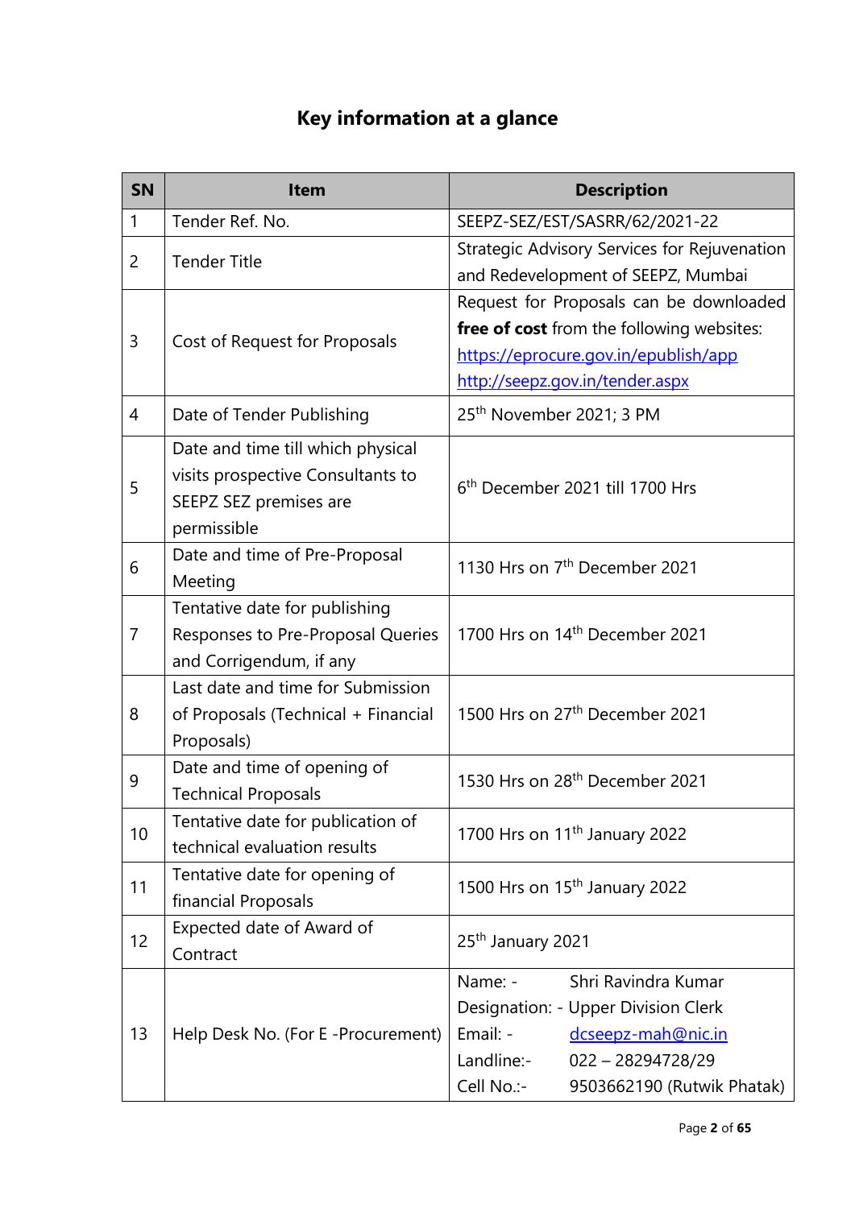# Key information at a glance

| SN | Item | Description |
|---|---|---|
| 1 | Tender Ref. No. | SEEPZ-SEZ/EST/SASRR/62/2021-22 |
| 2 | Tender Title | Strategic Advisory Services for Rejuvenation and Redevelopment of SEEPZ, Mumbai |
| 3 | Cost of Request for Proposals | Request for Proposals can be downloaded **free of cost** from the following websites: https://eprocure.gov.in/epublish/app http://seepz.gov.in/tender.aspx |
| 4 | Date of Tender Publishing | 25th November 2021; 3 PM |
| 5 | Date and time till which physical visits prospective Consultants to SEEPZ SEZ premises are permissible | 6th December 2021 till 1700 Hrs |
| 6 | Date and time of Pre-Proposal Meeting | 1130 Hrs on 7th December 2021 |
| 7 | Tentative date for publishing Responses to Pre-Proposal Queries and Corrigendum, if any | 1700 Hrs on 14th December 2021 |
| 8 | Last date and time for Submission of Proposals (Technical + Financial Proposals) | 1500 Hrs on 27th December 2021 |
| 9 | Date and time of opening of Technical Proposals | 1530 Hrs on 28th December 2021 |
| 10 | Tentative date for publication of technical evaluation results | 1700 Hrs on 11th January 2022 |
| 11 | Tentative date for opening of financial Proposals | 1500 Hrs on 15th January 2022 |
| 12 | Expected date of Award of Contract | 25th January 2021 |
| 13 | Help Desk No. (For E -Procurement) | Name: - Shri Ravindra Kumar<br>Designation: - Upper Division Clerk<br>Email: - dcseepz-mah@nic.in<br>Landline:- 022 – 28294728/29<br>Cell No.:- 9503662190 (Rutwik Phatak) |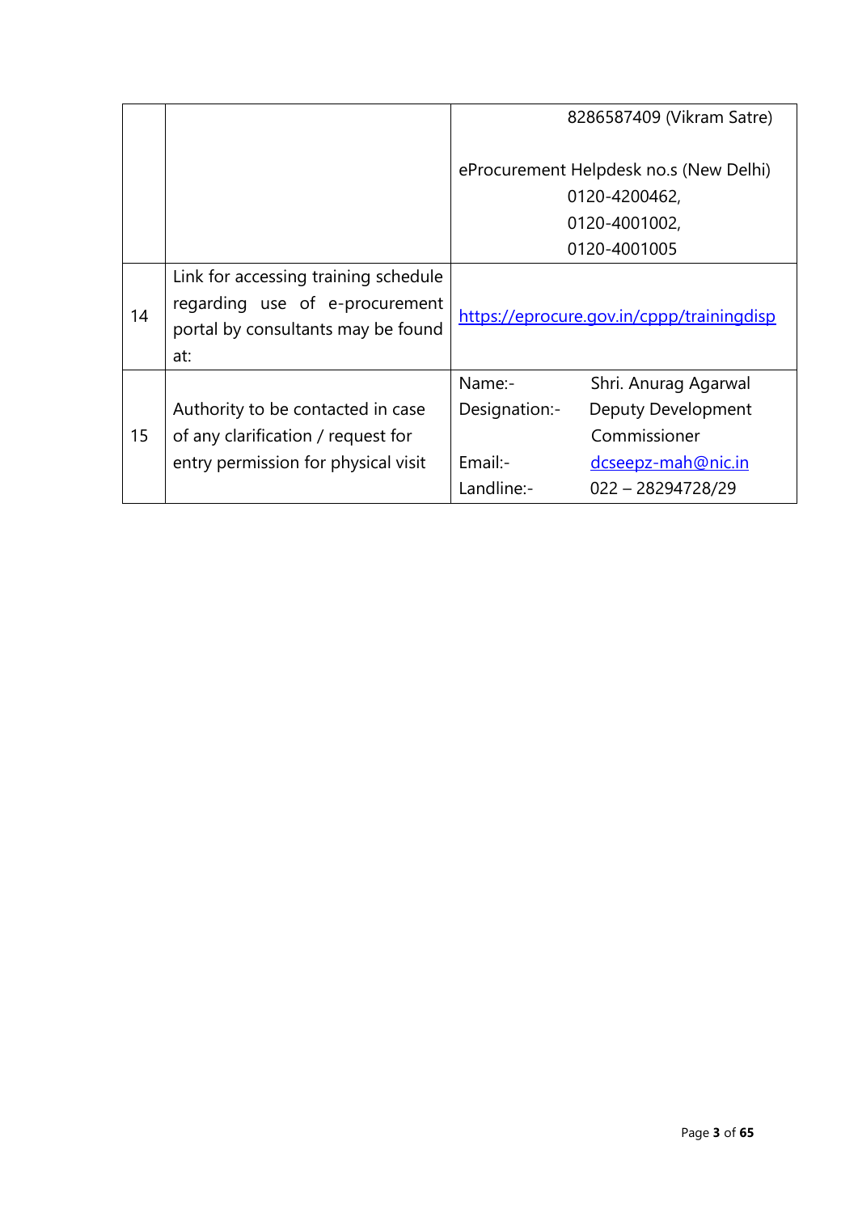| | | |
|---|---|---|
| | | 8286587409 (Vikram Satre)<br><br>eProcurement Helpdesk no.s (New Delhi)<br>0120-4200462,<br>0120-4001002,<br>0120-4001005 |
| 14 | Link for accessing training schedule regarding use of e-procurement portal by consultants may be found at: | https://eprocure.gov.in/cppp/trainingdisp |
| 15 | Authority to be contacted in case of any clarification / request for entry permission for physical visit | Name:- Shri. Anurag Agarwal<br>Designation:- Deputy Development Commissioner<br>Email:- dcseepz-mah@nic.in<br>Landline:- 022 – 28294728/29 |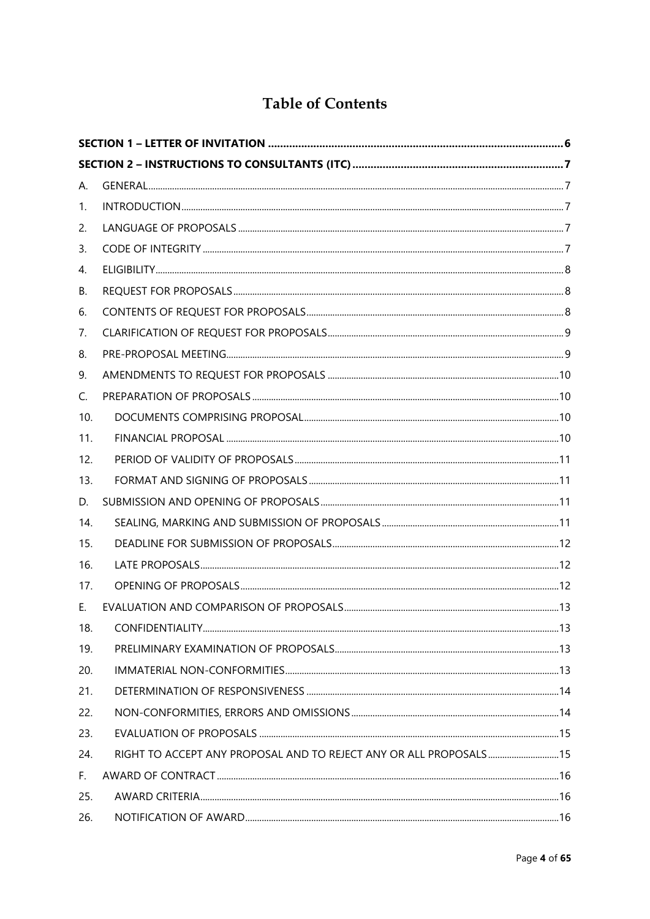# Table of Contents

| | | |
|---|---|---|
| **SECTION 1 – LETTER OF INVITATION** | | **6** |
| **SECTION 2 – INSTRUCTIONS TO CONSULTANTS (ITC)** | | **7** |
| A. | GENERAL | 7 |
| 1. | INTRODUCTION | 7 |
| 2. | LANGUAGE OF PROPOSALS | 7 |
| 3. | CODE OF INTEGRITY | 7 |
| 4. | ELIGIBILITY | 8 |
| B. | REQUEST FOR PROPOSALS | 8 |
| 6. | CONTENTS OF REQUEST FOR PROPOSALS | 8 |
| 7. | CLARIFICATION OF REQUEST FOR PROPOSALS | 9 |
| 8. | PRE-PROPOSAL MEETING | 9 |
| 9. | AMENDMENTS TO REQUEST FOR PROPOSALS | 10 |
| C. | PREPARATION OF PROPOSALS | 10 |
| 10. | DOCUMENTS COMPRISING PROPOSAL | 10 |
| 11. | FINANCIAL PROPOSAL | 10 |
| 12. | PERIOD OF VALIDITY OF PROPOSALS | 11 |
| 13. | FORMAT AND SIGNING OF PROPOSALS | 11 |
| D. | SUBMISSION AND OPENING OF PROPOSALS | 11 |
| 14. | SEALING, MARKING AND SUBMISSION OF PROPOSALS | 11 |
| 15. | DEADLINE FOR SUBMISSION OF PROPOSALS | 12 |
| 16. | LATE PROPOSALS | 12 |
| 17. | OPENING OF PROPOSALS | 12 |
| E. | EVALUATION AND COMPARISON OF PROPOSALS | 13 |
| 18. | CONFIDENTIALITY | 13 |
| 19. | PRELIMINARY EXAMINATION OF PROPOSALS | 13 |
| 20. | IMMATERIAL NON-CONFORMITIES | 13 |
| 21. | DETERMINATION OF RESPONSIVENESS | 14 |
| 22. | NON-CONFORMITIES, ERRORS AND OMISSIONS | 14 |
| 23. | EVALUATION OF PROPOSALS | 15 |
| 24. | RIGHT TO ACCEPT ANY PROPOSAL AND TO REJECT ANY OR ALL PROPOSALS | 15 |
| F. | AWARD OF CONTRACT | 16 |
| 25. | AWARD CRITERIA | 16 |
| 26. | NOTIFICATION OF AWARD | 16 |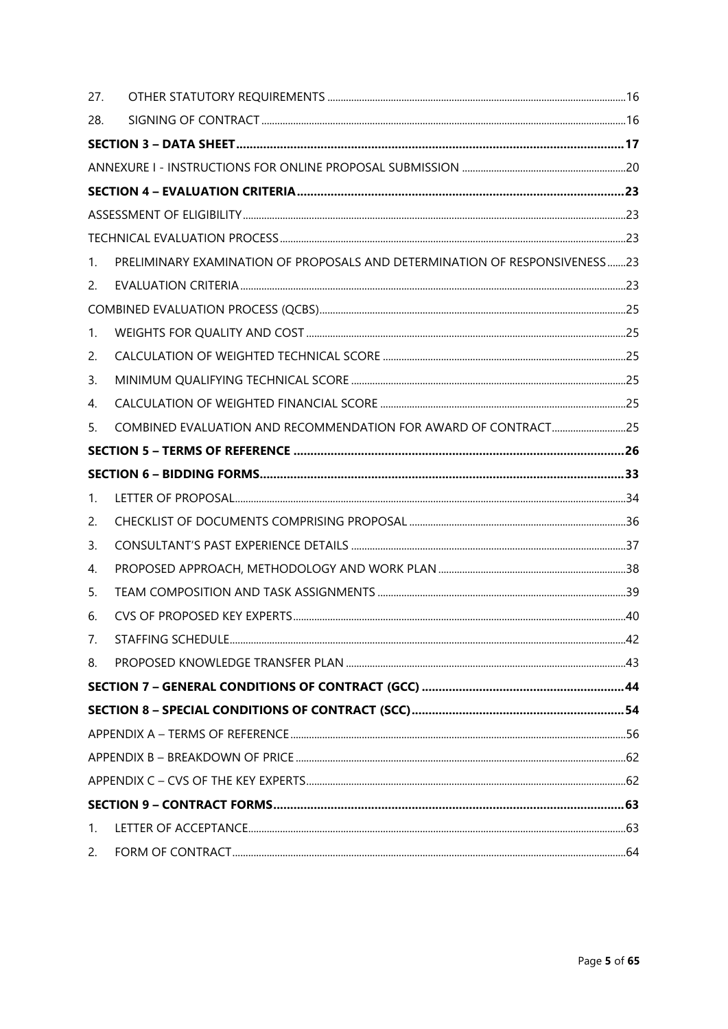| | | |
|---|---|---|
| 27. | OTHER STATUTORY REQUIREMENTS | 16 |
| 28. | SIGNING OF CONTRACT | 16 |
| **SECTION 3 – DATA SHEET** | | **17** |
| ANNEXURE I - INSTRUCTIONS FOR ONLINE PROPOSAL SUBMISSION | | 20 |
| **SECTION 4 – EVALUATION CRITERIA** | | **23** |
| ASSESSMENT OF ELIGIBILITY | | 23 |
| TECHNICAL EVALUATION PROCESS | | 23 |
| 1. | PRELIMINARY EXAMINATION OF PROPOSALS AND DETERMINATION OF RESPONSIVENESS | 23 |
| 2. | EVALUATION CRITERIA | 23 |
| COMBINED EVALUATION PROCESS (QCBS) | | 25 |
| 1. | WEIGHTS FOR QUALITY AND COST | 25 |
| 2. | CALCULATION OF WEIGHTED TECHNICAL SCORE | 25 |
| 3. | MINIMUM QUALIFYING TECHNICAL SCORE | 25 |
| 4. | CALCULATION OF WEIGHTED FINANCIAL SCORE | 25 |
| 5. | COMBINED EVALUATION AND RECOMMENDATION FOR AWARD OF CONTRACT | 25 |
| **SECTION 5 – TERMS OF REFERENCE** | | **26** |
| **SECTION 6 – BIDDING FORMS** | | **33** |
| 1. | LETTER OF PROPOSAL | 34 |
| 2. | CHECKLIST OF DOCUMENTS COMPRISING PROPOSAL | 36 |
| 3. | CONSULTANT'S PAST EXPERIENCE DETAILS | 37 |
| 4. | PROPOSED APPROACH, METHODOLOGY AND WORK PLAN | 38 |
| 5. | TEAM COMPOSITION AND TASK ASSIGNMENTS | 39 |
| 6. | CVS OF PROPOSED KEY EXPERTS | 40 |
| 7. | STAFFING SCHEDULE | 42 |
| 8. | PROPOSED KNOWLEDGE TRANSFER PLAN | 43 |
| **SECTION 7 – GENERAL CONDITIONS OF CONTRACT (GCC)** | | **44** |
| **SECTION 8 – SPECIAL CONDITIONS OF CONTRACT (SCC)** | | **54** |
| APPENDIX A – TERMS OF REFERENCE | | 56 |
| APPENDIX B – BREAKDOWN OF PRICE | | 62 |
| APPENDIX C – CVS OF THE KEY EXPERTS | | 62 |
| **SECTION 9 – CONTRACT FORMS** | | **63** |
| 1. | LETTER OF ACCEPTANCE | 63 |
| 2. | FORM OF CONTRACT | 64 |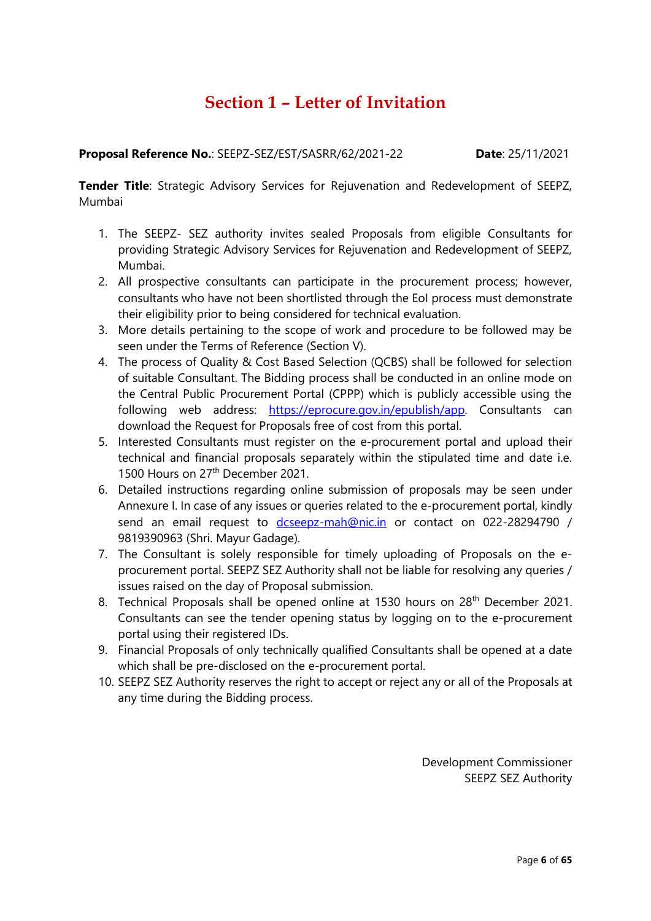# Section 1 – Letter of Invitation

**Proposal Reference No.**: SEEPZ-SEZ/EST/SASRR/62/2021-22 **Date**: 25/11/2021

**Tender Title**: Strategic Advisory Services for Rejuvenation and Redevelopment of SEEPZ, Mumbai

1. The SEEPZ- SEZ authority invites sealed Proposals from eligible Consultants for providing Strategic Advisory Services for Rejuvenation and Redevelopment of SEEPZ, Mumbai.
2. All prospective consultants can participate in the procurement process; however, consultants who have not been shortlisted through the EoI process must demonstrate their eligibility prior to being considered for technical evaluation.
3. More details pertaining to the scope of work and procedure to be followed may be seen under the Terms of Reference (Section V).
4. The process of Quality & Cost Based Selection (QCBS) shall be followed for selection of suitable Consultant. The Bidding process shall be conducted in an online mode on the Central Public Procurement Portal (CPPP) which is publicly accessible using the following web address: https://eprocure.gov.in/epublish/app. Consultants can download the Request for Proposals free of cost from this portal.
5. Interested Consultants must register on the e-procurement portal and upload their technical and financial proposals separately within the stipulated time and date i.e. 1500 Hours on 27th December 2021.
6. Detailed instructions regarding online submission of proposals may be seen under Annexure I. In case of any issues or queries related to the e-procurement portal, kindly send an email request to dcseepz-mah@nic.in or contact on 022-28294790 / 9819390963 (Shri. Mayur Gadage).
7. The Consultant is solely responsible for timely uploading of Proposals on the e-procurement portal. SEEPZ SEZ Authority shall not be liable for resolving any queries / issues raised on the day of Proposal submission.
8. Technical Proposals shall be opened online at 1530 hours on 28th December 2021. Consultants can see the tender opening status by logging on to the e-procurement portal using their registered IDs.
9. Financial Proposals of only technically qualified Consultants shall be opened at a date which shall be pre-disclosed on the e-procurement portal.
10. SEEPZ SEZ Authority reserves the right to accept or reject any or all of the Proposals at any time during the Bidding process.

Development Commissioner
SEEPZ SEZ Authority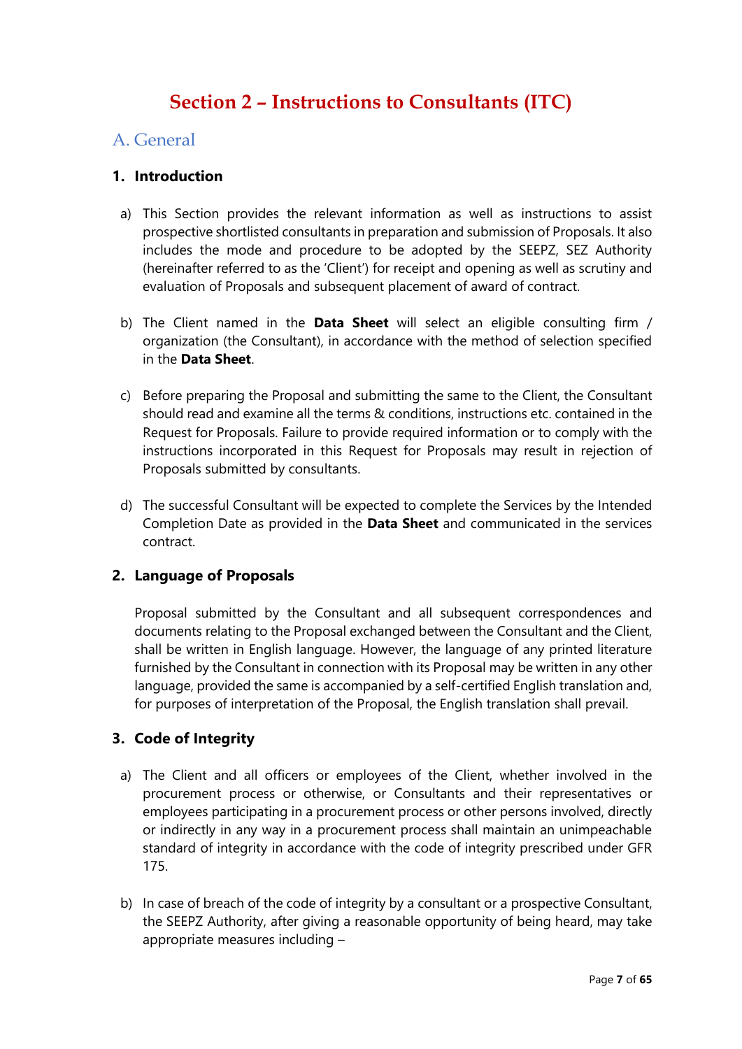# Section 2 – Instructions to Consultants (ITC)

## A. General

### 1. Introduction

a) This Section provides the relevant information as well as instructions to assist prospective shortlisted consultants in preparation and submission of Proposals. It also includes the mode and procedure to be adopted by the SEEPZ, SEZ Authority (hereinafter referred to as the 'Client') for receipt and opening as well as scrutiny and evaluation of Proposals and subsequent placement of award of contract.

b) The Client named in the **Data Sheet** will select an eligible consulting firm / organization (the Consultant), in accordance with the method of selection specified in the **Data Sheet**.

c) Before preparing the Proposal and submitting the same to the Client, the Consultant should read and examine all the terms & conditions, instructions etc. contained in the Request for Proposals. Failure to provide required information or to comply with the instructions incorporated in this Request for Proposals may result in rejection of Proposals submitted by consultants.

d) The successful Consultant will be expected to complete the Services by the Intended Completion Date as provided in the **Data Sheet** and communicated in the services contract.

### 2. Language of Proposals

Proposal submitted by the Consultant and all subsequent correspondences and documents relating to the Proposal exchanged between the Consultant and the Client, shall be written in English language. However, the language of any printed literature furnished by the Consultant in connection with its Proposal may be written in any other language, provided the same is accompanied by a self-certified English translation and, for purposes of interpretation of the Proposal, the English translation shall prevail.

### 3. Code of Integrity

a) The Client and all officers or employees of the Client, whether involved in the procurement process or otherwise, or Consultants and their representatives or employees participating in a procurement process or other persons involved, directly or indirectly in any way in a procurement process shall maintain an unimpeachable standard of integrity in accordance with the code of integrity prescribed under GFR 175.

b) In case of breach of the code of integrity by a consultant or a prospective Consultant, the SEEPZ Authority, after giving a reasonable opportunity of being heard, may take appropriate measures including –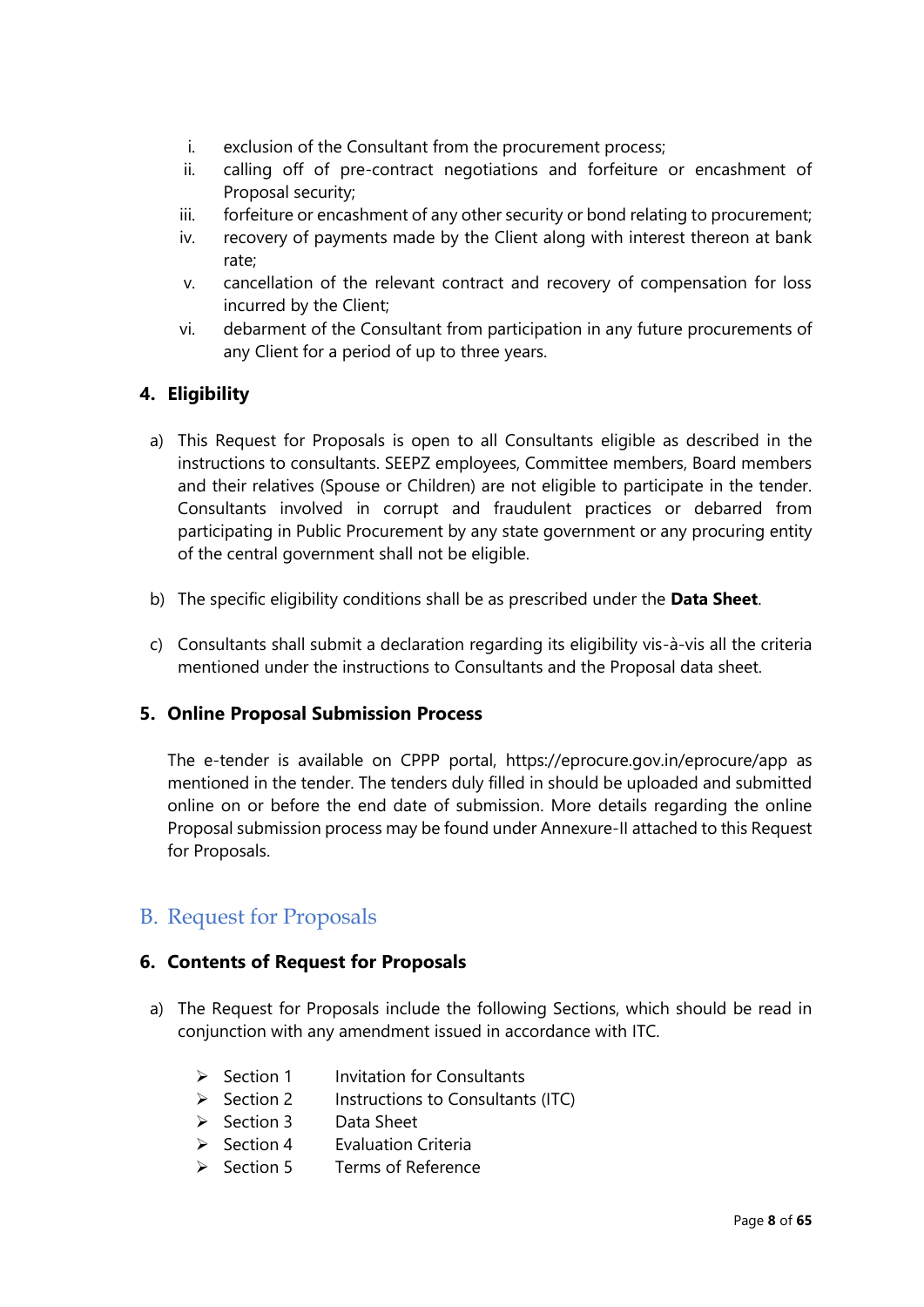i. exclusion of the Consultant from the procurement process;
ii. calling off of pre-contract negotiations and forfeiture or encashment of Proposal security;
iii. forfeiture or encashment of any other security or bond relating to procurement;
iv. recovery of payments made by the Client along with interest thereon at bank rate;
v. cancellation of the relevant contract and recovery of compensation for loss incurred by the Client;
vi. debarment of the Consultant from participation in any future procurements of any Client for a period of up to three years.

### 4. Eligibility

a) This Request for Proposals is open to all Consultants eligible as described in the instructions to consultants. SEEPZ employees, Committee members, Board members and their relatives (Spouse or Children) are not eligible to participate in the tender. Consultants involved in corrupt and fraudulent practices or debarred from participating in Public Procurement by any state government or any procuring entity of the central government shall not be eligible.

b) The specific eligibility conditions shall be as prescribed under the **Data Sheet**.

c) Consultants shall submit a declaration regarding its eligibility vis-à-vis all the criteria mentioned under the instructions to Consultants and the Proposal data sheet.

### 5. Online Proposal Submission Process

The e-tender is available on CPPP portal, https://eprocure.gov.in/eprocure/app as mentioned in the tender. The tenders duly filled in should be uploaded and submitted online on or before the end date of submission. More details regarding the online Proposal submission process may be found under Annexure-II attached to this Request for Proposals.

## B. Request for Proposals

### 6. Contents of Request for Proposals

a) The Request for Proposals include the following Sections, which should be read in conjunction with any amendment issued in accordance with ITC.

- Section 1 Invitation for Consultants
- Section 2 Instructions to Consultants (ITC)
- Section 3 Data Sheet
- Section 4 Evaluation Criteria
- Section 5 Terms of Reference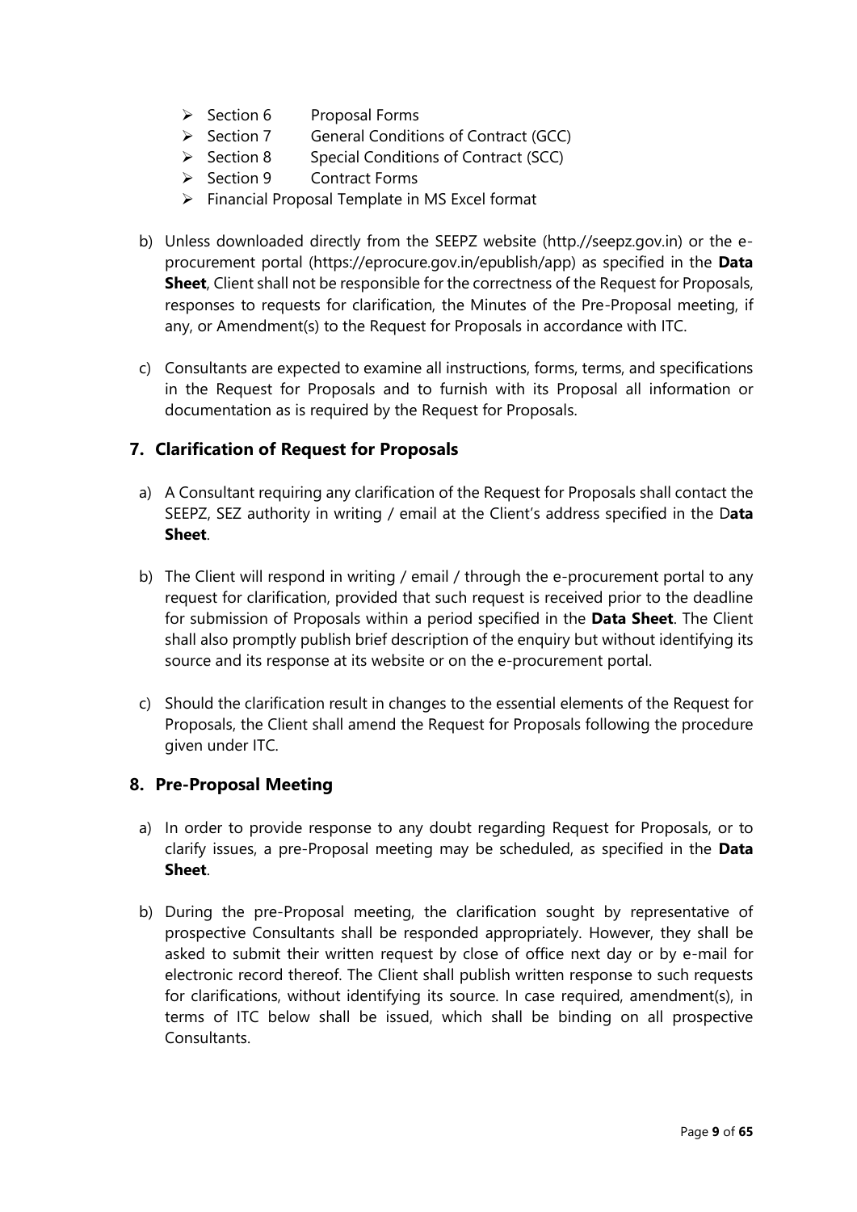- Section 6 Proposal Forms
- Section 7 General Conditions of Contract (GCC)
- Section 8 Special Conditions of Contract (SCC)
- Section 9 Contract Forms
- Financial Proposal Template in MS Excel format

b) Unless downloaded directly from the SEEPZ website (http.//seepz.gov.in) or the e-procurement portal (https://eprocure.gov.in/epublish/app) as specified in the **Data Sheet**, Client shall not be responsible for the correctness of the Request for Proposals, responses to requests for clarification, the Minutes of the Pre-Proposal meeting, if any, or Amendment(s) to the Request for Proposals in accordance with ITC.

c) Consultants are expected to examine all instructions, forms, terms, and specifications in the Request for Proposals and to furnish with its Proposal all information or documentation as is required by the Request for Proposals.

## 7. Clarification of Request for Proposals

a) A Consultant requiring any clarification of the Request for Proposals shall contact the SEEPZ, SEZ authority in writing / email at the Client's address specified in the D**ata Sheet**.

b) The Client will respond in writing / email / through the e-procurement portal to any request for clarification, provided that such request is received prior to the deadline for submission of Proposals within a period specified in the **Data Sheet**. The Client shall also promptly publish brief description of the enquiry but without identifying its source and its response at its website or on the e-procurement portal.

c) Should the clarification result in changes to the essential elements of the Request for Proposals, the Client shall amend the Request for Proposals following the procedure given under ITC.

## 8. Pre-Proposal Meeting

a) In order to provide response to any doubt regarding Request for Proposals, or to clarify issues, a pre-Proposal meeting may be scheduled, as specified in the **Data Sheet**.

b) During the pre-Proposal meeting, the clarification sought by representative of prospective Consultants shall be responded appropriately. However, they shall be asked to submit their written request by close of office next day or by e-mail for electronic record thereof. The Client shall publish written response to such requests for clarifications, without identifying its source. In case required, amendment(s), in terms of ITC below shall be issued, which shall be binding on all prospective Consultants.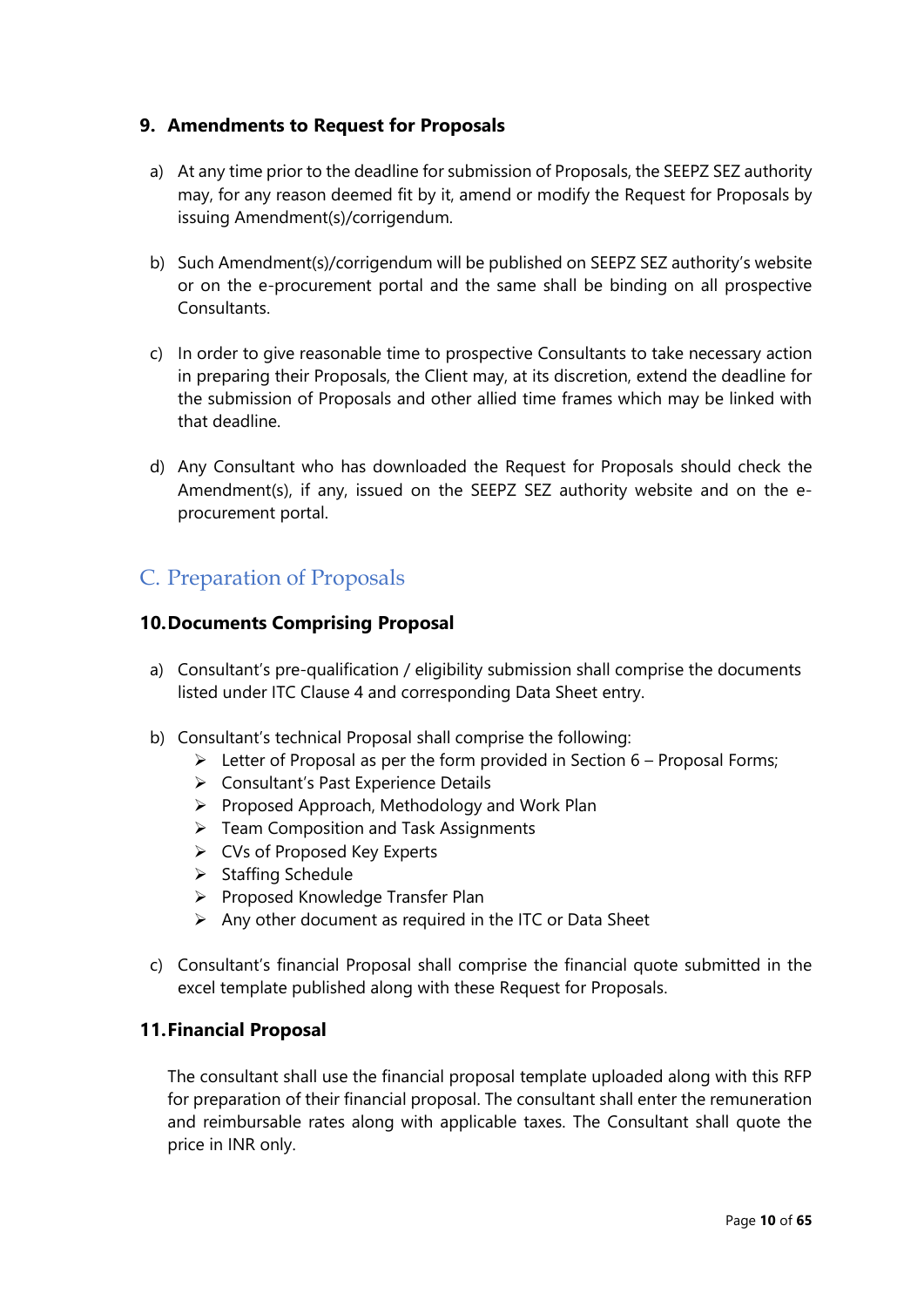### 9. Amendments to Request for Proposals

a) At any time prior to the deadline for submission of Proposals, the SEEPZ SEZ authority may, for any reason deemed fit by it, amend or modify the Request for Proposals by issuing Amendment(s)/corrigendum.

b) Such Amendment(s)/corrigendum will be published on SEEPZ SEZ authority's website or on the e-procurement portal and the same shall be binding on all prospective Consultants.

c) In order to give reasonable time to prospective Consultants to take necessary action in preparing their Proposals, the Client may, at its discretion, extend the deadline for the submission of Proposals and other allied time frames which may be linked with that deadline.

d) Any Consultant who has downloaded the Request for Proposals should check the Amendment(s), if any, issued on the SEEPZ SEZ authority website and on the e-procurement portal.

## C. Preparation of Proposals

### 10. Documents Comprising Proposal

a) Consultant's pre-qualification / eligibility submission shall comprise the documents listed under ITC Clause 4 and corresponding Data Sheet entry.

b) Consultant's technical Proposal shall comprise the following:
   - Letter of Proposal as per the form provided in Section 6 – Proposal Forms;
   - Consultant's Past Experience Details
   - Proposed Approach, Methodology and Work Plan
   - Team Composition and Task Assignments
   - CVs of Proposed Key Experts
   - Staffing Schedule
   - Proposed Knowledge Transfer Plan
   - Any other document as required in the ITC or Data Sheet

c) Consultant's financial Proposal shall comprise the financial quote submitted in the excel template published along with these Request for Proposals.

### 11. Financial Proposal

The consultant shall use the financial proposal template uploaded along with this RFP for preparation of their financial proposal. The consultant shall enter the remuneration and reimbursable rates along with applicable taxes. The Consultant shall quote the price in INR only.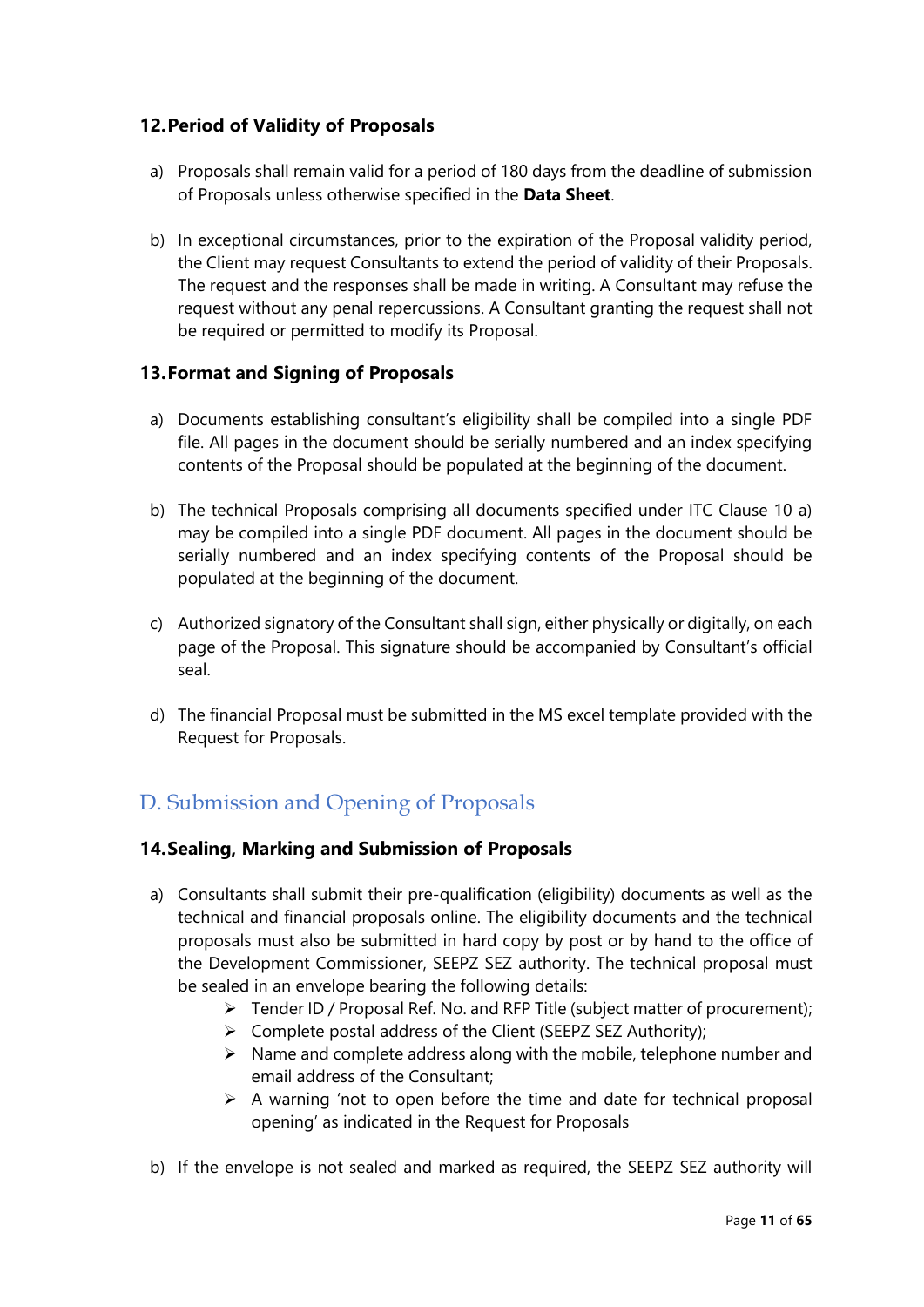### 12. Period of Validity of Proposals

a) Proposals shall remain valid for a period of 180 days from the deadline of submission of Proposals unless otherwise specified in the **Data Sheet**.

b) In exceptional circumstances, prior to the expiration of the Proposal validity period, the Client may request Consultants to extend the period of validity of their Proposals. The request and the responses shall be made in writing. A Consultant may refuse the request without any penal repercussions. A Consultant granting the request shall not be required or permitted to modify its Proposal.

### 13. Format and Signing of Proposals

a) Documents establishing consultant's eligibility shall be compiled into a single PDF file. All pages in the document should be serially numbered and an index specifying contents of the Proposal should be populated at the beginning of the document.

b) The technical Proposals comprising all documents specified under ITC Clause 10 a) may be compiled into a single PDF document. All pages in the document should be serially numbered and an index specifying contents of the Proposal should be populated at the beginning of the document.

c) Authorized signatory of the Consultant shall sign, either physically or digitally, on each page of the Proposal. This signature should be accompanied by Consultant's official seal.

d) The financial Proposal must be submitted in the MS excel template provided with the Request for Proposals.

## D. Submission and Opening of Proposals

### 14. Sealing, Marking and Submission of Proposals

a) Consultants shall submit their pre-qualification (eligibility) documents as well as the technical and financial proposals online. The eligibility documents and the technical proposals must also be submitted in hard copy by post or by hand to the office of the Development Commissioner, SEEPZ SEZ authority. The technical proposal must be sealed in an envelope bearing the following details:
    - Tender ID / Proposal Ref. No. and RFP Title (subject matter of procurement);
    - Complete postal address of the Client (SEEPZ SEZ Authority);
    - Name and complete address along with the mobile, telephone number and email address of the Consultant;
    - A warning 'not to open before the time and date for technical proposal opening' as indicated in the Request for Proposals

b) If the envelope is not sealed and marked as required, the SEEPZ SEZ authority will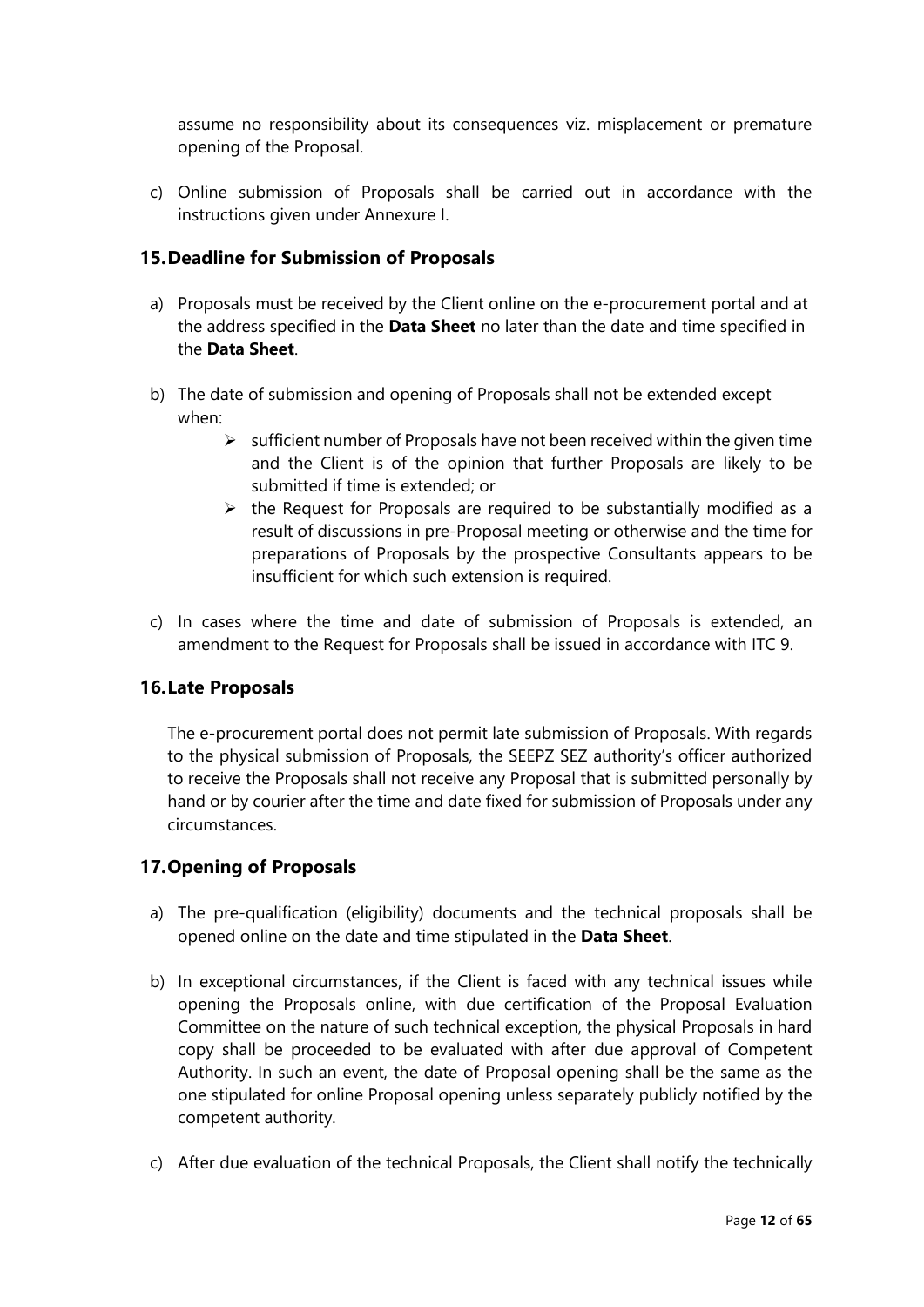assume no responsibility about its consequences viz. misplacement or premature opening of the Proposal.

c) Online submission of Proposals shall be carried out in accordance with the instructions given under Annexure I.

## 15. Deadline for Submission of Proposals

a) Proposals must be received by the Client online on the e-procurement portal and at the address specified in the **Data Sheet** no later than the date and time specified in the **Data Sheet**.

b) The date of submission and opening of Proposals shall not be extended except when:
   - sufficient number of Proposals have not been received within the given time and the Client is of the opinion that further Proposals are likely to be submitted if time is extended; or
   - the Request for Proposals are required to be substantially modified as a result of discussions in pre-Proposal meeting or otherwise and the time for preparations of Proposals by the prospective Consultants appears to be insufficient for which such extension is required.

c) In cases where the time and date of submission of Proposals is extended, an amendment to the Request for Proposals shall be issued in accordance with ITC 9.

## 16. Late Proposals

The e-procurement portal does not permit late submission of Proposals. With regards to the physical submission of Proposals, the SEEPZ SEZ authority's officer authorized to receive the Proposals shall not receive any Proposal that is submitted personally by hand or by courier after the time and date fixed for submission of Proposals under any circumstances.

## 17. Opening of Proposals

a) The pre-qualification (eligibility) documents and the technical proposals shall be opened online on the date and time stipulated in the **Data Sheet**.

b) In exceptional circumstances, if the Client is faced with any technical issues while opening the Proposals online, with due certification of the Proposal Evaluation Committee on the nature of such technical exception, the physical Proposals in hard copy shall be proceeded to be evaluated with after due approval of Competent Authority. In such an event, the date of Proposal opening shall be the same as the one stipulated for online Proposal opening unless separately publicly notified by the competent authority.

c) After due evaluation of the technical Proposals, the Client shall notify the technically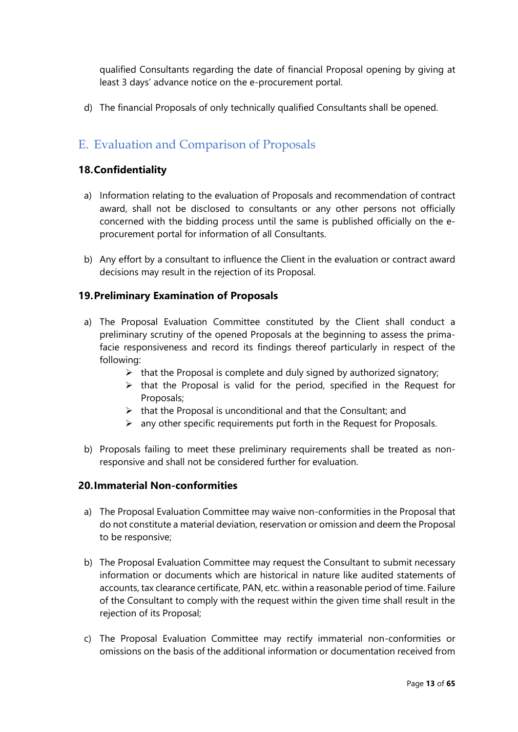qualified Consultants regarding the date of financial Proposal opening by giving at least 3 days' advance notice on the e-procurement portal.

d) The financial Proposals of only technically qualified Consultants shall be opened.

## E. Evaluation and Comparison of Proposals

### 18. Confidentiality

a) Information relating to the evaluation of Proposals and recommendation of contract award, shall not be disclosed to consultants or any other persons not officially concerned with the bidding process until the same is published officially on the e-procurement portal for information of all Consultants.

b) Any effort by a consultant to influence the Client in the evaluation or contract award decisions may result in the rejection of its Proposal.

### 19. Preliminary Examination of Proposals

a) The Proposal Evaluation Committee constituted by the Client shall conduct a preliminary scrutiny of the opened Proposals at the beginning to assess the prima-facie responsiveness and record its findings thereof particularly in respect of the following:
   - that the Proposal is complete and duly signed by authorized signatory;
   - that the Proposal is valid for the period, specified in the Request for Proposals;
   - that the Proposal is unconditional and that the Consultant; and
   - any other specific requirements put forth in the Request for Proposals.

b) Proposals failing to meet these preliminary requirements shall be treated as non-responsive and shall not be considered further for evaluation.

### 20. Immaterial Non-conformities

a) The Proposal Evaluation Committee may waive non-conformities in the Proposal that do not constitute a material deviation, reservation or omission and deem the Proposal to be responsive;

b) The Proposal Evaluation Committee may request the Consultant to submit necessary information or documents which are historical in nature like audited statements of accounts, tax clearance certificate, PAN, etc. within a reasonable period of time. Failure of the Consultant to comply with the request within the given time shall result in the rejection of its Proposal;

c) The Proposal Evaluation Committee may rectify immaterial non-conformities or omissions on the basis of the additional information or documentation received from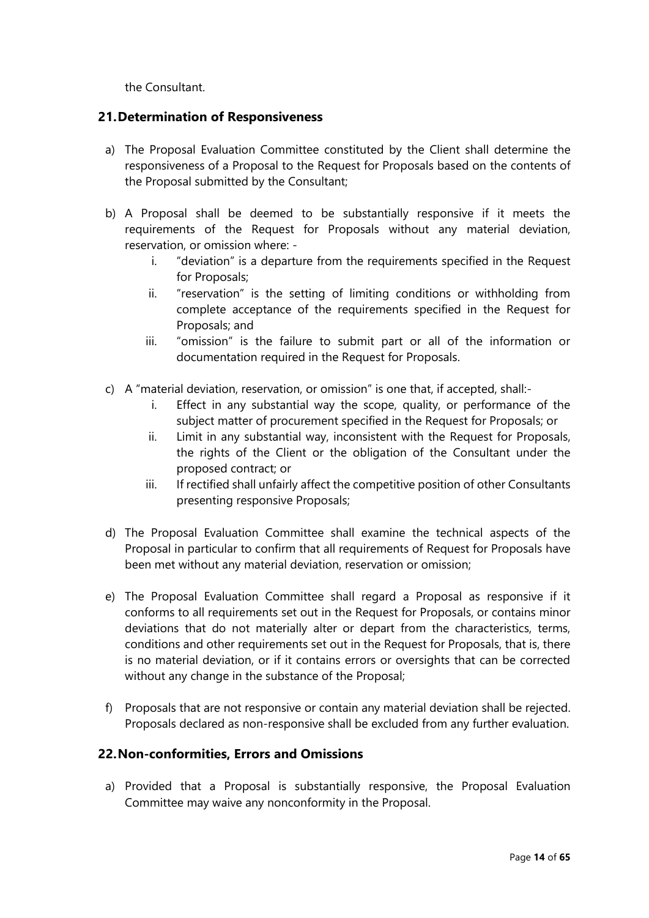the Consultant.

## 21. Determination of Responsiveness

a) The Proposal Evaluation Committee constituted by the Client shall determine the responsiveness of a Proposal to the Request for Proposals based on the contents of the Proposal submitted by the Consultant;

b) A Proposal shall be deemed to be substantially responsive if it meets the requirements of the Request for Proposals without any material deviation, reservation, or omission where: -
   i. "deviation" is a departure from the requirements specified in the Request for Proposals;
   ii. "reservation" is the setting of limiting conditions or withholding from complete acceptance of the requirements specified in the Request for Proposals; and
   iii. "omission" is the failure to submit part or all of the information or documentation required in the Request for Proposals.

c) A "material deviation, reservation, or omission" is one that, if accepted, shall:-
   i. Effect in any substantial way the scope, quality, or performance of the subject matter of procurement specified in the Request for Proposals; or
   ii. Limit in any substantial way, inconsistent with the Request for Proposals, the rights of the Client or the obligation of the Consultant under the proposed contract; or
   iii. If rectified shall unfairly affect the competitive position of other Consultants presenting responsive Proposals;

d) The Proposal Evaluation Committee shall examine the technical aspects of the Proposal in particular to confirm that all requirements of Request for Proposals have been met without any material deviation, reservation or omission;

e) The Proposal Evaluation Committee shall regard a Proposal as responsive if it conforms to all requirements set out in the Request for Proposals, or contains minor deviations that do not materially alter or depart from the characteristics, terms, conditions and other requirements set out in the Request for Proposals, that is, there is no material deviation, or if it contains errors or oversights that can be corrected without any change in the substance of the Proposal;

f) Proposals that are not responsive or contain any material deviation shall be rejected. Proposals declared as non-responsive shall be excluded from any further evaluation.

## 22. Non-conformities, Errors and Omissions

a) Provided that a Proposal is substantially responsive, the Proposal Evaluation Committee may waive any nonconformity in the Proposal.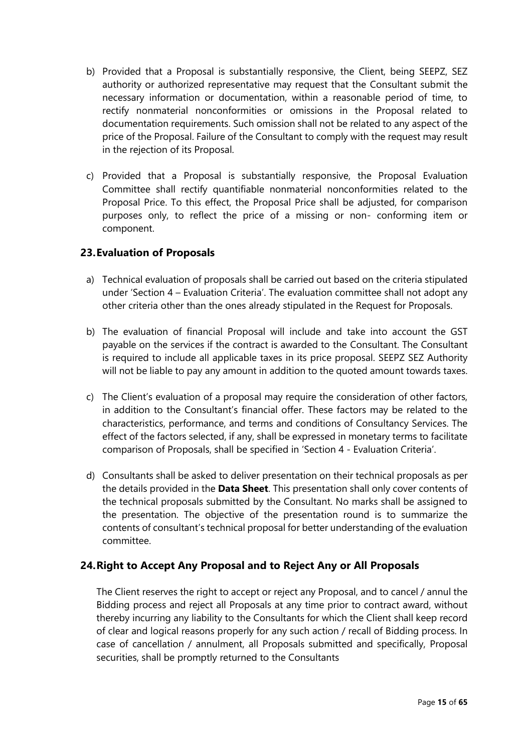b) Provided that a Proposal is substantially responsive, the Client, being SEEPZ, SEZ authority or authorized representative may request that the Consultant submit the necessary information or documentation, within a reasonable period of time, to rectify nonmaterial nonconformities or omissions in the Proposal related to documentation requirements. Such omission shall not be related to any aspect of the price of the Proposal. Failure of the Consultant to comply with the request may result in the rejection of its Proposal.

c) Provided that a Proposal is substantially responsive, the Proposal Evaluation Committee shall rectify quantifiable nonmaterial nonconformities related to the Proposal Price. To this effect, the Proposal Price shall be adjusted, for comparison purposes only, to reflect the price of a missing or non- conforming item or component.

## 23. Evaluation of Proposals

a) Technical evaluation of proposals shall be carried out based on the criteria stipulated under 'Section 4 – Evaluation Criteria'. The evaluation committee shall not adopt any other criteria other than the ones already stipulated in the Request for Proposals.

b) The evaluation of financial Proposal will include and take into account the GST payable on the services if the contract is awarded to the Consultant. The Consultant is required to include all applicable taxes in its price proposal. SEEPZ SEZ Authority will not be liable to pay any amount in addition to the quoted amount towards taxes.

c) The Client's evaluation of a proposal may require the consideration of other factors, in addition to the Consultant's financial offer. These factors may be related to the characteristics, performance, and terms and conditions of Consultancy Services. The effect of the factors selected, if any, shall be expressed in monetary terms to facilitate comparison of Proposals, shall be specified in 'Section 4 - Evaluation Criteria'.

d) Consultants shall be asked to deliver presentation on their technical proposals as per the details provided in the **Data Sheet**. This presentation shall only cover contents of the technical proposals submitted by the Consultant. No marks shall be assigned to the presentation. The objective of the presentation round is to summarize the contents of consultant's technical proposal for better understanding of the evaluation committee.

## 24. Right to Accept Any Proposal and to Reject Any or All Proposals

The Client reserves the right to accept or reject any Proposal, and to cancel / annul the Bidding process and reject all Proposals at any time prior to contract award, without thereby incurring any liability to the Consultants for which the Client shall keep record of clear and logical reasons properly for any such action / recall of Bidding process. In case of cancellation / annulment, all Proposals submitted and specifically, Proposal securities, shall be promptly returned to the Consultants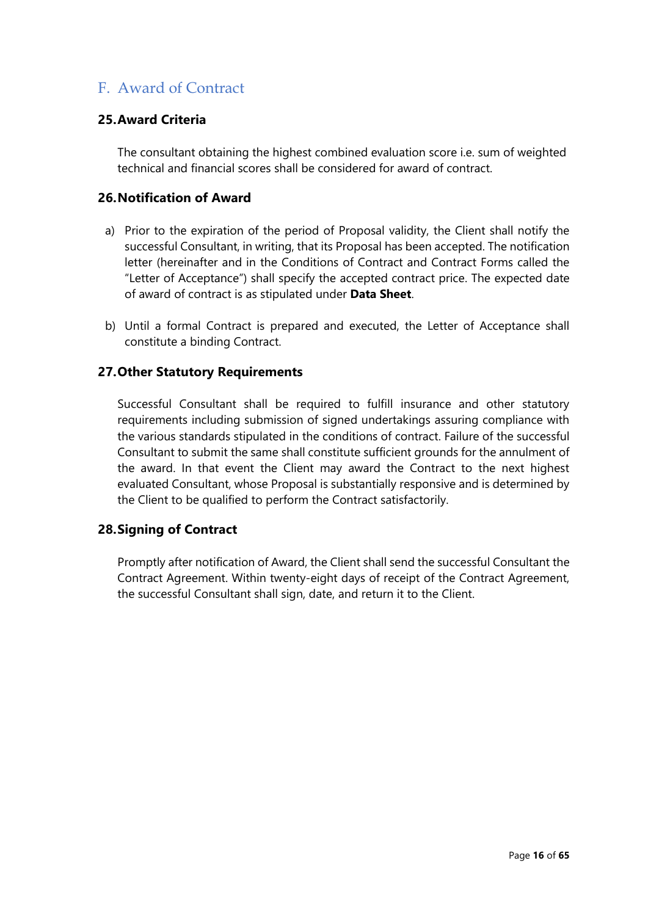## F. Award of Contract

### 25. Award Criteria

The consultant obtaining the highest combined evaluation score i.e. sum of weighted technical and financial scores shall be considered for award of contract.

### 26. Notification of Award

a) Prior to the expiration of the period of Proposal validity, the Client shall notify the successful Consultant, in writing, that its Proposal has been accepted. The notification letter (hereinafter and in the Conditions of Contract and Contract Forms called the "Letter of Acceptance") shall specify the accepted contract price. The expected date of award of contract is as stipulated under **Data Sheet**.

b) Until a formal Contract is prepared and executed, the Letter of Acceptance shall constitute a binding Contract.

### 27. Other Statutory Requirements

Successful Consultant shall be required to fulfill insurance and other statutory requirements including submission of signed undertakings assuring compliance with the various standards stipulated in the conditions of contract. Failure of the successful Consultant to submit the same shall constitute sufficient grounds for the annulment of the award. In that event the Client may award the Contract to the next highest evaluated Consultant, whose Proposal is substantially responsive and is determined by the Client to be qualified to perform the Contract satisfactorily.

### 28. Signing of Contract

Promptly after notification of Award, the Client shall send the successful Consultant the Contract Agreement. Within twenty-eight days of receipt of the Contract Agreement, the successful Consultant shall sign, date, and return it to the Client.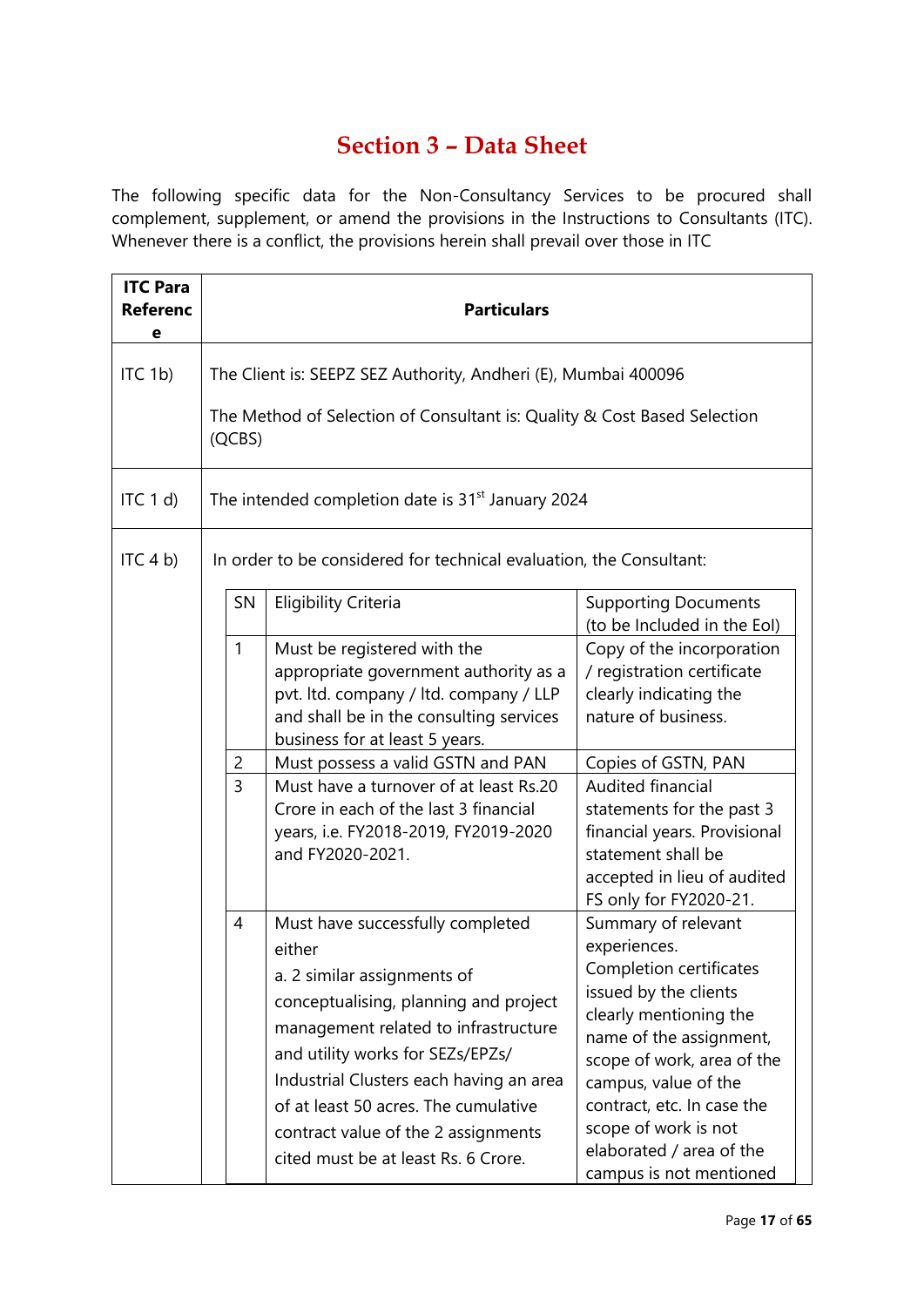# Section 3 – Data Sheet

The following specific data for the Non-Consultancy Services to be procured shall complement, supplement, or amend the provisions in the Instructions to Consultants (ITC). Whenever there is a conflict, the provisions herein shall prevail over those in ITC

| ITC Para Reference | Particulars |
|---|---|
| ITC 1b) | The Client is: SEEPZ SEZ Authority, Andheri (E), Mumbai 400096<br><br>The Method of Selection of Consultant is: Quality & Cost Based Selection (QCBS) |
| ITC 1 d) | The intended completion date is 31st January 2024 |
| ITC 4 b) | In order to be considered for technical evaluation, the Consultant: |

| SN | Eligibility Criteria | Supporting Documents (to be Included in the EoI) |
|---|---|---|
| 1 | Must be registered with the appropriate government authority as a pvt. ltd. company / ltd. company / LLP and shall be in the consulting services business for at least 5 years. | Copy of the incorporation / registration certificate clearly indicating the nature of business. |
| 2 | Must possess a valid GSTN and PAN | Copies of GSTN, PAN |
| 3 | Must have a turnover of at least Rs.20 Crore in each of the last 3 financial years, i.e. FY2018-2019, FY2019-2020 and FY2020-2021. | Audited financial statements for the past 3 financial years. Provisional statement shall be accepted in lieu of audited FS only for FY2020-21. |
| 4 | Must have successfully completed either<br>a. 2 similar assignments of conceptualising, planning and project management related to infrastructure and utility works for SEZs/EPZs/ Industrial Clusters each having an area of at least 50 acres. The cumulative contract value of the 2 assignments cited must be at least Rs. 6 Crore. | Summary of relevant experiences.<br>Completion certificates issued by the clients clearly mentioning the name of the assignment, scope of work, area of the campus, value of the contract, etc. In case the scope of work is not elaborated / area of the campus is not mentioned |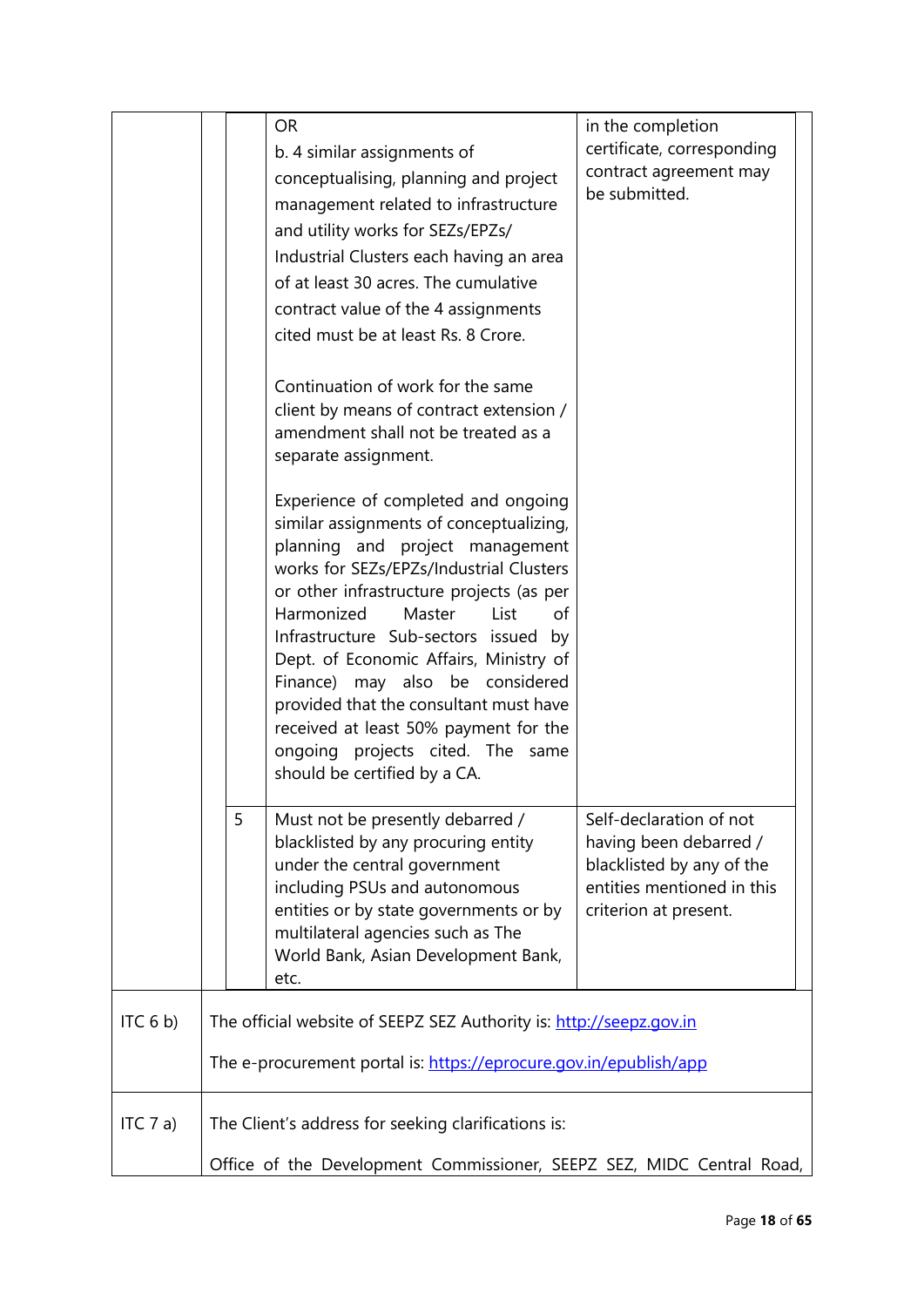| | | | |
|---|---|---|---|
| | | OR<br>b. 4 similar assignments of conceptualising, planning and project management related to infrastructure and utility works for SEZs/EPZs/ Industrial Clusters each having an area of at least 30 acres. The cumulative contract value of the 4 assignments cited must be at least Rs. 8 Crore.<br><br>Continuation of work for the same client by means of contract extension / amendment shall not be treated as a separate assignment.<br><br>Experience of completed and ongoing similar assignments of conceptualizing, planning and project management works for SEZs/EPZs/Industrial Clusters or other infrastructure projects (as per Harmonized Master List of Infrastructure Sub-sectors issued by Dept. of Economic Affairs, Ministry of Finance) may also be considered provided that the consultant must have received at least 50% payment for the ongoing projects cited. The same should be certified by a CA. | in the completion certificate, corresponding contract agreement may be submitted. |
| | 5 | Must not be presently debarred / blacklisted by any procuring entity under the central government including PSUs and autonomous entities or by state governments or by multilateral agencies such as The World Bank, Asian Development Bank, etc. | Self-declaration of not having been debarred / blacklisted by any of the entities mentioned in this criterion at present. |
| ITC 6 b) | The official website of SEEPZ SEZ Authority is: http://seepz.gov.in<br><br>The e-procurement portal is: https://eprocure.gov.in/epublish/app | | |
| ITC 7 a) | The Client's address for seeking clarifications is:<br><br>Office of the Development Commissioner, SEEPZ SEZ, MIDC Central Road, | | |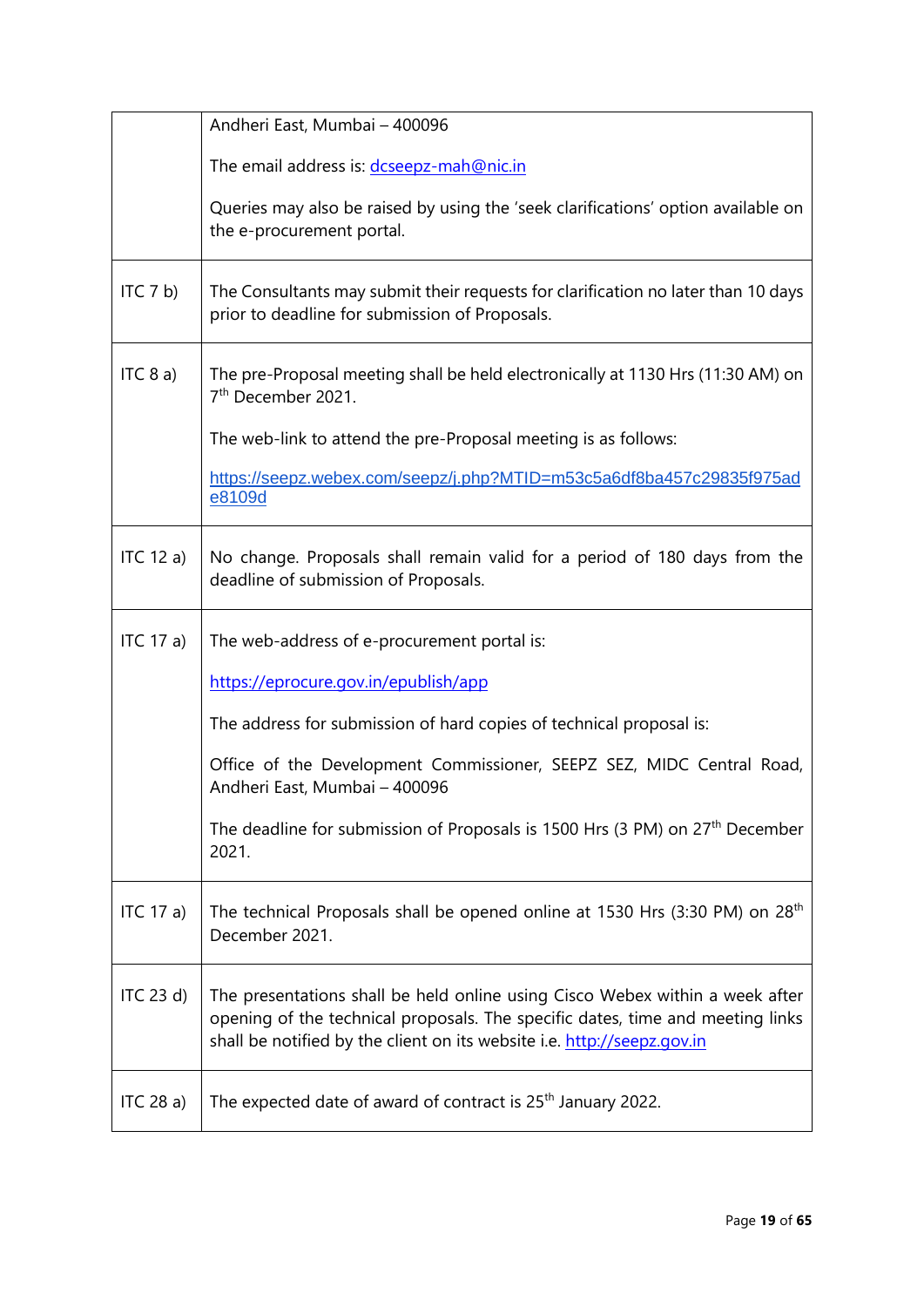| | |
|---|---|
| | Andheri East, Mumbai – 400096<br><br>The email address is: dcseepz-mah@nic.in<br><br>Queries may also be raised by using the 'seek clarifications' option available on the e-procurement portal. |
| ITC 7 b) | The Consultants may submit their requests for clarification no later than 10 days prior to deadline for submission of Proposals. |
| ITC 8 a) | The pre-Proposal meeting shall be held electronically at 1130 Hrs (11:30 AM) on 7th December 2021.<br><br>The web-link to attend the pre-Proposal meeting is as follows:<br><br>https://seepz.webex.com/seepz/j.php?MTID=m53c5a6df8ba457c29835f975ade8109d |
| ITC 12 a) | No change. Proposals shall remain valid for a period of 180 days from the deadline of submission of Proposals. |
| ITC 17 a) | The web-address of e-procurement portal is:<br><br>https://eprocure.gov.in/epublish/app<br><br>The address for submission of hard copies of technical proposal is:<br><br>Office of the Development Commissioner, SEEPZ SEZ, MIDC Central Road, Andheri East, Mumbai – 400096<br><br>The deadline for submission of Proposals is 1500 Hrs (3 PM) on 27th December 2021. |
| ITC 17 a) | The technical Proposals shall be opened online at 1530 Hrs (3:30 PM) on 28th December 2021. |
| ITC 23 d) | The presentations shall be held online using Cisco Webex within a week after opening of the technical proposals. The specific dates, time and meeting links shall be notified by the client on its website i.e. http://seepz.gov.in |
| ITC 28 a) | The expected date of award of contract is 25th January 2022. |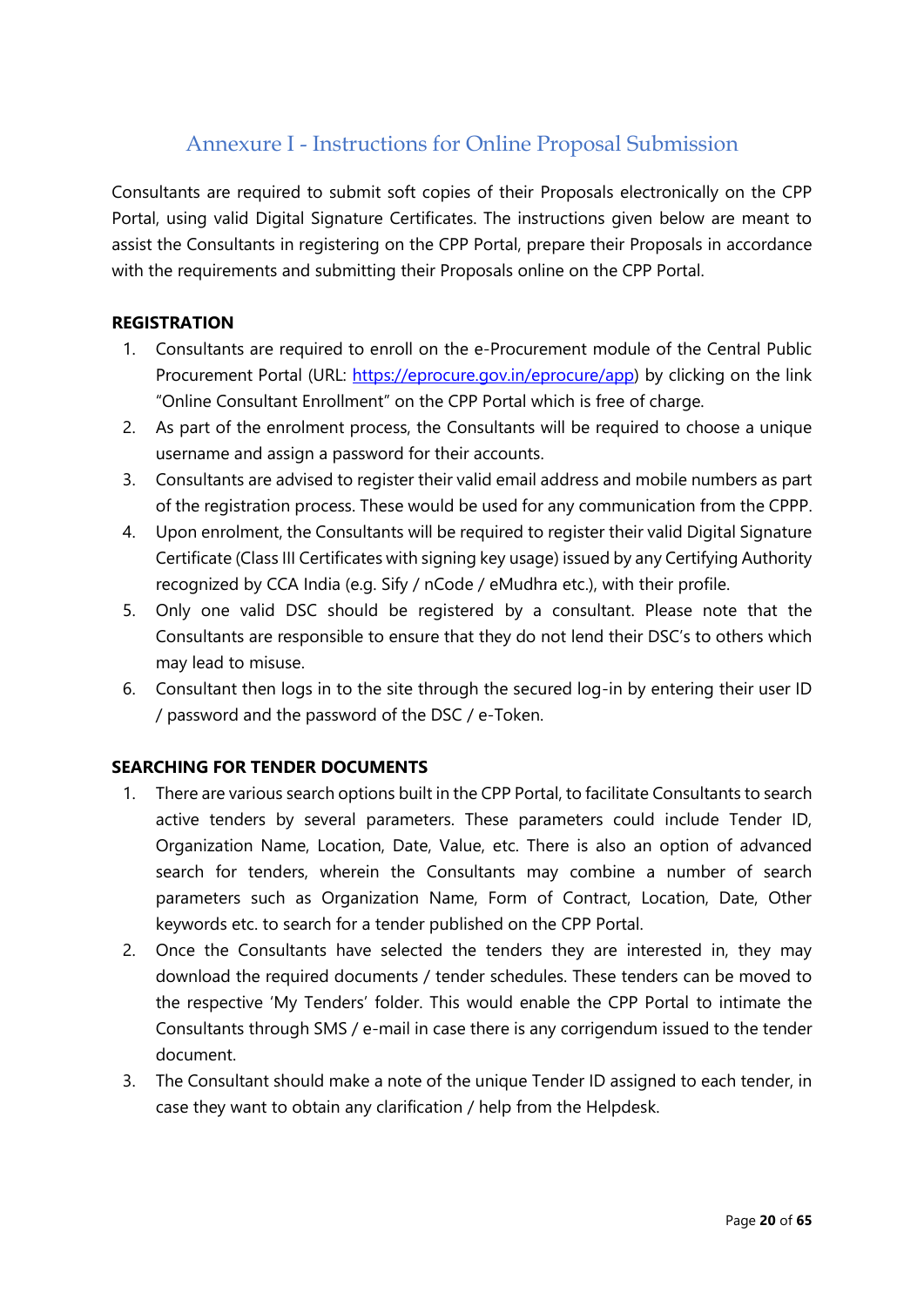## Annexure I - Instructions for Online Proposal Submission

Consultants are required to submit soft copies of their Proposals electronically on the CPP Portal, using valid Digital Signature Certificates. The instructions given below are meant to assist the Consultants in registering on the CPP Portal, prepare their Proposals in accordance with the requirements and submitting their Proposals online on the CPP Portal.

**REGISTRATION**

1. Consultants are required to enroll on the e-Procurement module of the Central Public Procurement Portal (URL: https://eprocure.gov.in/eprocure/app) by clicking on the link "Online Consultant Enrollment" on the CPP Portal which is free of charge.
2. As part of the enrolment process, the Consultants will be required to choose a unique username and assign a password for their accounts.
3. Consultants are advised to register their valid email address and mobile numbers as part of the registration process. These would be used for any communication from the CPPP.
4. Upon enrolment, the Consultants will be required to register their valid Digital Signature Certificate (Class III Certificates with signing key usage) issued by any Certifying Authority recognized by CCA India (e.g. Sify / nCode / eMudhra etc.), with their profile.
5. Only one valid DSC should be registered by a consultant. Please note that the Consultants are responsible to ensure that they do not lend their DSC's to others which may lead to misuse.
6. Consultant then logs in to the site through the secured log-in by entering their user ID / password and the password of the DSC / e-Token.

**SEARCHING FOR TENDER DOCUMENTS**

1. There are various search options built in the CPP Portal, to facilitate Consultants to search active tenders by several parameters. These parameters could include Tender ID, Organization Name, Location, Date, Value, etc. There is also an option of advanced search for tenders, wherein the Consultants may combine a number of search parameters such as Organization Name, Form of Contract, Location, Date, Other keywords etc. to search for a tender published on the CPP Portal.
2. Once the Consultants have selected the tenders they are interested in, they may download the required documents / tender schedules. These tenders can be moved to the respective 'My Tenders' folder. This would enable the CPP Portal to intimate the Consultants through SMS / e-mail in case there is any corrigendum issued to the tender document.
3. The Consultant should make a note of the unique Tender ID assigned to each tender, in case they want to obtain any clarification / help from the Helpdesk.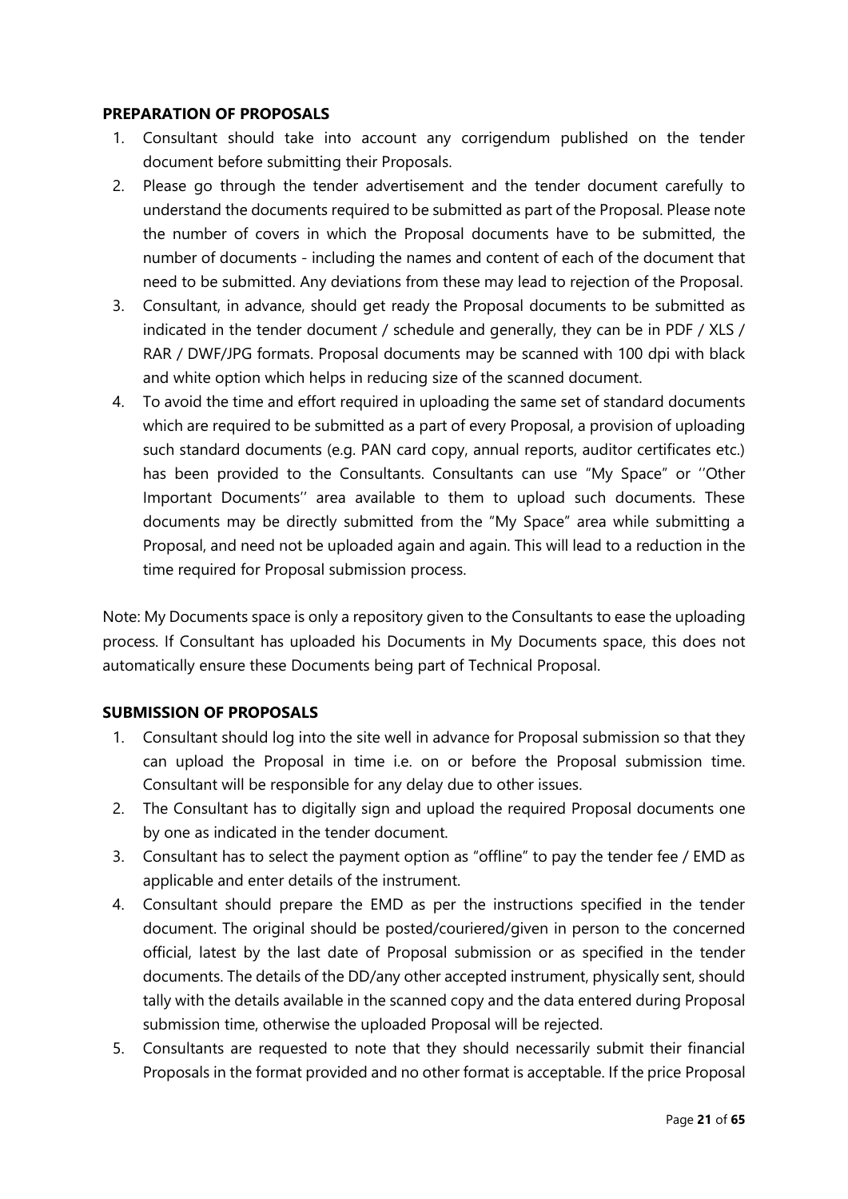**PREPARATION OF PROPOSALS**

1. Consultant should take into account any corrigendum published on the tender document before submitting their Proposals.
2. Please go through the tender advertisement and the tender document carefully to understand the documents required to be submitted as part of the Proposal. Please note the number of covers in which the Proposal documents have to be submitted, the number of documents - including the names and content of each of the document that need to be submitted. Any deviations from these may lead to rejection of the Proposal.
3. Consultant, in advance, should get ready the Proposal documents to be submitted as indicated in the tender document / schedule and generally, they can be in PDF / XLS / RAR / DWF/JPG formats. Proposal documents may be scanned with 100 dpi with black and white option which helps in reducing size of the scanned document.
4. To avoid the time and effort required in uploading the same set of standard documents which are required to be submitted as a part of every Proposal, a provision of uploading such standard documents (e.g. PAN card copy, annual reports, auditor certificates etc.) has been provided to the Consultants. Consultants can use "My Space" or ''Other Important Documents'' area available to them to upload such documents. These documents may be directly submitted from the "My Space" area while submitting a Proposal, and need not be uploaded again and again. This will lead to a reduction in the time required for Proposal submission process.

Note: My Documents space is only a repository given to the Consultants to ease the uploading process. If Consultant has uploaded his Documents in My Documents space, this does not automatically ensure these Documents being part of Technical Proposal.

**SUBMISSION OF PROPOSALS**

1. Consultant should log into the site well in advance for Proposal submission so that they can upload the Proposal in time i.e. on or before the Proposal submission time. Consultant will be responsible for any delay due to other issues.
2. The Consultant has to digitally sign and upload the required Proposal documents one by one as indicated in the tender document.
3. Consultant has to select the payment option as "offline" to pay the tender fee / EMD as applicable and enter details of the instrument.
4. Consultant should prepare the EMD as per the instructions specified in the tender document. The original should be posted/couriered/given in person to the concerned official, latest by the last date of Proposal submission or as specified in the tender documents. The details of the DD/any other accepted instrument, physically sent, should tally with the details available in the scanned copy and the data entered during Proposal submission time, otherwise the uploaded Proposal will be rejected.
5. Consultants are requested to note that they should necessarily submit their financial Proposals in the format provided and no other format is acceptable. If the price Proposal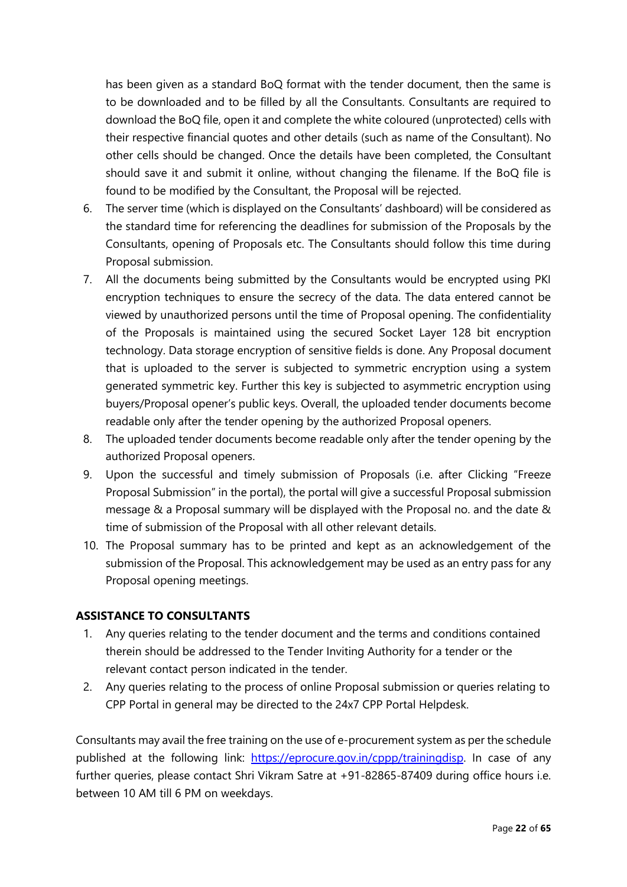has been given as a standard BoQ format with the tender document, then the same is to be downloaded and to be filled by all the Consultants. Consultants are required to download the BoQ file, open it and complete the white coloured (unprotected) cells with their respective financial quotes and other details (such as name of the Consultant). No other cells should be changed. Once the details have been completed, the Consultant should save it and submit it online, without changing the filename. If the BoQ file is found to be modified by the Consultant, the Proposal will be rejected.

6. The server time (which is displayed on the Consultants' dashboard) will be considered as the standard time for referencing the deadlines for submission of the Proposals by the Consultants, opening of Proposals etc. The Consultants should follow this time during Proposal submission.
7. All the documents being submitted by the Consultants would be encrypted using PKI encryption techniques to ensure the secrecy of the data. The data entered cannot be viewed by unauthorized persons until the time of Proposal opening. The confidentiality of the Proposals is maintained using the secured Socket Layer 128 bit encryption technology. Data storage encryption of sensitive fields is done. Any Proposal document that is uploaded to the server is subjected to symmetric encryption using a system generated symmetric key. Further this key is subjected to asymmetric encryption using buyers/Proposal opener's public keys. Overall, the uploaded tender documents become readable only after the tender opening by the authorized Proposal openers.
8. The uploaded tender documents become readable only after the tender opening by the authorized Proposal openers.
9. Upon the successful and timely submission of Proposals (i.e. after Clicking "Freeze Proposal Submission" in the portal), the portal will give a successful Proposal submission message & a Proposal summary will be displayed with the Proposal no. and the date & time of submission of the Proposal with all other relevant details.
10. The Proposal summary has to be printed and kept as an acknowledgement of the submission of the Proposal. This acknowledgement may be used as an entry pass for any Proposal opening meetings.

**ASSISTANCE TO CONSULTANTS**

1. Any queries relating to the tender document and the terms and conditions contained therein should be addressed to the Tender Inviting Authority for a tender or the relevant contact person indicated in the tender.
2. Any queries relating to the process of online Proposal submission or queries relating to CPP Portal in general may be directed to the 24x7 CPP Portal Helpdesk.

Consultants may avail the free training on the use of e-procurement system as per the schedule published at the following link: [https://eprocure.gov.in/cppp/trainingdisp](https://eprocure.gov.in/cppp/trainingdisp). In case of any further queries, please contact Shri Vikram Satre at +91-82865-87409 during office hours i.e. between 10 AM till 6 PM on weekdays.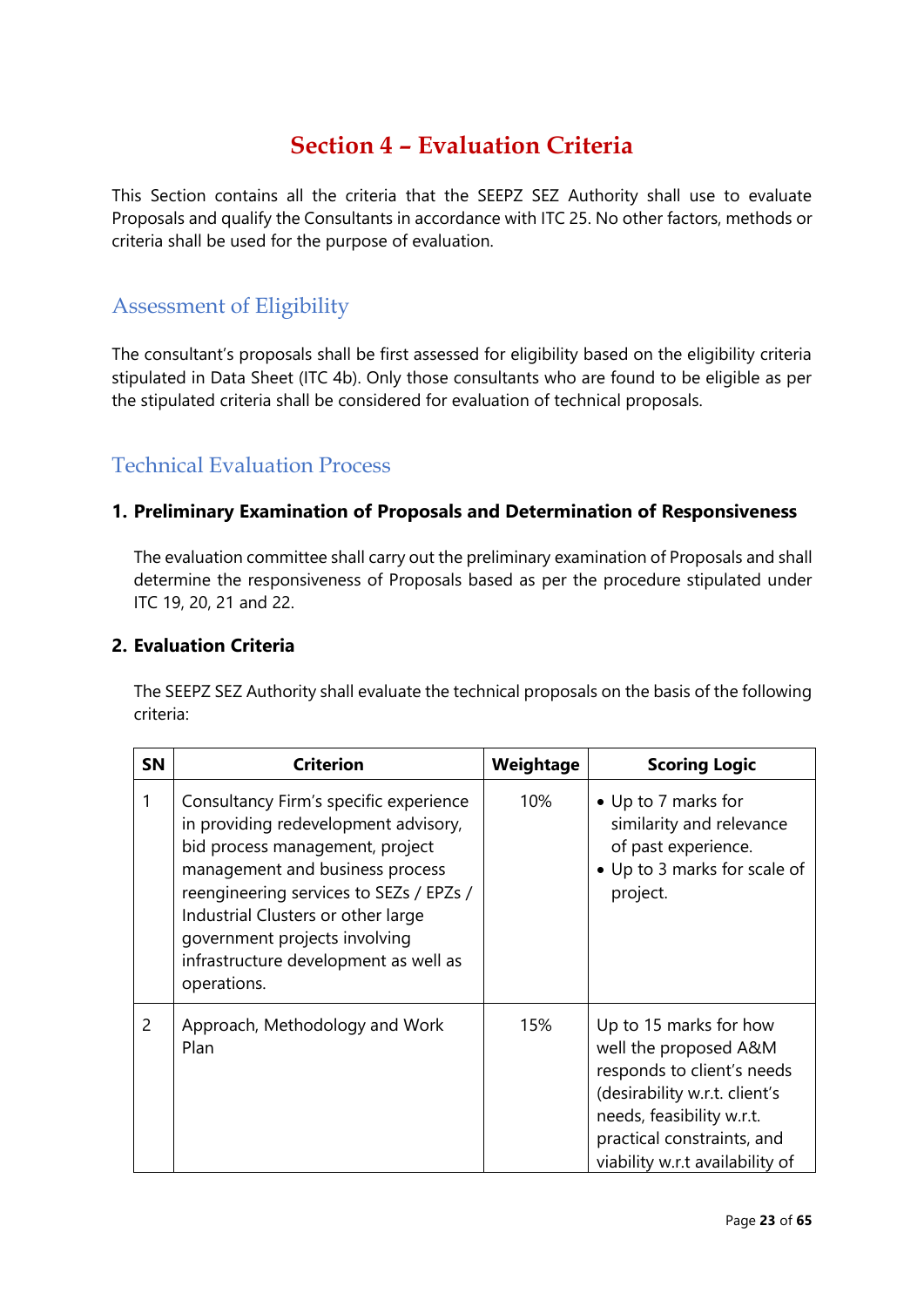# Section 4 – Evaluation Criteria

This Section contains all the criteria that the SEEPZ SEZ Authority shall use to evaluate Proposals and qualify the Consultants in accordance with ITC 25. No other factors, methods or criteria shall be used for the purpose of evaluation.

## Assessment of Eligibility

The consultant's proposals shall be first assessed for eligibility based on the eligibility criteria stipulated in Data Sheet (ITC 4b). Only those consultants who are found to be eligible as per the stipulated criteria shall be considered for evaluation of technical proposals.

## Technical Evaluation Process

### 1. Preliminary Examination of Proposals and Determination of Responsiveness

The evaluation committee shall carry out the preliminary examination of Proposals and shall determine the responsiveness of Proposals based as per the procedure stipulated under ITC 19, 20, 21 and 22.

### 2. Evaluation Criteria

The SEEPZ SEZ Authority shall evaluate the technical proposals on the basis of the following criteria:

| SN | Criterion | Weightage | Scoring Logic |
|---|---|---|---|
| 1 | Consultancy Firm's specific experience in providing redevelopment advisory, bid process management, project management and business process reengineering services to SEZs / EPZs / Industrial Clusters or other large government projects involving infrastructure development as well as operations. | 10% | • Up to 7 marks for similarity and relevance of past experience.<br>• Up to 3 marks for scale of project. |
| 2 | Approach, Methodology and Work Plan | 15% | Up to 15 marks for how well the proposed A&M responds to client's needs (desirability w.r.t. client's needs, feasibility w.r.t. practical constraints, and viability w.r.t availability of |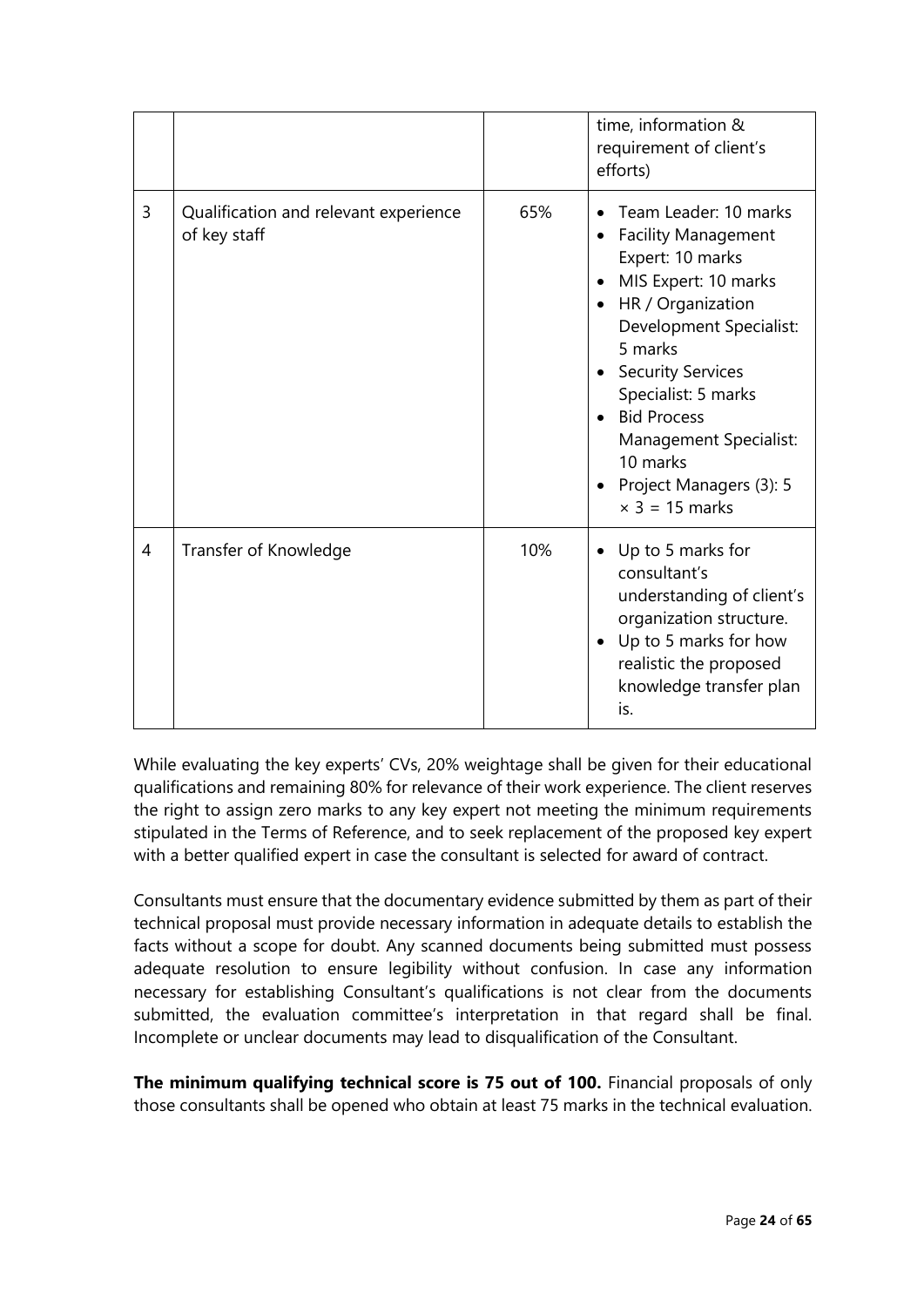| | | | |
|---|---|---|---|
| | | | time, information & requirement of client's efforts) |
| 3 | Qualification and relevant experience of key staff | 65% | • Team Leader: 10 marks<br>• Facility Management Expert: 10 marks<br>• MIS Expert: 10 marks<br>• HR / Organization Development Specialist: 5 marks<br>• Security Services Specialist: 5 marks<br>• Bid Process Management Specialist: 10 marks<br>• Project Managers (3): 5 $\times$ 3 = 15 marks |
| 4 | Transfer of Knowledge | 10% | • Up to 5 marks for consultant's understanding of client's organization structure.<br>• Up to 5 marks for how realistic the proposed knowledge transfer plan is. |

While evaluating the key experts' CVs, 20% weightage shall be given for their educational qualifications and remaining 80% for relevance of their work experience. The client reserves the right to assign zero marks to any key expert not meeting the minimum requirements stipulated in the Terms of Reference, and to seek replacement of the proposed key expert with a better qualified expert in case the consultant is selected for award of contract.

Consultants must ensure that the documentary evidence submitted by them as part of their technical proposal must provide necessary information in adequate details to establish the facts without a scope for doubt. Any scanned documents being submitted must possess adequate resolution to ensure legibility without confusion. In case any information necessary for establishing Consultant's qualifications is not clear from the documents submitted, the evaluation committee's interpretation in that regard shall be final. Incomplete or unclear documents may lead to disqualification of the Consultant.

**The minimum qualifying technical score is 75 out of 100.** Financial proposals of only those consultants shall be opened who obtain at least 75 marks in the technical evaluation.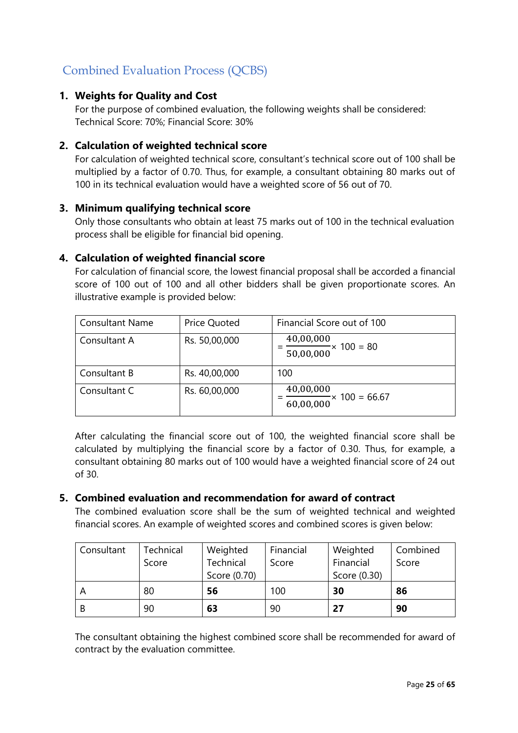## Combined Evaluation Process (QCBS)

1. **Weights for Quality and Cost**
   For the purpose of combined evaluation, the following weights shall be considered: Technical Score: 70%; Financial Score: 30%

2. **Calculation of weighted technical score**
   For calculation of weighted technical score, consultant's technical score out of 100 shall be multiplied by a factor of 0.70. Thus, for example, a consultant obtaining 80 marks out of 100 in its technical evaluation would have a weighted score of 56 out of 70.

3. **Minimum qualifying technical score**
   Only those consultants who obtain at least 75 marks out of 100 in the technical evaluation process shall be eligible for financial bid opening.

4. **Calculation of weighted financial score**
   For calculation of financial score, the lowest financial proposal shall be accorded a financial score of 100 out of 100 and all other bidders shall be given proportionate scores. An illustrative example is provided below:

| Consultant Name | Price Quoted | Financial Score out of 100 |
|---|---|---|
| Consultant A | Rs. 50,00,000 | $= \frac{40,00,000}{50,00,000} \times 100 = 80$ |
| Consultant B | Rs. 40,00,000 | 100 |
| Consultant C | Rs. 60,00,000 | $= \frac{40,00,000}{60,00,000} \times 100 = 66.67$ |

   After calculating the financial score out of 100, the weighted financial score shall be calculated by multiplying the financial score by a factor of 0.30. Thus, for example, a consultant obtaining 80 marks out of 100 would have a weighted financial score of 24 out of 30.

5. **Combined evaluation and recommendation for award of contract**
   The combined evaluation score shall be the sum of weighted technical and weighted financial scores. An example of weighted scores and combined scores is given below:

| Consultant | Technical Score | Weighted Technical Score (0.70) | Financial Score | Weighted Financial Score (0.30) | Combined Score |
|---|---|---|---|---|---|
| A | 80 | **56** | 100 | **30** | **86** |
| B | 90 | **63** | 90 | **27** | **90** |

   The consultant obtaining the highest combined score shall be recommended for award of contract by the evaluation committee.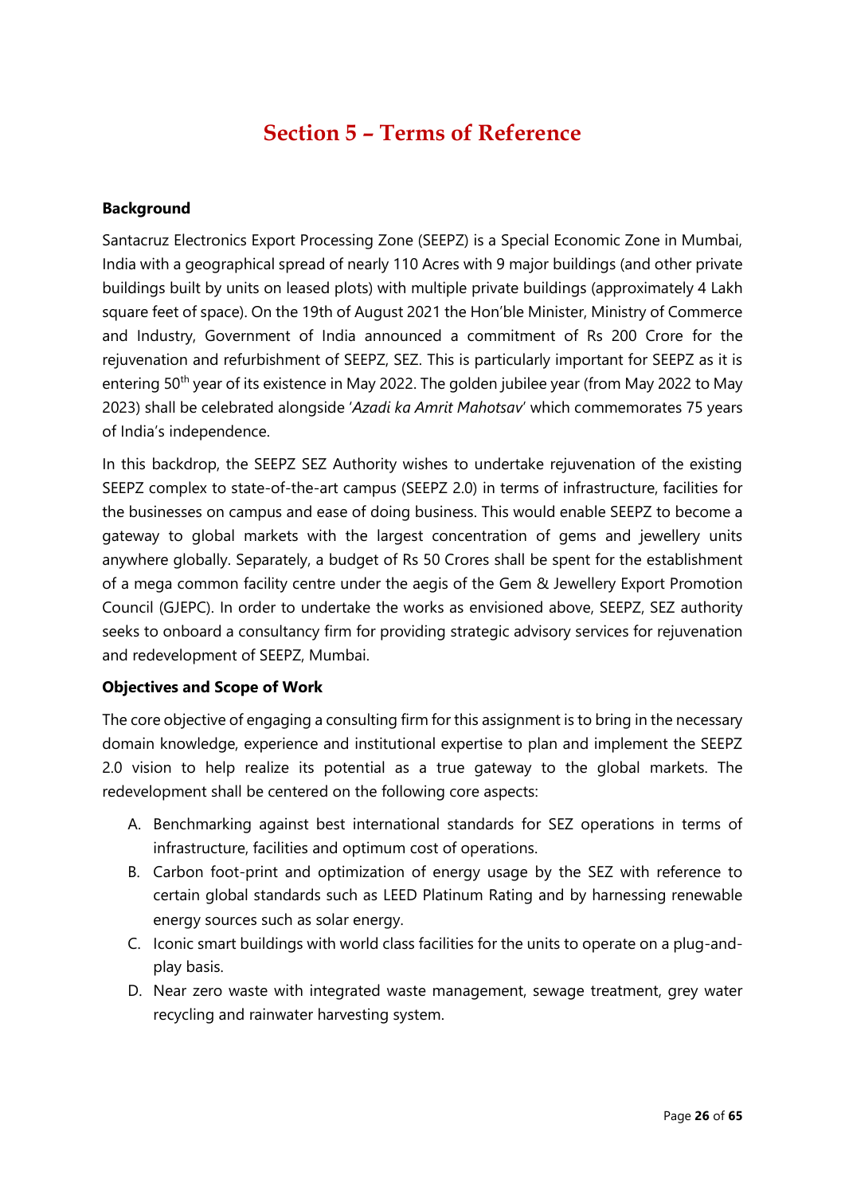# Section 5 – Terms of Reference

**Background**

Santacruz Electronics Export Processing Zone (SEEPZ) is a Special Economic Zone in Mumbai, India with a geographical spread of nearly 110 Acres with 9 major buildings (and other private buildings built by units on leased plots) with multiple private buildings (approximately 4 Lakh square feet of space). On the 19th of August 2021 the Hon'ble Minister, Ministry of Commerce and Industry, Government of India announced a commitment of Rs 200 Crore for the rejuvenation and refurbishment of SEEPZ, SEZ. This is particularly important for SEEPZ as it is entering 50th year of its existence in May 2022. The golden jubilee year (from May 2022 to May 2023) shall be celebrated alongside '*Azadi ka Amrit Mahotsav*' which commemorates 75 years of India's independence.

In this backdrop, the SEEPZ SEZ Authority wishes to undertake rejuvenation of the existing SEEPZ complex to state-of-the-art campus (SEEPZ 2.0) in terms of infrastructure, facilities for the businesses on campus and ease of doing business. This would enable SEEPZ to become a gateway to global markets with the largest concentration of gems and jewellery units anywhere globally. Separately, a budget of Rs 50 Crores shall be spent for the establishment of a mega common facility centre under the aegis of the Gem & Jewellery Export Promotion Council (GJEPC). In order to undertake the works as envisioned above, SEEPZ, SEZ authority seeks to onboard a consultancy firm for providing strategic advisory services for rejuvenation and redevelopment of SEEPZ, Mumbai.

**Objectives and Scope of Work**

The core objective of engaging a consulting firm for this assignment is to bring in the necessary domain knowledge, experience and institutional expertise to plan and implement the SEEPZ 2.0 vision to help realize its potential as a true gateway to the global markets. The redevelopment shall be centered on the following core aspects:

A. Benchmarking against best international standards for SEZ operations in terms of infrastructure, facilities and optimum cost of operations.
B. Carbon foot-print and optimization of energy usage by the SEZ with reference to certain global standards such as LEED Platinum Rating and by harnessing renewable energy sources such as solar energy.
C. Iconic smart buildings with world class facilities for the units to operate on a plug-and-play basis.
D. Near zero waste with integrated waste management, sewage treatment, grey water recycling and rainwater harvesting system.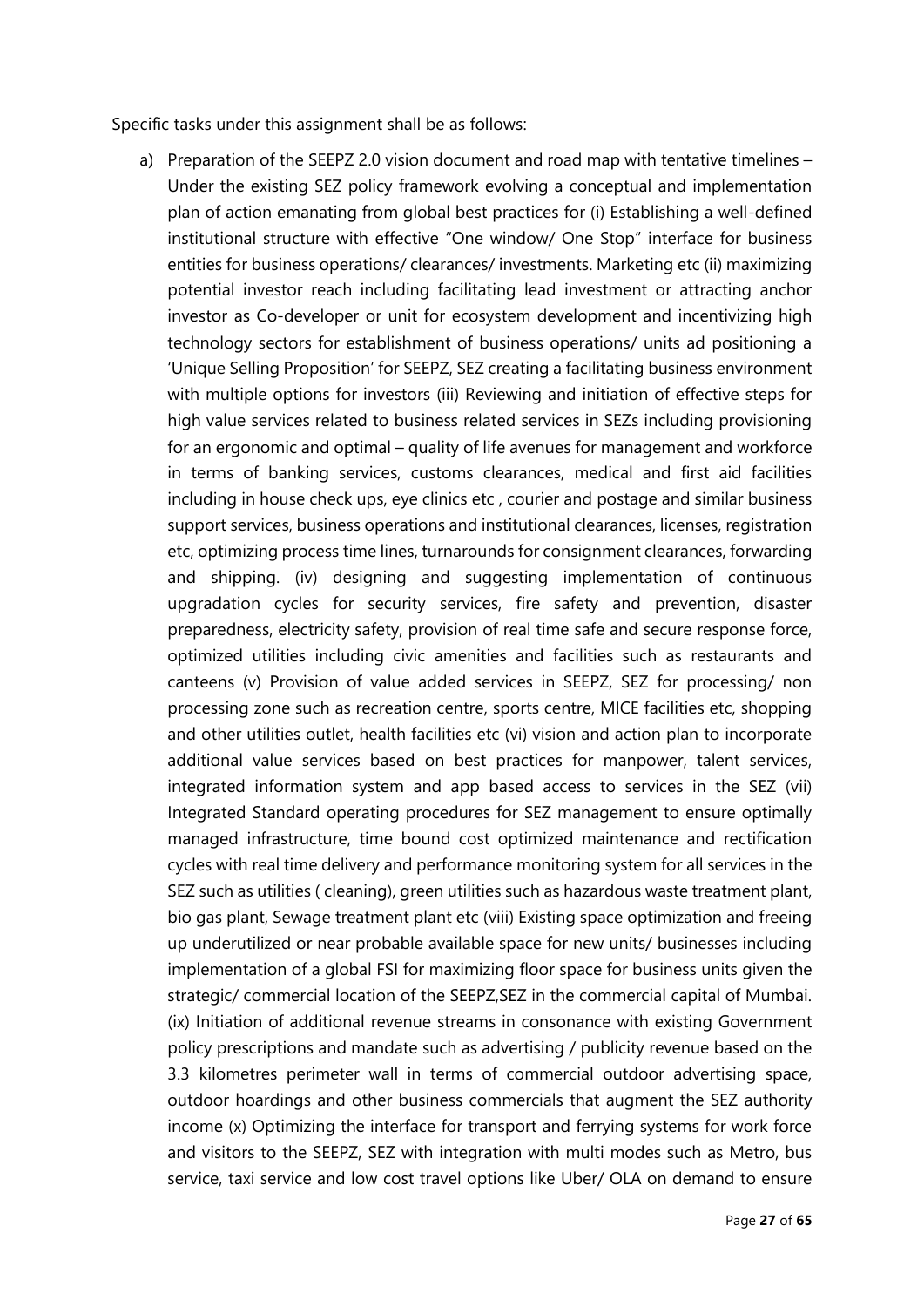Specific tasks under this assignment shall be as follows:

a) Preparation of the SEEPZ 2.0 vision document and road map with tentative timelines – Under the existing SEZ policy framework evolving a conceptual and implementation plan of action emanating from global best practices for (i) Establishing a well-defined institutional structure with effective "One window/ One Stop" interface for business entities for business operations/ clearances/ investments. Marketing etc (ii) maximizing potential investor reach including facilitating lead investment or attracting anchor investor as Co-developer or unit for ecosystem development and incentivizing high technology sectors for establishment of business operations/ units ad positioning a 'Unique Selling Proposition' for SEEPZ, SEZ creating a facilitating business environment with multiple options for investors (iii) Reviewing and initiation of effective steps for high value services related to business related services in SEZs including provisioning for an ergonomic and optimal – quality of life avenues for management and workforce in terms of banking services, customs clearances, medical and first aid facilities including in house check ups, eye clinics etc , courier and postage and similar business support services, business operations and institutional clearances, licenses, registration etc, optimizing process time lines, turnarounds for consignment clearances, forwarding and shipping. (iv) designing and suggesting implementation of continuous upgradation cycles for security services, fire safety and prevention, disaster preparedness, electricity safety, provision of real time safe and secure response force, optimized utilities including civic amenities and facilities such as restaurants and canteens (v) Provision of value added services in SEEPZ, SEZ for processing/ non processing zone such as recreation centre, sports centre, MICE facilities etc, shopping and other utilities outlet, health facilities etc (vi) vision and action plan to incorporate additional value services based on best practices for manpower, talent services, integrated information system and app based access to services in the SEZ (vii) Integrated Standard operating procedures for SEZ management to ensure optimally managed infrastructure, time bound cost optimized maintenance and rectification cycles with real time delivery and performance monitoring system for all services in the SEZ such as utilities ( cleaning), green utilities such as hazardous waste treatment plant, bio gas plant, Sewage treatment plant etc (viii) Existing space optimization and freeing up underutilized or near probable available space for new units/ businesses including implementation of a global FSI for maximizing floor space for business units given the strategic/ commercial location of the SEEPZ,SEZ in the commercial capital of Mumbai. (ix) Initiation of additional revenue streams in consonance with existing Government policy prescriptions and mandate such as advertising / publicity revenue based on the 3.3 kilometres perimeter wall in terms of commercial outdoor advertising space, outdoor hoardings and other business commercials that augment the SEZ authority income (x) Optimizing the interface for transport and ferrying systems for work force and visitors to the SEEPZ, SEZ with integration with multi modes such as Metro, bus service, taxi service and low cost travel options like Uber/ OLA on demand to ensure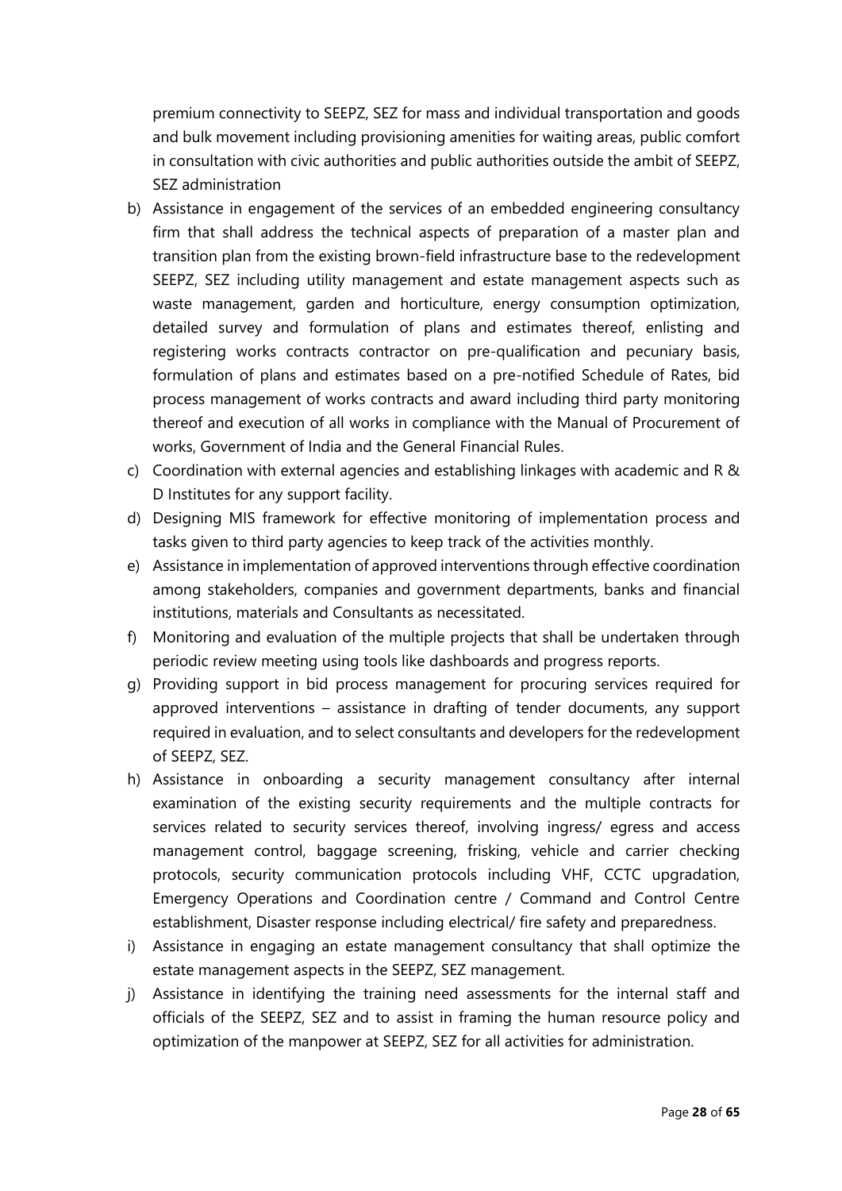premium connectivity to SEEPZ, SEZ for mass and individual transportation and goods and bulk movement including provisioning amenities for waiting areas, public comfort in consultation with civic authorities and public authorities outside the ambit of SEEPZ, SEZ administration

b) Assistance in engagement of the services of an embedded engineering consultancy firm that shall address the technical aspects of preparation of a master plan and transition plan from the existing brown-field infrastructure base to the redevelopment SEEPZ, SEZ including utility management and estate management aspects such as waste management, garden and horticulture, energy consumption optimization, detailed survey and formulation of plans and estimates thereof, enlisting and registering works contracts contractor on pre-qualification and pecuniary basis, formulation of plans and estimates based on a pre-notified Schedule of Rates, bid process management of works contracts and award including third party monitoring thereof and execution of all works in compliance with the Manual of Procurement of works, Government of India and the General Financial Rules.
c) Coordination with external agencies and establishing linkages with academic and R & D Institutes for any support facility.
d) Designing MIS framework for effective monitoring of implementation process and tasks given to third party agencies to keep track of the activities monthly.
e) Assistance in implementation of approved interventions through effective coordination among stakeholders, companies and government departments, banks and financial institutions, materials and Consultants as necessitated.
f) Monitoring and evaluation of the multiple projects that shall be undertaken through periodic review meeting using tools like dashboards and progress reports.
g) Providing support in bid process management for procuring services required for approved interventions – assistance in drafting of tender documents, any support required in evaluation, and to select consultants and developers for the redevelopment of SEEPZ, SEZ.
h) Assistance in onboarding a security management consultancy after internal examination of the existing security requirements and the multiple contracts for services related to security services thereof, involving ingress/ egress and access management control, baggage screening, frisking, vehicle and carrier checking protocols, security communication protocols including VHF, CCTC upgradation, Emergency Operations and Coordination centre / Command and Control Centre establishment, Disaster response including electrical/ fire safety and preparedness.
i) Assistance in engaging an estate management consultancy that shall optimize the estate management aspects in the SEEPZ, SEZ management.
j) Assistance in identifying the training need assessments for the internal staff and officials of the SEEPZ, SEZ and to assist in framing the human resource policy and optimization of the manpower at SEEPZ, SEZ for all activities for administration.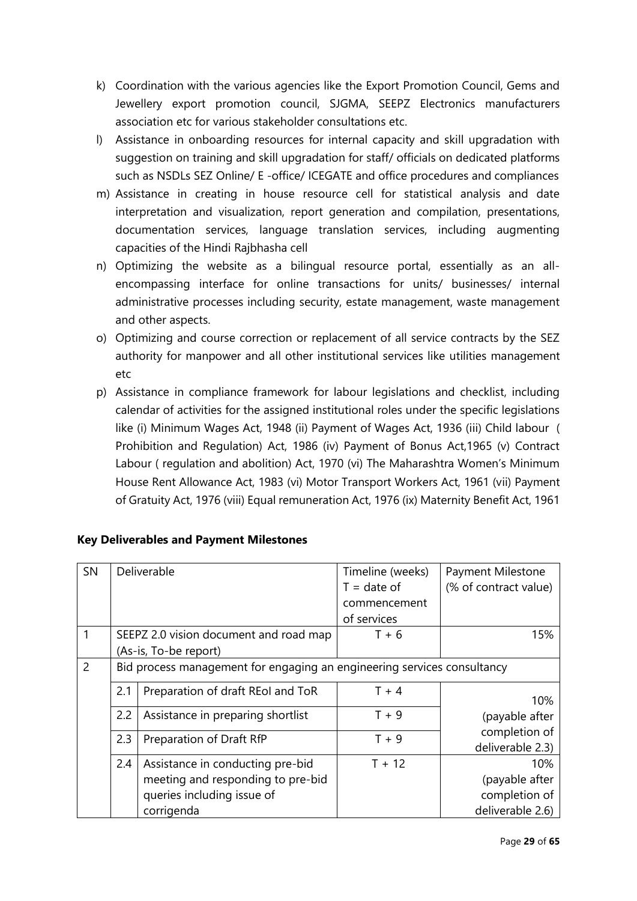k) Coordination with the various agencies like the Export Promotion Council, Gems and Jewellery export promotion council, SJGMA, SEEPZ Electronics manufacturers association etc for various stakeholder consultations etc.

l) Assistance in onboarding resources for internal capacity and skill upgradation with suggestion on training and skill upgradation for staff/ officials on dedicated platforms such as NSDLs SEZ Online/ E -office/ ICEGATE and office procedures and compliances

m) Assistance in creating in house resource cell for statistical analysis and date interpretation and visualization, report generation and compilation, presentations, documentation services, language translation services, including augmenting capacities of the Hindi Rajbhasha cell

n) Optimizing the website as a bilingual resource portal, essentially as an all-encompassing interface for online transactions for units/ businesses/ internal administrative processes including security, estate management, waste management and other aspects.

o) Optimizing and course correction or replacement of all service contracts by the SEZ authority for manpower and all other institutional services like utilities management etc

p) Assistance in compliance framework for labour legislations and checklist, including calendar of activities for the assigned institutional roles under the specific legislations like (i) Minimum Wages Act, 1948 (ii) Payment of Wages Act, 1936 (iii) Child labour ( Prohibition and Regulation) Act, 1986 (iv) Payment of Bonus Act,1965 (v) Contract Labour ( regulation and abolition) Act, 1970 (vi) The Maharashtra Women's Minimum House Rent Allowance Act, 1983 (vi) Motor Transport Workers Act, 1961 (vii) Payment of Gratuity Act, 1976 (viii) Equal remuneration Act, 1976 (ix) Maternity Benefit Act, 1961

**Key Deliverables and Payment Milestones**

| SN | Deliverable | | Timeline (weeks) T = date of commencement of services | Payment Milestone (% of contract value) |
|---|---|---|---|---|
| 1 | SEEPZ 2.0 vision document and road map (As-is, To-be report) | | T + 6 | 15% |
| 2 | Bid process management for engaging an engineering services consultancy | | | |
| | 2.1 | Preparation of draft REoI and ToR | T + 4 | 10% (payable after completion of deliverable 2.3) |
| | 2.2 | Assistance in preparing shortlist | T + 9 | |
| | 2.3 | Preparation of Draft RfP | T + 9 | |
| | 2.4 | Assistance in conducting pre-bid meeting and responding to pre-bid queries including issue of corrigenda | T + 12 | 10% (payable after completion of deliverable 2.6) |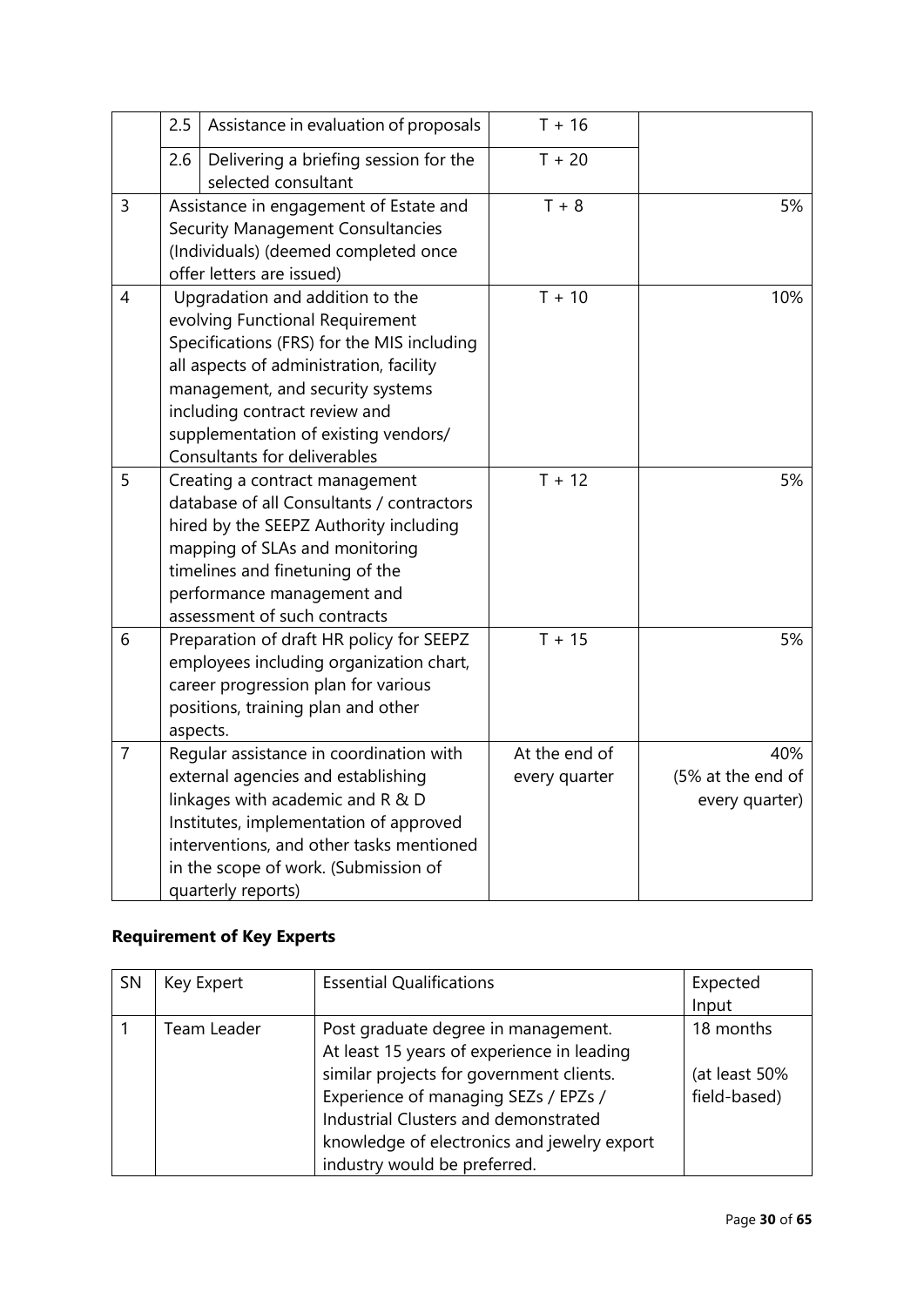| | | | | |
|---|---|---|---|---|
| | 2.5 | Assistance in evaluation of proposals | T + 16 | |
| | 2.6 | Delivering a briefing session for the selected consultant | T + 20 | |
| 3 | | Assistance in engagement of Estate and Security Management Consultancies (Individuals) (deemed completed once offer letters are issued) | T + 8 | 5% |
| 4 | | Upgradation and addition to the evolving Functional Requirement Specifications (FRS) for the MIS including all aspects of administration, facility management, and security systems including contract review and supplementation of existing vendors/ Consultants for deliverables | T + 10 | 10% |
| 5 | | Creating a contract management database of all Consultants / contractors hired by the SEEPZ Authority including mapping of SLAs and monitoring timelines and finetuning of the performance management and assessment of such contracts | T + 12 | 5% |
| 6 | | Preparation of draft HR policy for SEEPZ employees including organization chart, career progression plan for various positions, training plan and other aspects. | T + 15 | 5% |
| 7 | | Regular assistance in coordination with external agencies and establishing linkages with academic and R & D Institutes, implementation of approved interventions, and other tasks mentioned in the scope of work. (Submission of quarterly reports) | At the end of every quarter | 40% (5% at the end of every quarter) |

## Requirement of Key Experts

| SN | Key Expert | Essential Qualifications | Expected Input |
|---|---|---|---|
| 1 | Team Leader | Post graduate degree in management. At least 15 years of experience in leading similar projects for government clients. Experience of managing SEZs / EPZs / Industrial Clusters and demonstrated knowledge of electronics and jewelry export industry would be preferred. | 18 months (at least 50% field-based) |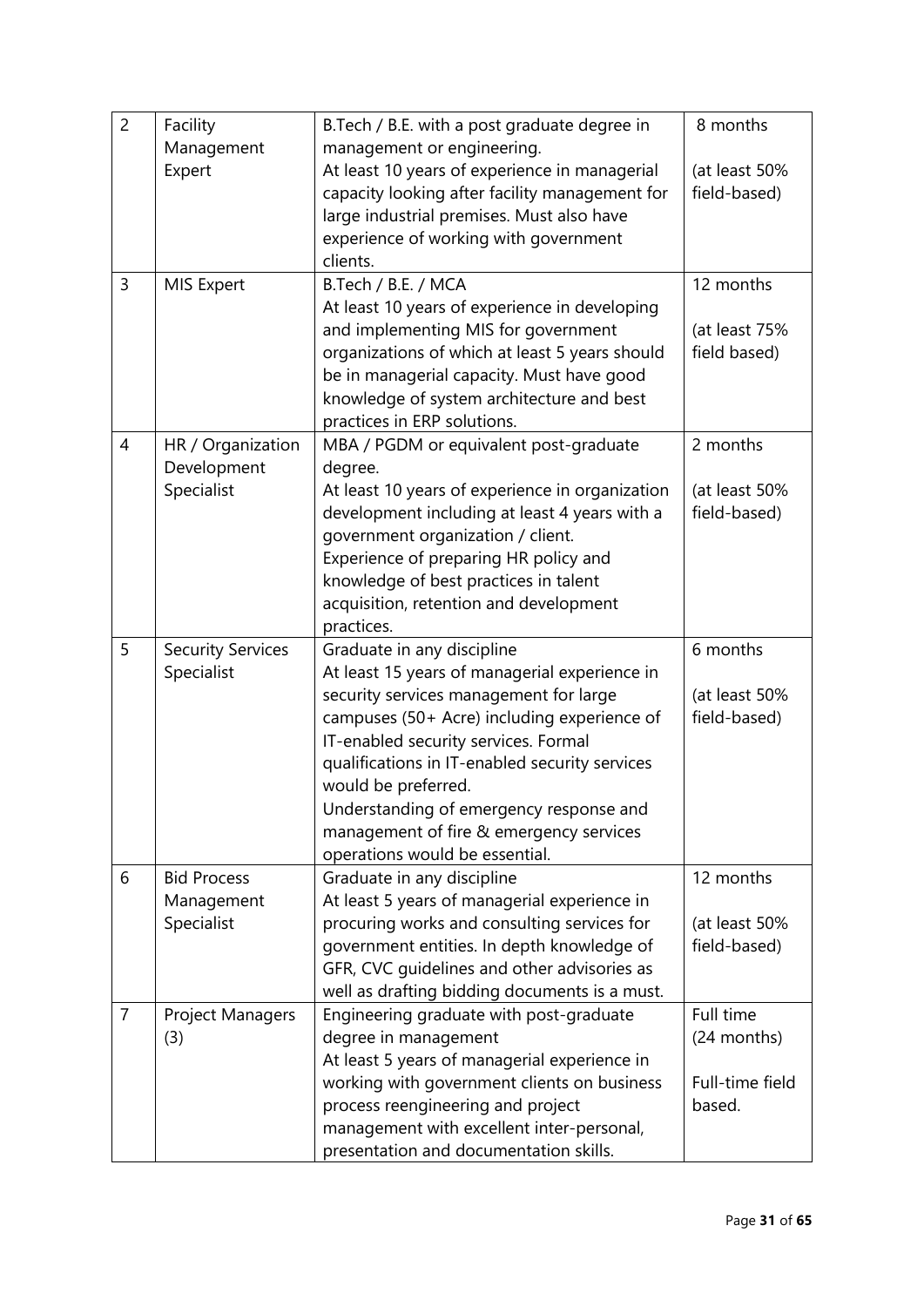| 2 | Facility Management Expert | B.Tech / B.E. with a post graduate degree in management or engineering.<br>At least 10 years of experience in managerial capacity looking after facility management for large industrial premises. Must also have experience of working with government clients. | 8 months<br><br>(at least 50% field-based) |
|---|---|---|---|
| 3 | MIS Expert | B.Tech / B.E. / MCA<br>At least 10 years of experience in developing and implementing MIS for government organizations of which at least 5 years should be in managerial capacity. Must have good knowledge of system architecture and best practices in ERP solutions. | 12 months<br><br>(at least 75% field based) |
| 4 | HR / Organization Development Specialist | MBA / PGDM or equivalent post-graduate degree.<br>At least 10 years of experience in organization development including at least 4 years with a government organization / client.<br>Experience of preparing HR policy and knowledge of best practices in talent acquisition, retention and development practices. | 2 months<br><br>(at least 50% field-based) |
| 5 | Security Services Specialist | Graduate in any discipline<br>At least 15 years of managerial experience in security services management for large campuses (50+ Acre) including experience of IT-enabled security services. Formal qualifications in IT-enabled security services would be preferred.<br>Understanding of emergency response and management of fire & emergency services operations would be essential. | 6 months<br><br>(at least 50% field-based) |
| 6 | Bid Process Management Specialist | Graduate in any discipline<br>At least 5 years of managerial experience in procuring works and consulting services for government entities. In depth knowledge of GFR, CVC guidelines and other advisories as well as drafting bidding documents is a must. | 12 months<br><br>(at least 50% field-based) |
| 7 | Project Managers (3) | Engineering graduate with post-graduate degree in management<br>At least 5 years of managerial experience in working with government clients on business process reengineering and project management with excellent inter-personal, presentation and documentation skills. | Full time (24 months)<br><br>Full-time field based. |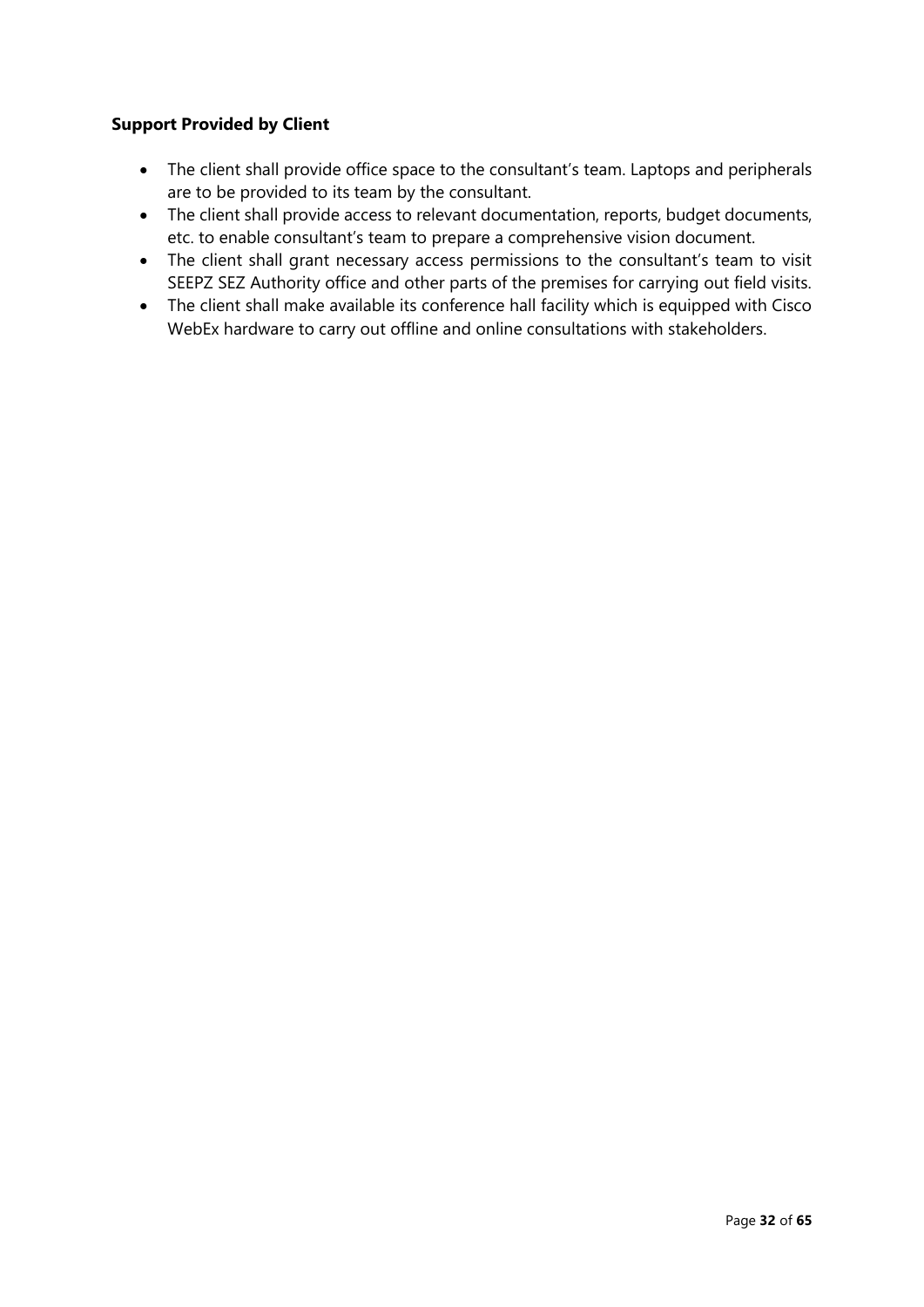**Support Provided by Client**

- The client shall provide office space to the consultant's team. Laptops and peripherals are to be provided to its team by the consultant.
- The client shall provide access to relevant documentation, reports, budget documents, etc. to enable consultant's team to prepare a comprehensive vision document.
- The client shall grant necessary access permissions to the consultant's team to visit SEEPZ SEZ Authority office and other parts of the premises for carrying out field visits.
- The client shall make available its conference hall facility which is equipped with Cisco WebEx hardware to carry out offline and online consultations with stakeholders.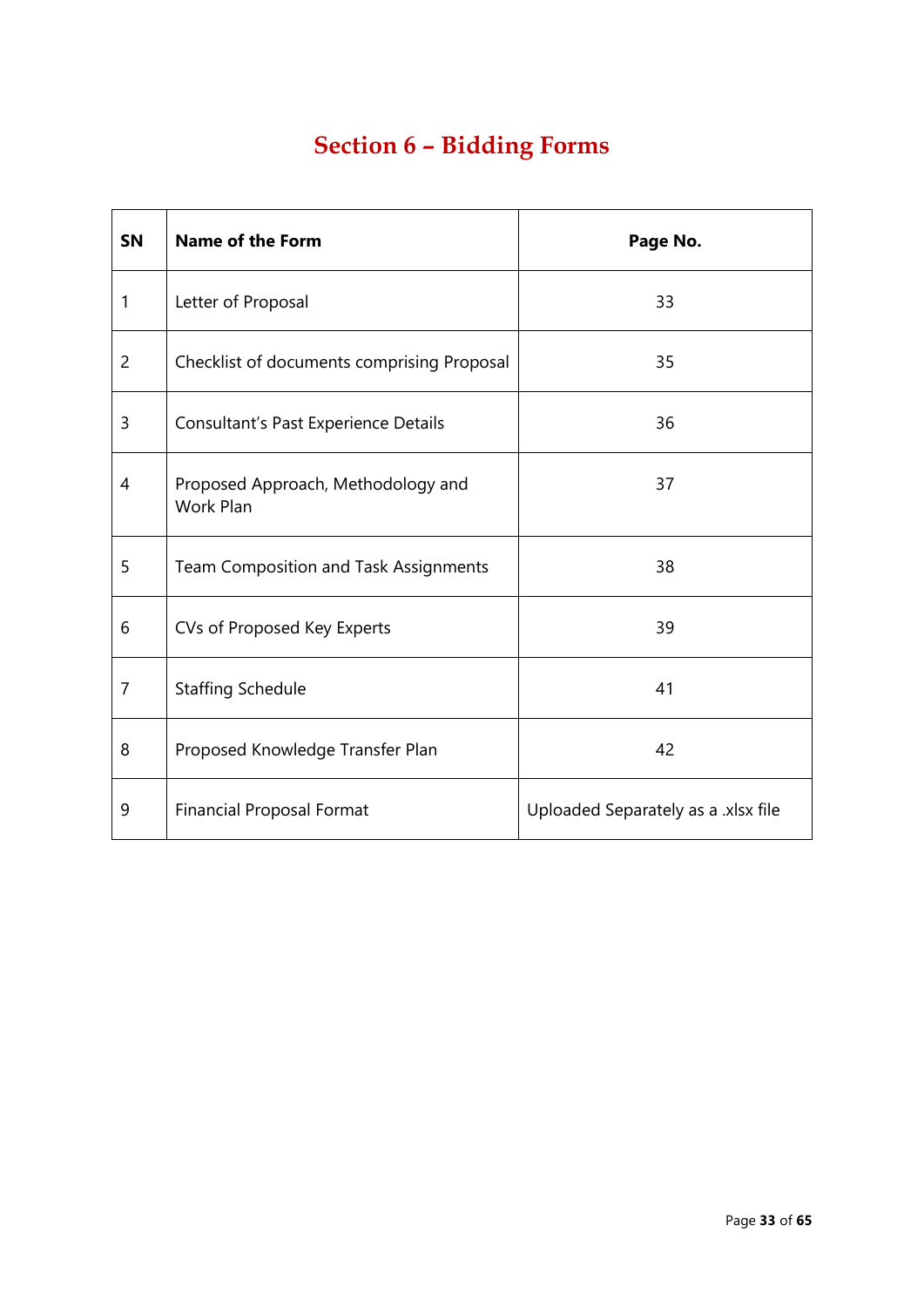# Section 6 – Bidding Forms

| SN | Name of the Form | Page No. |
|---|---|---|
| 1 | Letter of Proposal | 33 |
| 2 | Checklist of documents comprising Proposal | 35 |
| 3 | Consultant's Past Experience Details | 36 |
| 4 | Proposed Approach, Methodology and Work Plan | 37 |
| 5 | Team Composition and Task Assignments | 38 |
| 6 | CVs of Proposed Key Experts | 39 |
| 7 | Staffing Schedule | 41 |
| 8 | Proposed Knowledge Transfer Plan | 42 |
| 9 | Financial Proposal Format | Uploaded Separately as a .xlsx file |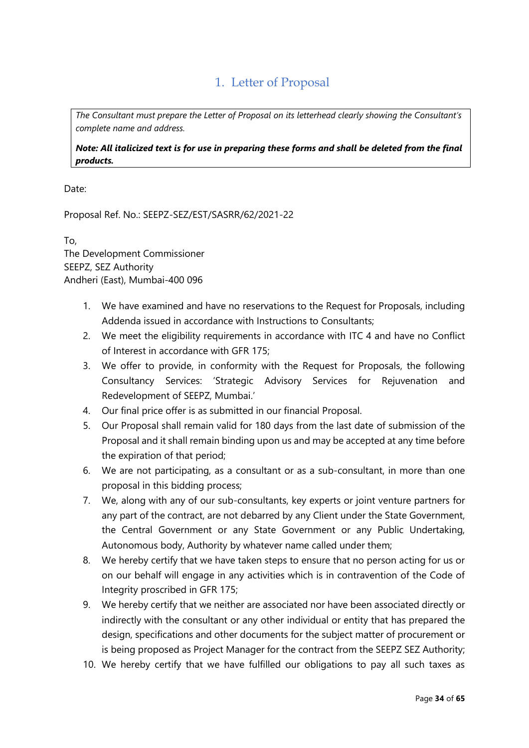# 1. Letter of Proposal

*The Consultant must prepare the Letter of Proposal on its letterhead clearly showing the Consultant's complete name and address.*

***Note: All italicized text is for use in preparing these forms and shall be deleted from the final products.***

Date:

Proposal Ref. No.: SEEPZ-SEZ/EST/SASRR/62/2021-22

To,
The Development Commissioner
SEEPZ, SEZ Authority
Andheri (East), Mumbai-400 096

1. We have examined and have no reservations to the Request for Proposals, including Addenda issued in accordance with Instructions to Consultants;
2. We meet the eligibility requirements in accordance with ITC 4 and have no Conflict of Interest in accordance with GFR 175;
3. We offer to provide, in conformity with the Request for Proposals, the following Consultancy Services: 'Strategic Advisory Services for Rejuvenation and Redevelopment of SEEPZ, Mumbai.'
4. Our final price offer is as submitted in our financial Proposal.
5. Our Proposal shall remain valid for 180 days from the last date of submission of the Proposal and it shall remain binding upon us and may be accepted at any time before the expiration of that period;
6. We are not participating, as a consultant or as a sub-consultant, in more than one proposal in this bidding process;
7. We, along with any of our sub-consultants, key experts or joint venture partners for any part of the contract, are not debarred by any Client under the State Government, the Central Government or any State Government or any Public Undertaking, Autonomous body, Authority by whatever name called under them;
8. We hereby certify that we have taken steps to ensure that no person acting for us or on our behalf will engage in any activities which is in contravention of the Code of Integrity proscribed in GFR 175;
9. We hereby certify that we neither are associated nor have been associated directly or indirectly with the consultant or any other individual or entity that has prepared the design, specifications and other documents for the subject matter of procurement or is being proposed as Project Manager for the contract from the SEEPZ SEZ Authority;
10. We hereby certify that we have fulfilled our obligations to pay all such taxes as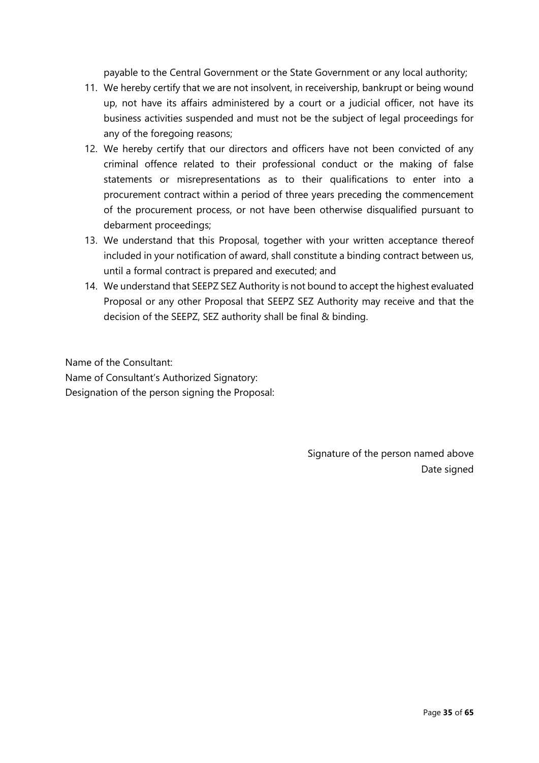payable to the Central Government or the State Government or any local authority;

11. We hereby certify that we are not insolvent, in receivership, bankrupt or being wound up, not have its affairs administered by a court or a judicial officer, not have its business activities suspended and must not be the subject of legal proceedings for any of the foregoing reasons;
12. We hereby certify that our directors and officers have not been convicted of any criminal offence related to their professional conduct or the making of false statements or misrepresentations as to their qualifications to enter into a procurement contract within a period of three years preceding the commencement of the procurement process, or not have been otherwise disqualified pursuant to debarment proceedings;
13. We understand that this Proposal, together with your written acceptance thereof included in your notification of award, shall constitute a binding contract between us, until a formal contract is prepared and executed; and
14. We understand that SEEPZ SEZ Authority is not bound to accept the highest evaluated Proposal or any other Proposal that SEEPZ SEZ Authority may receive and that the decision of the SEEPZ, SEZ authority shall be final & binding.

Name of the Consultant:
Name of Consultant's Authorized Signatory:
Designation of the person signing the Proposal:

Signature of the person named above
Date signed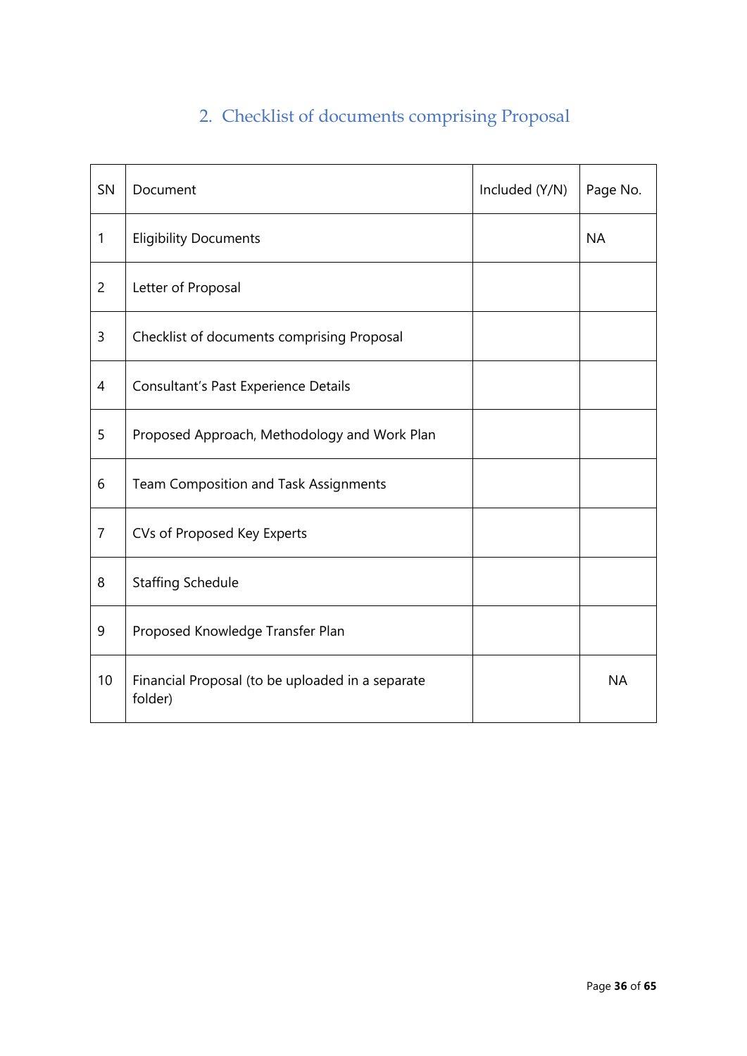## 2. Checklist of documents comprising Proposal

| SN | Document | Included (Y/N) | Page No. |
|---|---|---|---|
| 1 | Eligibility Documents | | NA |
| 2 | Letter of Proposal | | |
| 3 | Checklist of documents comprising Proposal | | |
| 4 | Consultant's Past Experience Details | | |
| 5 | Proposed Approach, Methodology and Work Plan | | |
| 6 | Team Composition and Task Assignments | | |
| 7 | CVs of Proposed Key Experts | | |
| 8 | Staffing Schedule | | |
| 9 | Proposed Knowledge Transfer Plan | | |
| 10 | Financial Proposal (to be uploaded in a separate folder) | | NA |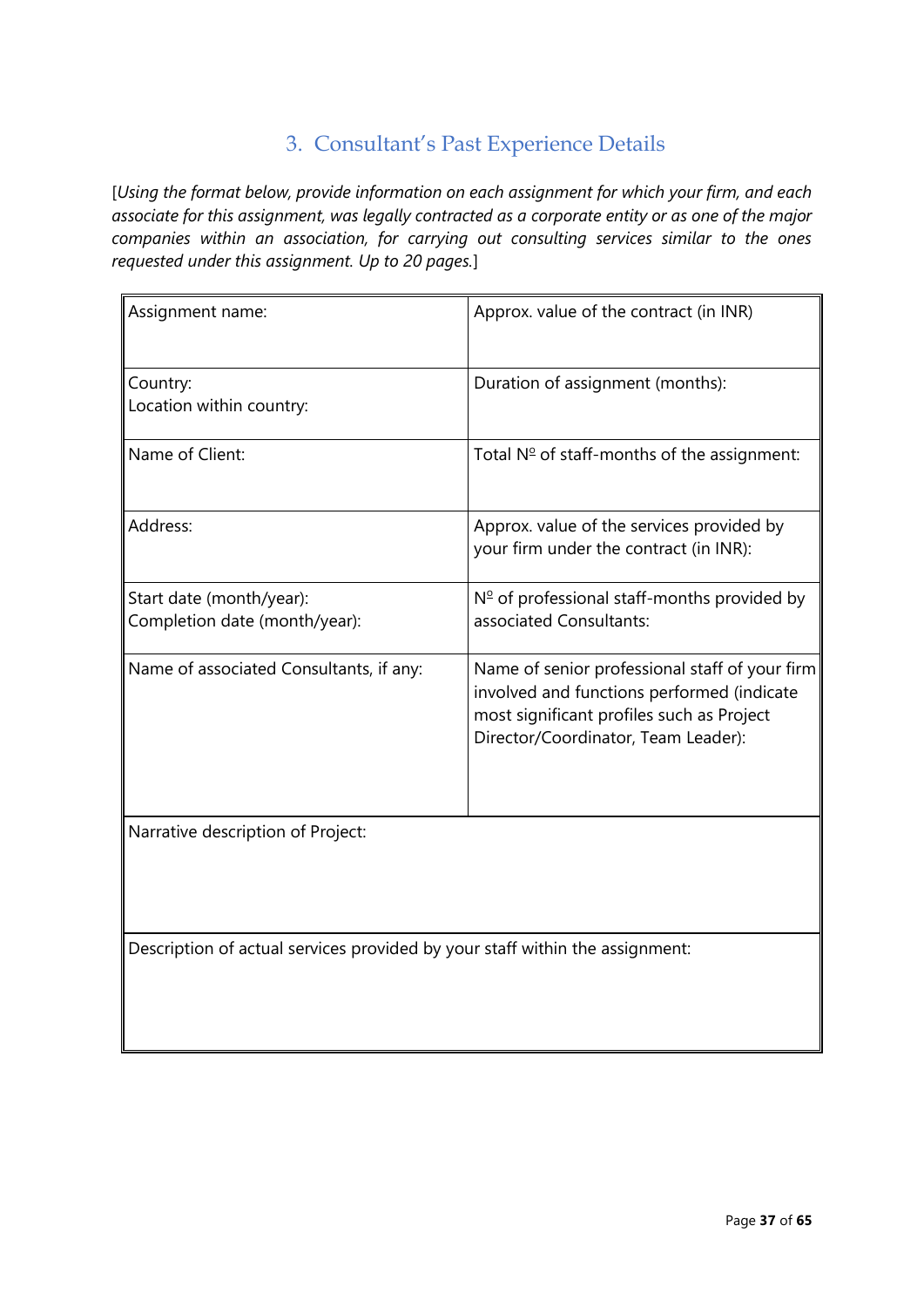## 3. Consultant's Past Experience Details

[*Using the format below, provide information on each assignment for which your firm, and each associate for this assignment, was legally contracted as a corporate entity or as one of the major companies within an association, for carrying out consulting services similar to the ones requested under this assignment. Up to 20 pages.*]

| Assignment name: | Approx. value of the contract (in INR) |
|---|---|
| Country:<br>Location within country: | Duration of assignment (months): |
| Name of Client: | Total Nº of staff-months of the assignment: |
| Address: | Approx. value of the services provided by your firm under the contract (in INR): |
| Start date (month/year):<br>Completion date (month/year): | Nº of professional staff-months provided by associated Consultants: |
| Name of associated Consultants, if any: | Name of senior professional staff of your firm involved and functions performed (indicate most significant profiles such as Project Director/Coordinator, Team Leader): |
| Narrative description of Project: | |
| Description of actual services provided by your staff within the assignment: | |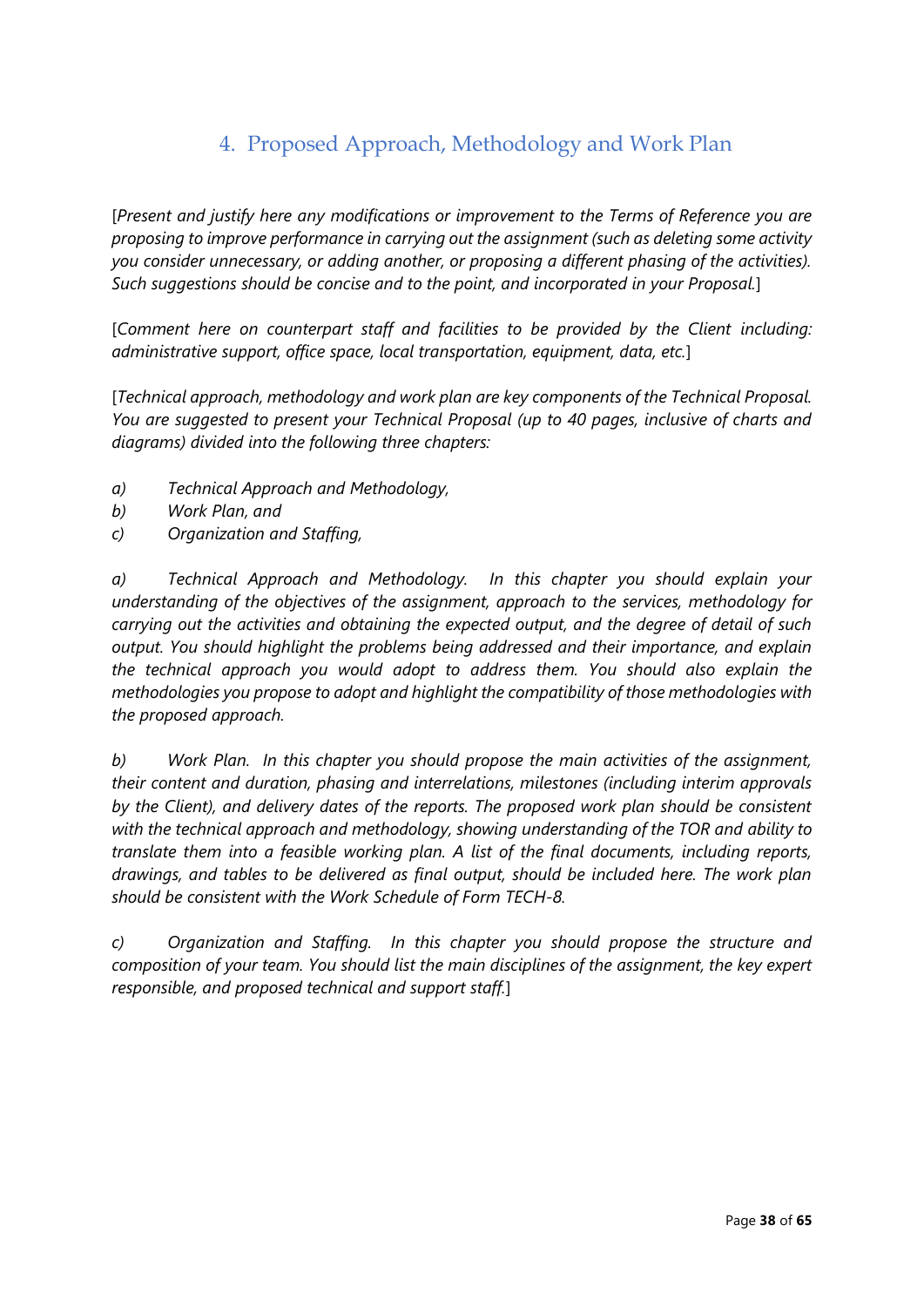## 4. Proposed Approach, Methodology and Work Plan

[*Present and justify here any modifications or improvement to the Terms of Reference you are proposing to improve performance in carrying out the assignment (such as deleting some activity you consider unnecessary, or adding another, or proposing a different phasing of the activities). Such suggestions should be concise and to the point, and incorporated in your Proposal.*]

[*Comment here on counterpart staff and facilities to be provided by the Client including: administrative support, office space, local transportation, equipment, data, etc.*]

[*Technical approach, methodology and work plan are key components of the Technical Proposal. You are suggested to present your Technical Proposal (up to 40 pages, inclusive of charts and diagrams) divided into the following three chapters:*

*a) Technical Approach and Methodology,*
*b) Work Plan, and*
*c) Organization and Staffing,*

*a) Technical Approach and Methodology. In this chapter you should explain your understanding of the objectives of the assignment, approach to the services, methodology for carrying out the activities and obtaining the expected output, and the degree of detail of such output. You should highlight the problems being addressed and their importance, and explain the technical approach you would adopt to address them. You should also explain the methodologies you propose to adopt and highlight the compatibility of those methodologies with the proposed approach.*

*b) Work Plan. In this chapter you should propose the main activities of the assignment, their content and duration, phasing and interrelations, milestones (including interim approvals by the Client), and delivery dates of the reports. The proposed work plan should be consistent with the technical approach and methodology, showing understanding of the TOR and ability to translate them into a feasible working plan. A list of the final documents, including reports, drawings, and tables to be delivered as final output, should be included here. The work plan should be consistent with the Work Schedule of Form TECH-8.*

*c) Organization and Staffing. In this chapter you should propose the structure and composition of your team. You should list the main disciplines of the assignment, the key expert responsible, and proposed technical and support staff.*]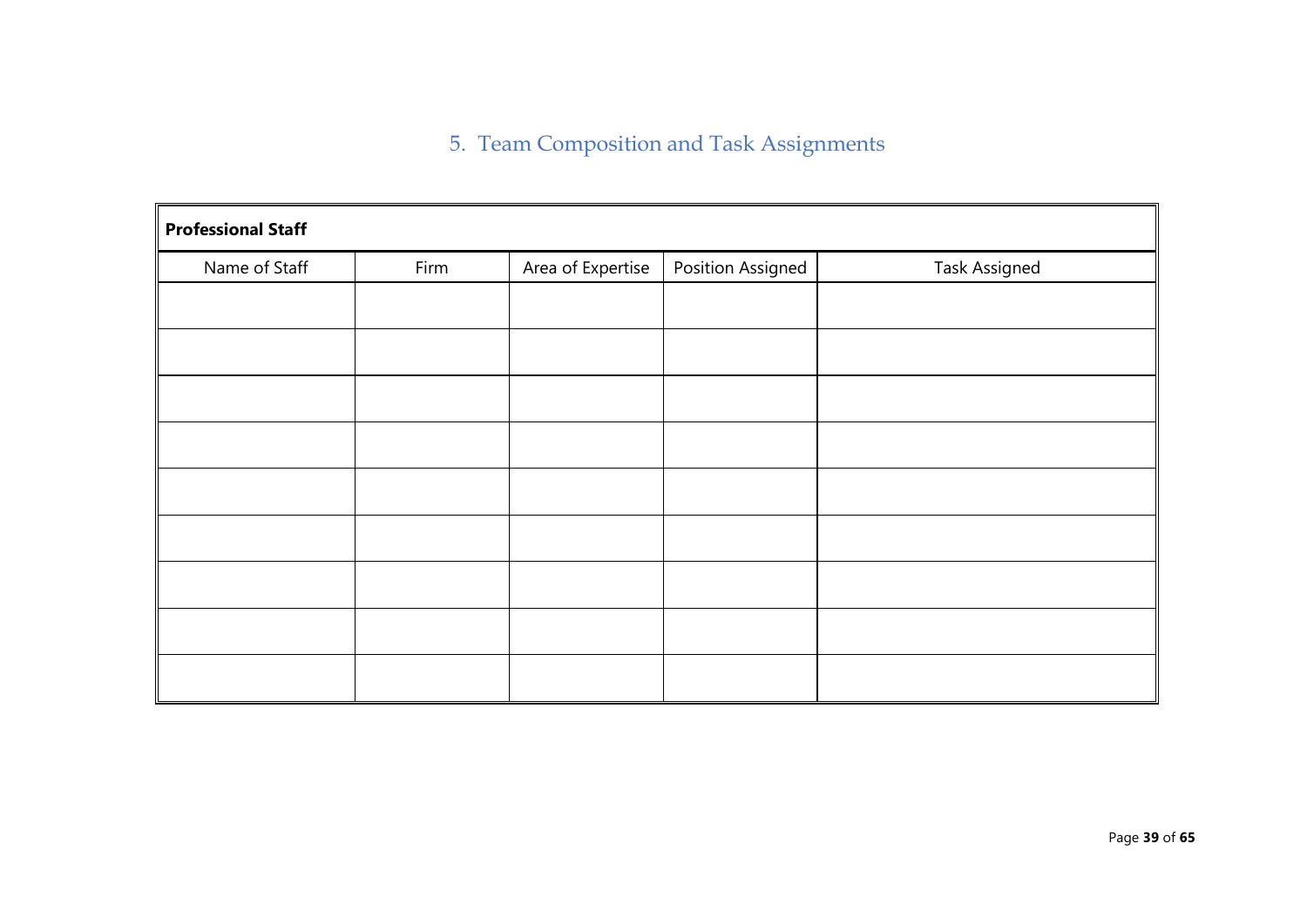# 5. Team Composition and Task Assignments

| **Professional Staff** | | | | |
|---|---|---|---|---|
| Name of Staff | Firm | Area of Expertise | Position Assigned | Task Assigned |
| | | | | |
| | | | | |
| | | | | |
| | | | | |
| | | | | |
| | | | | |
| | | | | |
| | | | | |
| | | | | |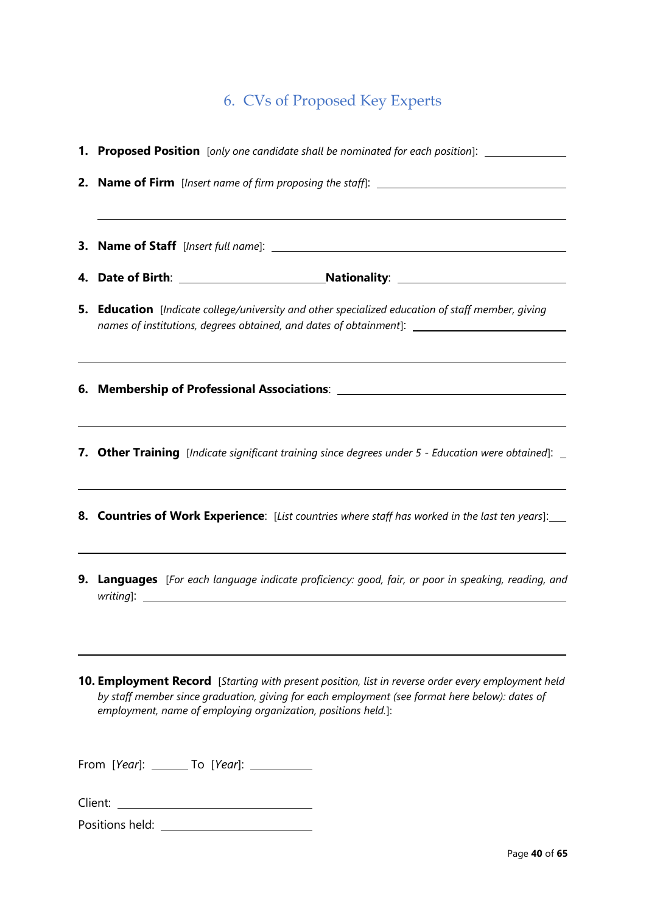## 6. CVs of Proposed Key Experts

1. **Proposed Position** [*only one candidate shall be nominated for each position*]: ______________

2. **Name of Firm** [*Insert name of firm proposing the staff*]: ______________________________

   ______________________________________________________________________

3. **Name of Staff** [*Insert full name*]: ______________________________________

4. **Date of Birth**: ______________________ **Nationality**: ______________________

5. **Education** [*Indicate college/university and other specialized education of staff member, giving names of institutions, degrees obtained, and dates of obtainment*]: ______________________

   ______________________________________________________________________

6. **Membership of Professional Associations**: ______________________________________

   ______________________________________________________________________

7. **Other Training** [*Indicate significant training since degrees under 5 - Education were obtained*]: _

   ______________________________________________________________________

8. **Countries of Work Experience**: [*List countries where staff has worked in the last ten years*]: ___

   ______________________________________________________________________

9. **Languages** [*For each language indicate proficiency: good, fair, or poor in speaking, reading, and writing*]: ______________________________________________________________

   ______________________________________________________________________

10. **Employment Record** [*Starting with present position, list in reverse order every employment held by staff member since graduation, giving for each employment (see format here below): dates of employment, name of employing organization, positions held.*]:

From [*Year*]: ______ To [*Year*]: __________

Client: ______________________________

Positions held: ______________________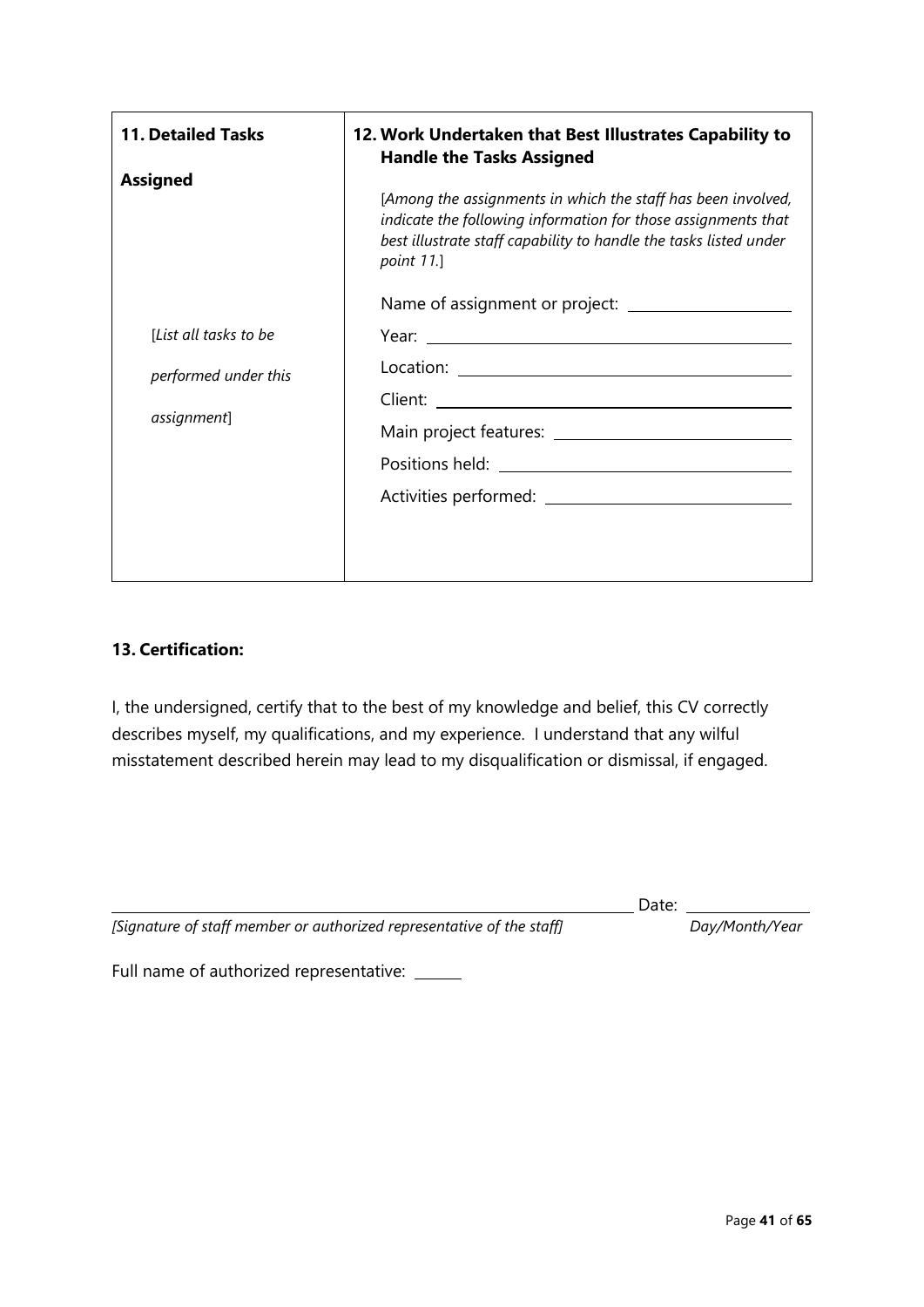| **11. Detailed Tasks Assigned** | **12. Work Undertaken that Best Illustrates Capability to Handle the Tasks Assigned** |
|---|---|
| [*List all tasks to be performed under this assignment*] | [*Among the assignments in which the staff has been involved, indicate the following information for those assignments that best illustrate staff capability to handle the tasks listed under point 11.*]<br><br>Name of assignment or project: ____________<br>Year: ____________<br>Location: ____________<br>Client: ____________<br>Main project features: ____________<br>Positions held: ____________<br>Activities performed: ____________ |

**13. Certification:**

I, the undersigned, certify that to the best of my knowledge and belief, this CV correctly describes myself, my qualifications, and my experience. I understand that any wilful misstatement described herein may lead to my disqualification or dismissal, if engaged.

______________________________________________ Date: ____________

*[Signature of staff member or authorized representative of the staff]* *Day/Month/Year*

Full name of authorized representative: ______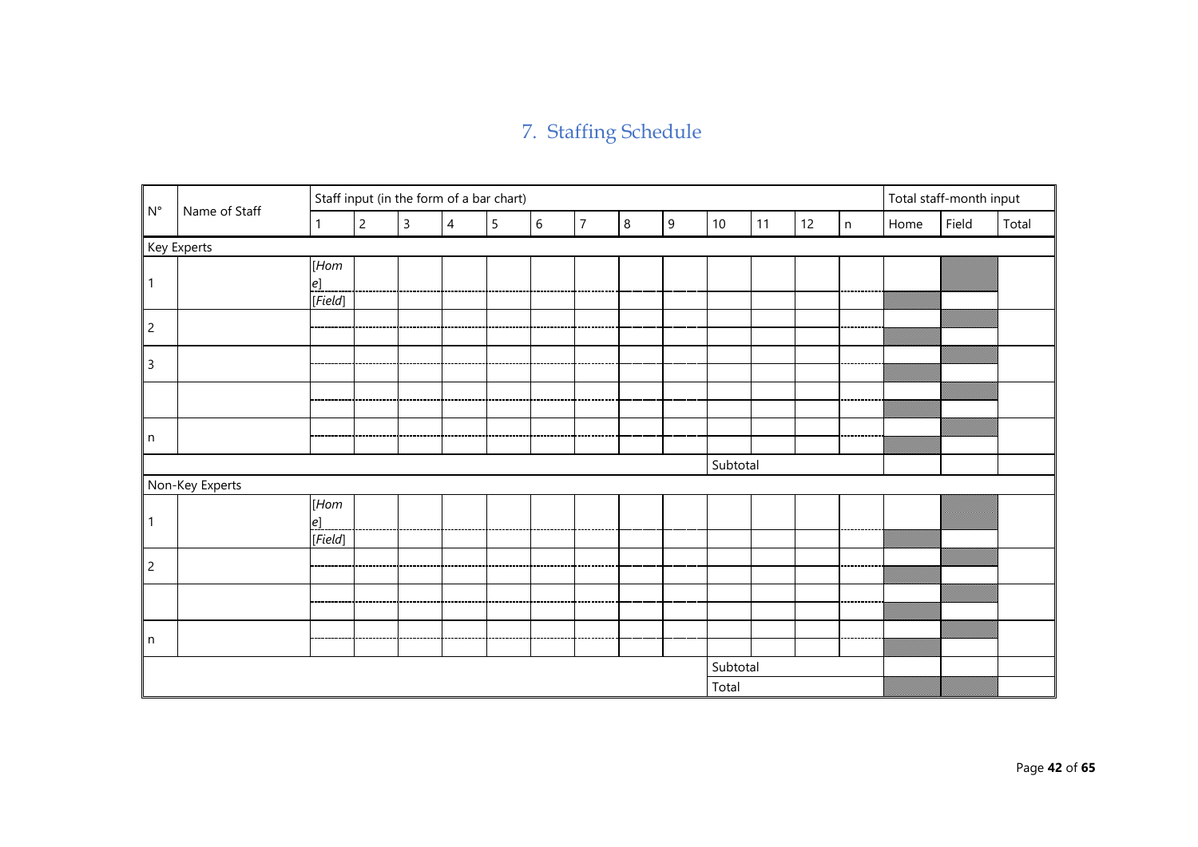## 7. Staffing Schedule

| N° | Name of Staff | Staff input (in the form of a bar chart) | | | | | | | | | | | | | Total staff-month input | | |
|---|---|---|---|---|---|---|---|---|---|---|---|---|---|---|---|---|---|
| | | 1 | 2 | 3 | 4 | 5 | 6 | 7 | 8 | 9 | 10 | 11 | 12 | n | Home | Field | Total |
| Key Experts | | | | | | | | | | | | | | | | | |
| 1 | | *[Home]* | | | | | | | | | | | | | | | |
| | | *[Field]* | | | | | | | | | | | | | | | |
| 2 | | | | | | | | | | | | | | | | | |
| | | | | | | | | | | | | | | | | | |
| 3 | | | | | | | | | | | | | | | | | |
| | | | | | | | | | | | | | | | | | |
| | | | | | | | | | | | | | | | | | |
| | | | | | | | | | | | | | | | | | |
| n | | | | | | | | | | | | | | | | | |
| | | | | | | | | | | | | | | | | | |
| | | | | | | | | | | | Subtotal | | | | | | |
| Non-Key Experts | | | | | | | | | | | | | | | | | |
| 1 | | *[Home]* | | | | | | | | | | | | | | | |
| | | *[Field]* | | | | | | | | | | | | | | | |
| 2 | | | | | | | | | | | | | | | | | |
| | | | | | | | | | | | | | | | | | |
| | | | | | | | | | | | | | | | | | |
| | | | | | | | | | | | | | | | | | |
| n | | | | | | | | | | | | | | | | | |
| | | | | | | | | | | | | | | | | | |
| | | | | | | | | | | | Subtotal | | | | | | |
| | | | | | | | | | | | Total | | | | | | |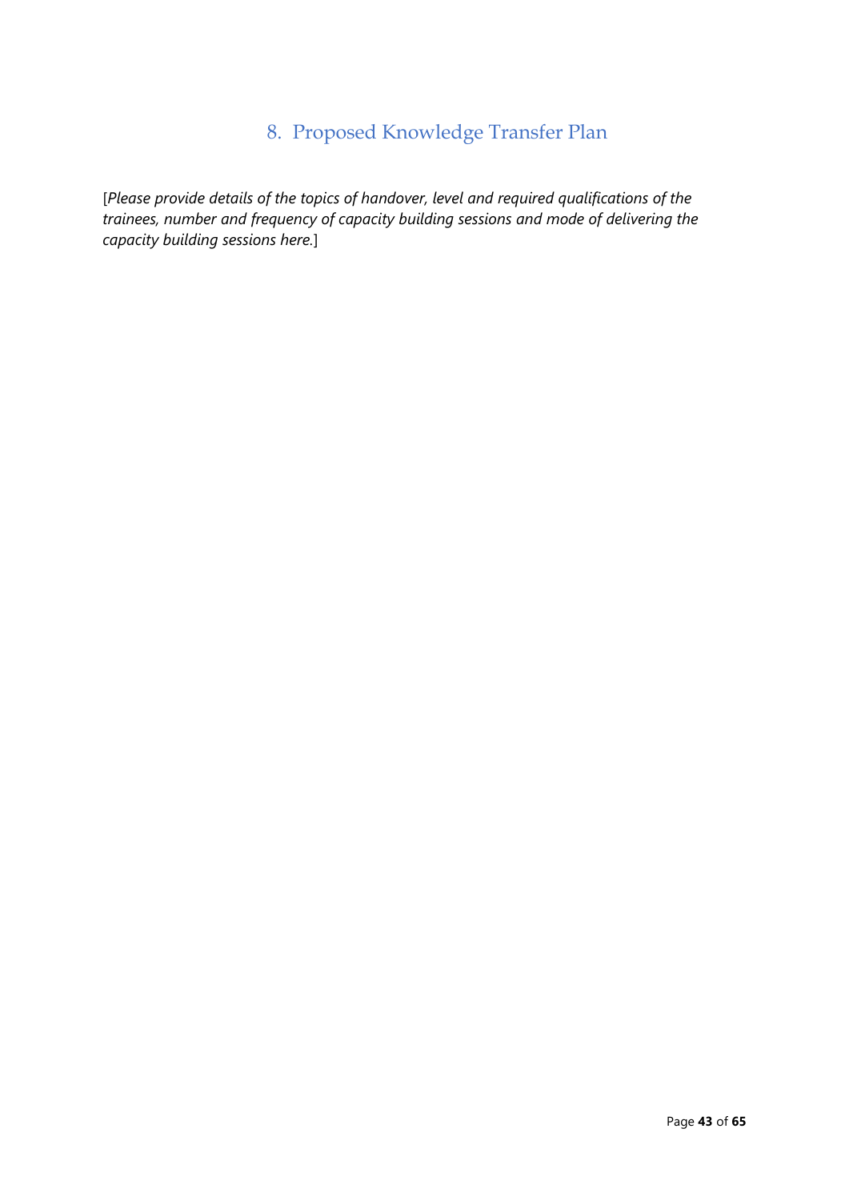# 8. Proposed Knowledge Transfer Plan

[*Please provide details of the topics of handover, level and required qualifications of the trainees, number and frequency of capacity building sessions and mode of delivering the capacity building sessions here.*]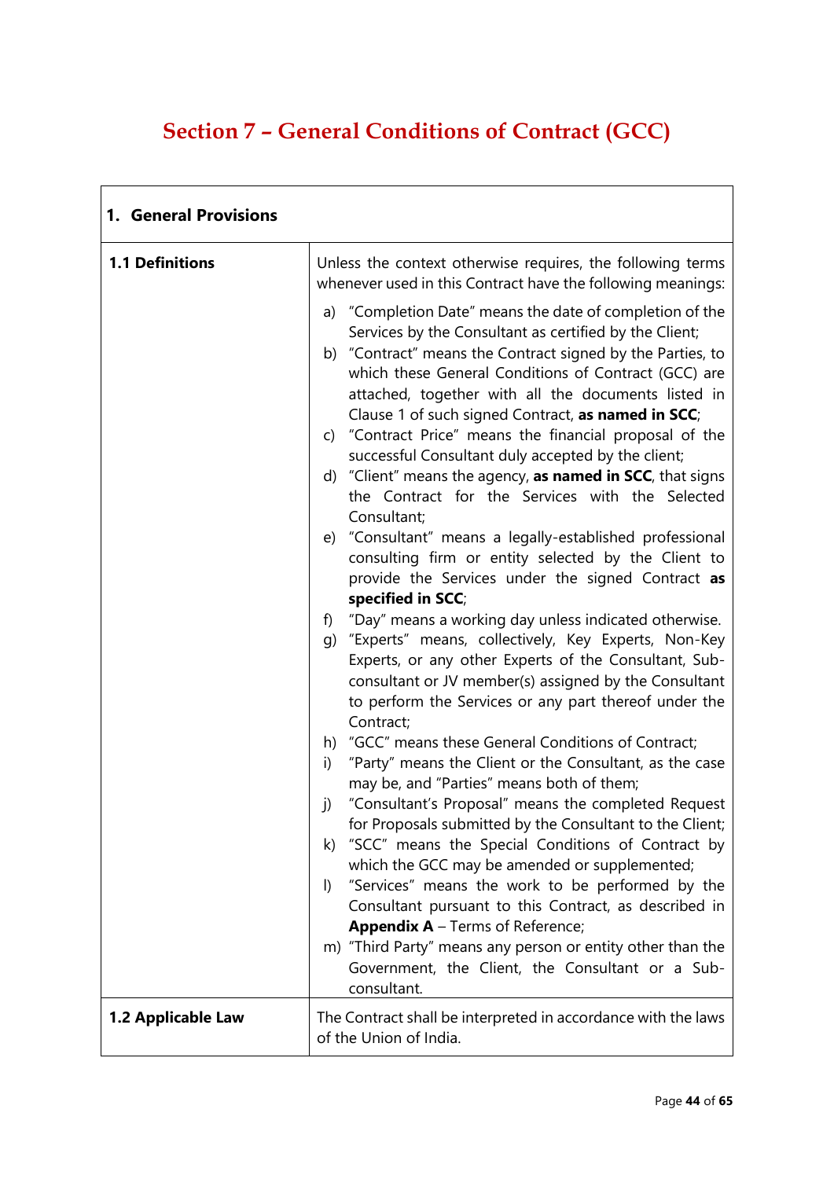# Section 7 – General Conditions of Contract (GCC)

| 1. General Provisions | |
|---|---|
| **1.1 Definitions** | Unless the context otherwise requires, the following terms whenever used in this Contract have the following meanings:<br><br>a) "Completion Date" means the date of completion of the Services by the Consultant as certified by the Client;<br>b) "Contract" means the Contract signed by the Parties, to which these General Conditions of Contract (GCC) are attached, together with all the documents listed in Clause 1 of such signed Contract, **as named in SCC**;<br>c) "Contract Price" means the financial proposal of the successful Consultant duly accepted by the client;<br>d) "Client" means the agency, **as named in SCC**, that signs the Contract for the Services with the Selected Consultant;<br>e) "Consultant" means a legally-established professional consulting firm or entity selected by the Client to provide the Services under the signed Contract **as specified in SCC**;<br>f) "Day" means a working day unless indicated otherwise.<br>g) "Experts" means, collectively, Key Experts, Non-Key Experts, or any other Experts of the Consultant, Sub-consultant or JV member(s) assigned by the Consultant to perform the Services or any part thereof under the Contract;<br>h) "GCC" means these General Conditions of Contract;<br>i) "Party" means the Client or the Consultant, as the case may be, and "Parties" means both of them;<br>j) "Consultant's Proposal" means the completed Request for Proposals submitted by the Consultant to the Client;<br>k) "SCC" means the Special Conditions of Contract by which the GCC may be amended or supplemented;<br>l) "Services" means the work to be performed by the Consultant pursuant to this Contract, as described in **Appendix A** – Terms of Reference;<br>m) "Third Party" means any person or entity other than the Government, the Client, the Consultant or a Sub-consultant. |
| **1.2 Applicable Law** | The Contract shall be interpreted in accordance with the laws of the Union of India. |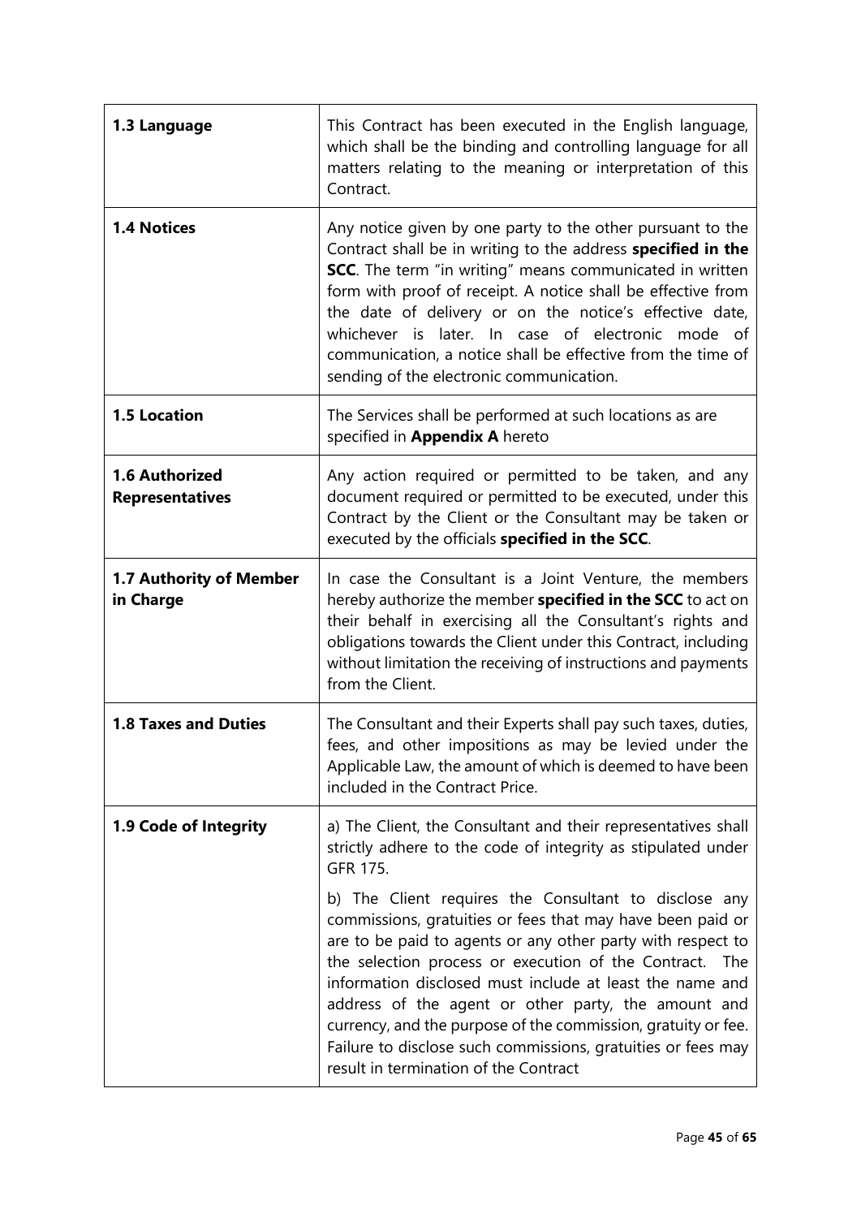| | |
|---|---|
| **1.3 Language** | This Contract has been executed in the English language, which shall be the binding and controlling language for all matters relating to the meaning or interpretation of this Contract. |
| **1.4 Notices** | Any notice given by one party to the other pursuant to the Contract shall be in writing to the address **specified in the SCC**. The term "in writing" means communicated in written form with proof of receipt. A notice shall be effective from the date of delivery or on the notice's effective date, whichever is later. In case of electronic mode of communication, a notice shall be effective from the time of sending of the electronic communication. |
| **1.5 Location** | The Services shall be performed at such locations as are specified in **Appendix A** hereto |
| **1.6 Authorized Representatives** | Any action required or permitted to be taken, and any document required or permitted to be executed, under this Contract by the Client or the Consultant may be taken or executed by the officials **specified in the SCC**. |
| **1.7 Authority of Member in Charge** | In case the Consultant is a Joint Venture, the members hereby authorize the member **specified in the SCC** to act on their behalf in exercising all the Consultant's rights and obligations towards the Client under this Contract, including without limitation the receiving of instructions and payments from the Client. |
| **1.8 Taxes and Duties** | The Consultant and their Experts shall pay such taxes, duties, fees, and other impositions as may be levied under the Applicable Law, the amount of which is deemed to have been included in the Contract Price. |
| **1.9 Code of Integrity** | a) The Client, the Consultant and their representatives shall strictly adhere to the code of integrity as stipulated under GFR 175.<br><br>b) The Client requires the Consultant to disclose any commissions, gratuities or fees that may have been paid or are to be paid to agents or any other party with respect to the selection process or execution of the Contract. The information disclosed must include at least the name and address of the agent or other party, the amount and currency, and the purpose of the commission, gratuity or fee. Failure to disclose such commissions, gratuities or fees may result in termination of the Contract |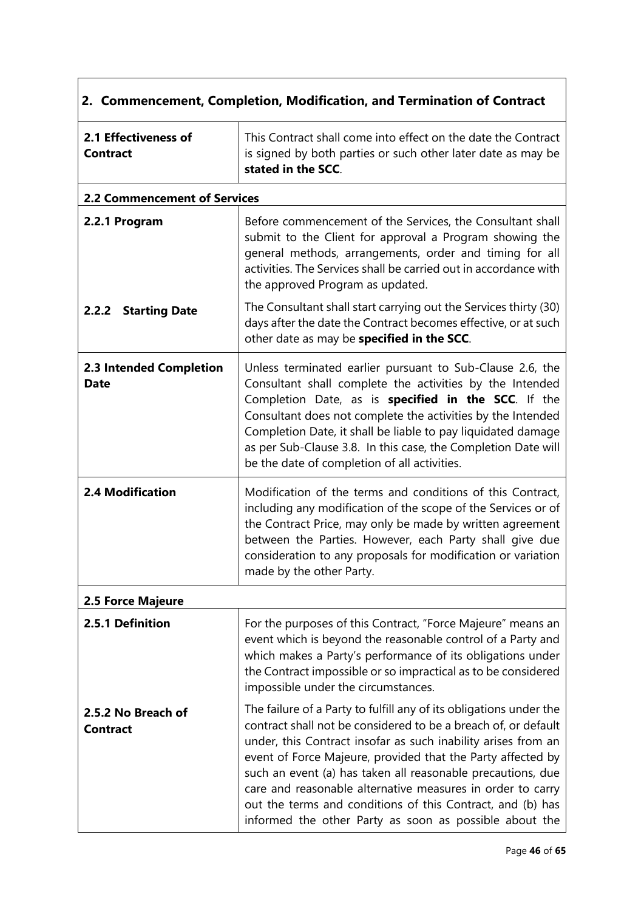| 2. Commencement, Completion, Modification, and Termination of Contract | |
|---|---|
| **2.1 Effectiveness of Contract** | This Contract shall come into effect on the date the Contract is signed by both parties or such other later date as may be **stated in the SCC**. |
| **2.2 Commencement of Services** | |
| **2.2.1 Program** | Before commencement of the Services, the Consultant shall submit to the Client for approval a Program showing the general methods, arrangements, order and timing for all activities. The Services shall be carried out in accordance with the approved Program as updated. |
| **2.2.2 Starting Date** | The Consultant shall start carrying out the Services thirty (30) days after the date the Contract becomes effective, or at such other date as may be **specified in the SCC**. |
| **2.3 Intended Completion Date** | Unless terminated earlier pursuant to Sub-Clause 2.6, the Consultant shall complete the activities by the Intended Completion Date, as is **specified in the SCC**. If the Consultant does not complete the activities by the Intended Completion Date, it shall be liable to pay liquidated damage as per Sub-Clause 3.8. In this case, the Completion Date will be the date of completion of all activities. |
| **2.4 Modification** | Modification of the terms and conditions of this Contract, including any modification of the scope of the Services or of the Contract Price, may only be made by written agreement between the Parties. However, each Party shall give due consideration to any proposals for modification or variation made by the other Party. |
| **2.5 Force Majeure** | |
| **2.5.1 Definition** | For the purposes of this Contract, "Force Majeure" means an event which is beyond the reasonable control of a Party and which makes a Party's performance of its obligations under the Contract impossible or so impractical as to be considered impossible under the circumstances. |
| **2.5.2 No Breach of Contract** | The failure of a Party to fulfill any of its obligations under the contract shall not be considered to be a breach of, or default under, this Contract insofar as such inability arises from an event of Force Majeure, provided that the Party affected by such an event (a) has taken all reasonable precautions, due care and reasonable alternative measures in order to carry out the terms and conditions of this Contract, and (b) has informed the other Party as soon as possible about the |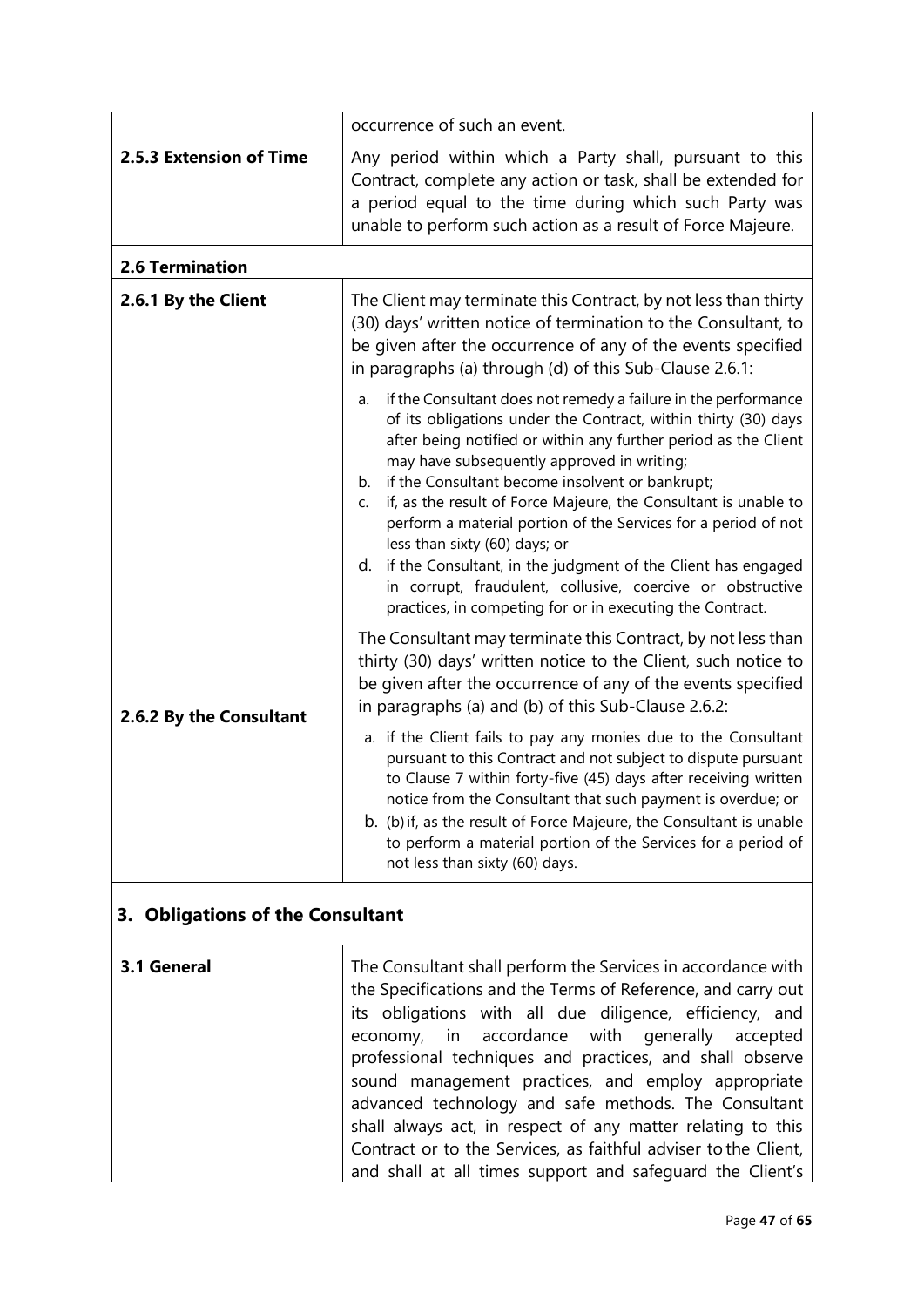| | |
|---|---|
| | occurrence of such an event. |
| **2.5.3 Extension of Time** | Any period within which a Party shall, pursuant to this Contract, complete any action or task, shall be extended for a period equal to the time during which such Party was unable to perform such action as a result of Force Majeure. |
| **2.6 Termination** | |
| **2.6.1 By the Client** | The Client may terminate this Contract, by not less than thirty (30) days' written notice of termination to the Consultant, to be given after the occurrence of any of the events specified in paragraphs (a) through (d) of this Sub-Clause 2.6.1:<br><br>a. if the Consultant does not remedy a failure in the performance of its obligations under the Contract, within thirty (30) days after being notified or within any further period as the Client may have subsequently approved in writing;<br>b. if the Consultant become insolvent or bankrupt;<br>c. if, as the result of Force Majeure, the Consultant is unable to perform a material portion of the Services for a period of not less than sixty (60) days; or<br>d. if the Consultant, in the judgment of the Client has engaged in corrupt, fraudulent, collusive, coercive or obstructive practices, in competing for or in executing the Contract. |
| **2.6.2 By the Consultant** | The Consultant may terminate this Contract, by not less than thirty (30) days' written notice to the Client, such notice to be given after the occurrence of any of the events specified in paragraphs (a) and (b) of this Sub-Clause 2.6.2:<br><br>a. if the Client fails to pay any monies due to the Consultant pursuant to this Contract and not subject to dispute pursuant to Clause 7 within forty-five (45) days after receiving written notice from the Consultant that such payment is overdue; or<br>b. (b) if, as the result of Force Majeure, the Consultant is unable to perform a material portion of the Services for a period of not less than sixty (60) days. |

## 3. Obligations of the Consultant

| | |
|---|---|
| **3.1 General** | The Consultant shall perform the Services in accordance with the Specifications and the Terms of Reference, and carry out its obligations with all due diligence, efficiency, and economy, in accordance with generally accepted professional techniques and practices, and shall observe sound management practices, and employ appropriate advanced technology and safe methods. The Consultant shall always act, in respect of any matter relating to this Contract or to the Services, as faithful adviser to the Client, and shall at all times support and safeguard the Client's |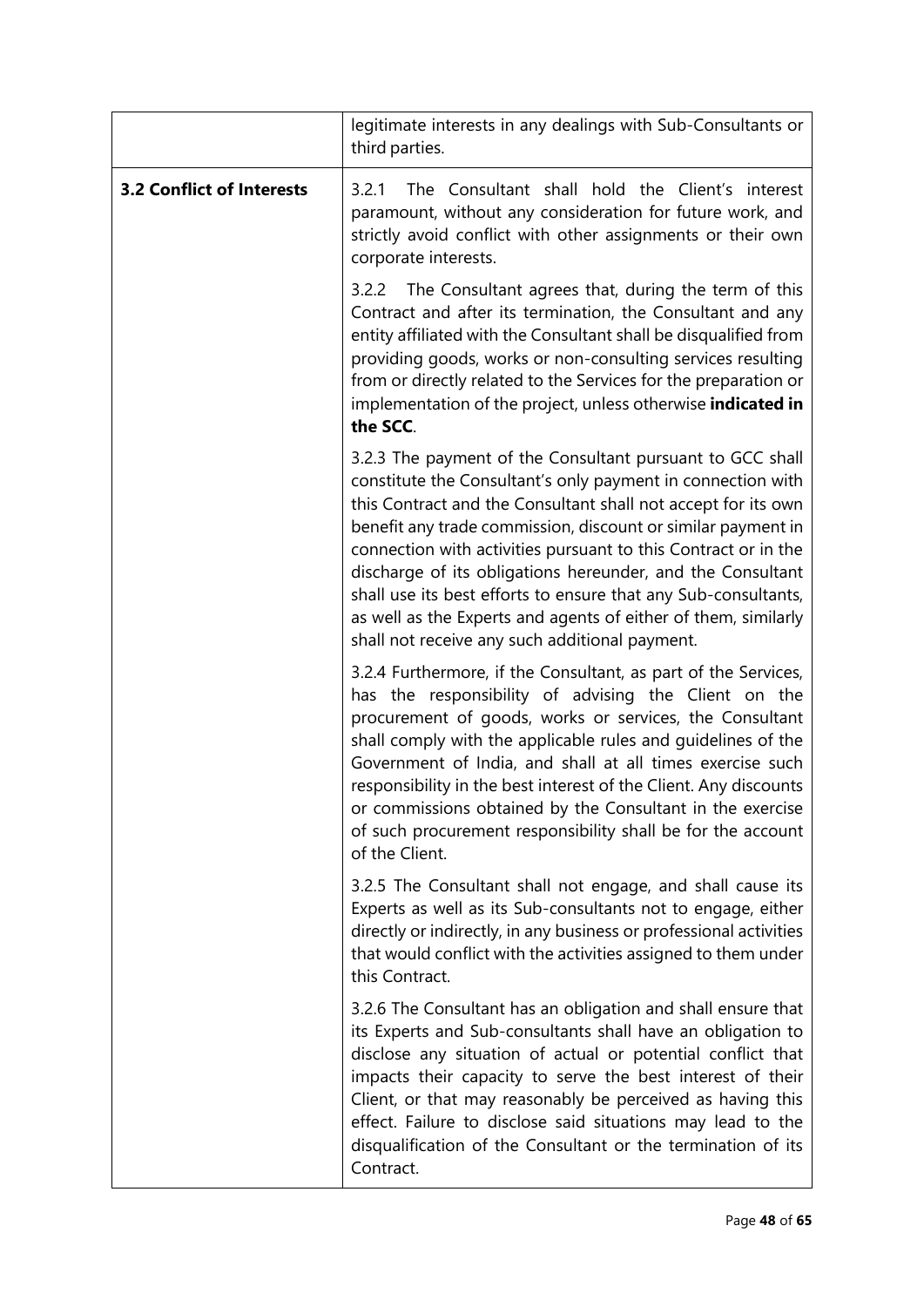| | |
|---|---|
| | legitimate interests in any dealings with Sub-Consultants or third parties. |
| **3.2 Conflict of Interests** | 3.2.1 The Consultant shall hold the Client's interest paramount, without any consideration for future work, and strictly avoid conflict with other assignments or their own corporate interests. |
| | 3.2.2 The Consultant agrees that, during the term of this Contract and after its termination, the Consultant and any entity affiliated with the Consultant shall be disqualified from providing goods, works or non-consulting services resulting from or directly related to the Services for the preparation or implementation of the project, unless otherwise **indicated in the SCC**. |
| | 3.2.3 The payment of the Consultant pursuant to GCC shall constitute the Consultant's only payment in connection with this Contract and the Consultant shall not accept for its own benefit any trade commission, discount or similar payment in connection with activities pursuant to this Contract or in the discharge of its obligations hereunder, and the Consultant shall use its best efforts to ensure that any Sub-consultants, as well as the Experts and agents of either of them, similarly shall not receive any such additional payment. |
| | 3.2.4 Furthermore, if the Consultant, as part of the Services, has the responsibility of advising the Client on the procurement of goods, works or services, the Consultant shall comply with the applicable rules and guidelines of the Government of India, and shall at all times exercise such responsibility in the best interest of the Client. Any discounts or commissions obtained by the Consultant in the exercise of such procurement responsibility shall be for the account of the Client. |
| | 3.2.5 The Consultant shall not engage, and shall cause its Experts as well as its Sub-consultants not to engage, either directly or indirectly, in any business or professional activities that would conflict with the activities assigned to them under this Contract. |
| | 3.2.6 The Consultant has an obligation and shall ensure that its Experts and Sub-consultants shall have an obligation to disclose any situation of actual or potential conflict that impacts their capacity to serve the best interest of their Client, or that may reasonably be perceived as having this effect. Failure to disclose said situations may lead to the disqualification of the Consultant or the termination of its Contract. |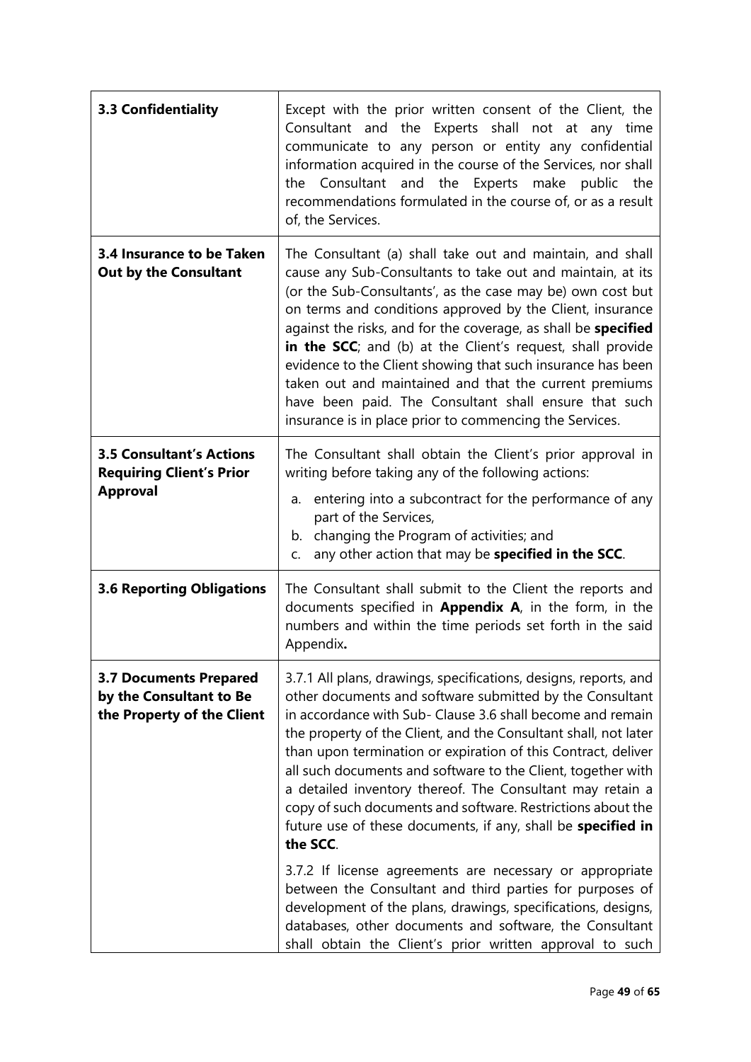| | |
|---|---|
| **3.3 Confidentiality** | Except with the prior written consent of the Client, the Consultant and the Experts shall not at any time communicate to any person or entity any confidential information acquired in the course of the Services, nor shall the Consultant and the Experts make public the recommendations formulated in the course of, or as a result of, the Services. |
| **3.4 Insurance to be Taken Out by the Consultant** | The Consultant (a) shall take out and maintain, and shall cause any Sub-Consultants to take out and maintain, at its (or the Sub-Consultants', as the case may be) own cost but on terms and conditions approved by the Client, insurance against the risks, and for the coverage, as shall be **specified in the SCC**; and (b) at the Client's request, shall provide evidence to the Client showing that such insurance has been taken out and maintained and that the current premiums have been paid. The Consultant shall ensure that such insurance is in place prior to commencing the Services. |
| **3.5 Consultant's Actions Requiring Client's Prior Approval** | The Consultant shall obtain the Client's prior approval in writing before taking any of the following actions:<br>a. entering into a subcontract for the performance of any part of the Services,<br>b. changing the Program of activities; and<br>c. any other action that may be **specified in the SCC**. |
| **3.6 Reporting Obligations** | The Consultant shall submit to the Client the reports and documents specified in **Appendix A**, in the form, in the numbers and within the time periods set forth in the said Appendix**.** |
| **3.7 Documents Prepared by the Consultant to Be the Property of the Client** | 3.7.1 All plans, drawings, specifications, designs, reports, and other documents and software submitted by the Consultant in accordance with Sub- Clause 3.6 shall become and remain the property of the Client, and the Consultant shall, not later than upon termination or expiration of this Contract, deliver all such documents and software to the Client, together with a detailed inventory thereof. The Consultant may retain a copy of such documents and software. Restrictions about the future use of these documents, if any, shall be **specified in the SCC**.<br><br>3.7.2 If license agreements are necessary or appropriate between the Consultant and third parties for purposes of development of the plans, drawings, specifications, designs, databases, other documents and software, the Consultant shall obtain the Client's prior written approval to such |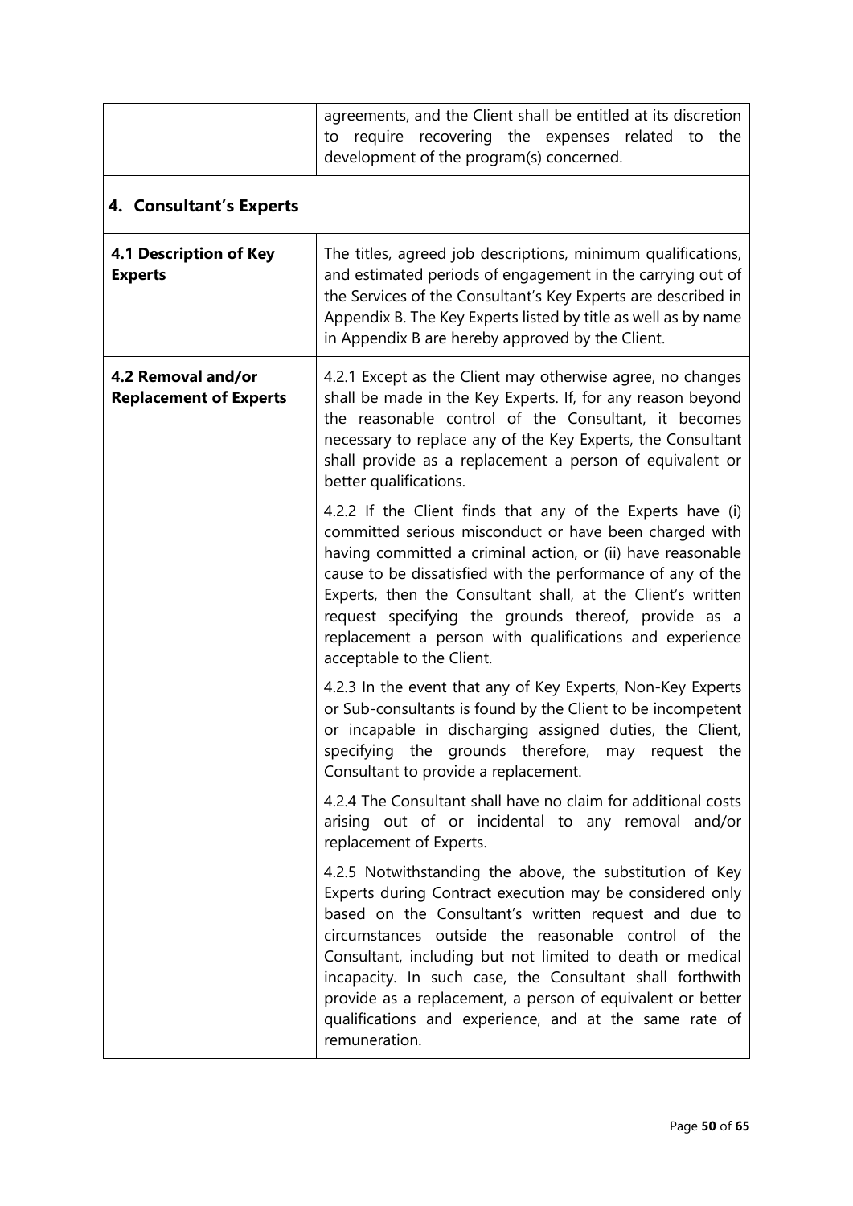| | agreements, and the Client shall be entitled at its discretion to require recovering the expenses related to the development of the program(s) concerned. |
|---|---|

## 4. Consultant's Experts

| | |
|---|---|
| **4.1 Description of Key Experts** | The titles, agreed job descriptions, minimum qualifications, and estimated periods of engagement in the carrying out of the Services of the Consultant's Key Experts are described in Appendix B. The Key Experts listed by title as well as by name in Appendix B are hereby approved by the Client. |
| **4.2 Removal and/or Replacement of Experts** | 4.2.1 Except as the Client may otherwise agree, no changes shall be made in the Key Experts. If, for any reason beyond the reasonable control of the Consultant, it becomes necessary to replace any of the Key Experts, the Consultant shall provide as a replacement a person of equivalent or better qualifications.<br><br>4.2.2 If the Client finds that any of the Experts have (i) committed serious misconduct or have been charged with having committed a criminal action, or (ii) have reasonable cause to be dissatisfied with the performance of any of the Experts, then the Consultant shall, at the Client's written request specifying the grounds thereof, provide as a replacement a person with qualifications and experience acceptable to the Client.<br><br>4.2.3 In the event that any of Key Experts, Non-Key Experts or Sub-consultants is found by the Client to be incompetent or incapable in discharging assigned duties, the Client, specifying the grounds therefore, may request the Consultant to provide a replacement.<br><br>4.2.4 The Consultant shall have no claim for additional costs arising out of or incidental to any removal and/or replacement of Experts.<br><br>4.2.5 Notwithstanding the above, the substitution of Key Experts during Contract execution may be considered only based on the Consultant's written request and due to circumstances outside the reasonable control of the Consultant, including but not limited to death or medical incapacity. In such case, the Consultant shall forthwith provide as a replacement, a person of equivalent or better qualifications and experience, and at the same rate of remuneration. |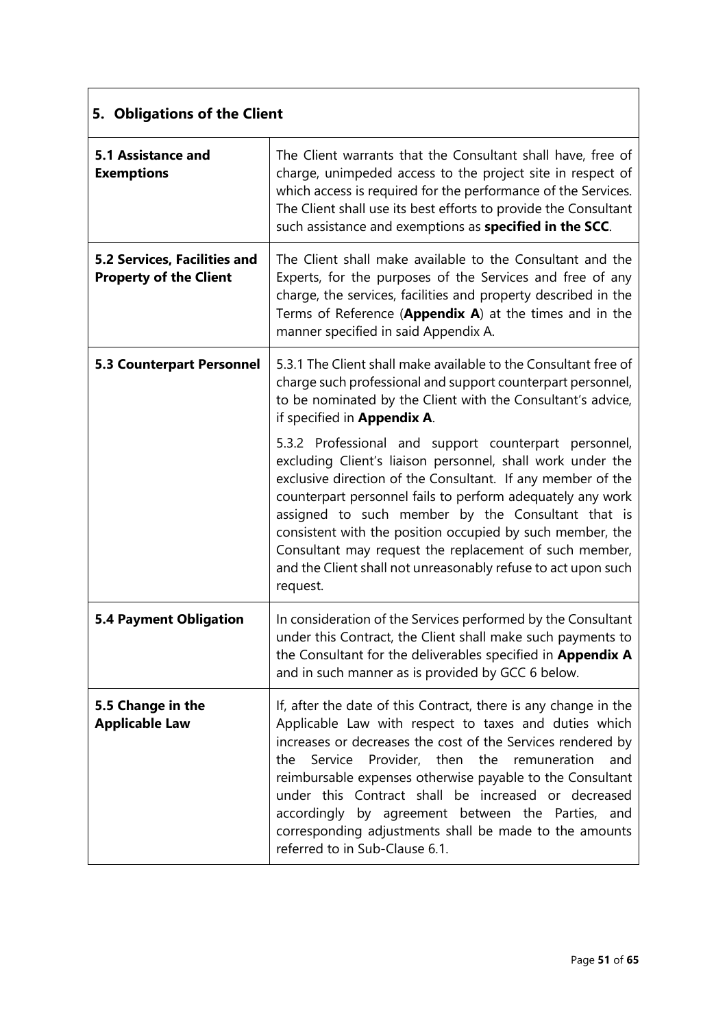| **5. Obligations of the Client** | |
|---|---|
| **5.1 Assistance and Exemptions** | The Client warrants that the Consultant shall have, free of charge, unimpeded access to the project site in respect of which access is required for the performance of the Services. The Client shall use its best efforts to provide the Consultant such assistance and exemptions as **specified in the SCC**. |
| **5.2 Services, Facilities and Property of the Client** | The Client shall make available to the Consultant and the Experts, for the purposes of the Services and free of any charge, the services, facilities and property described in the Terms of Reference (**Appendix A**) at the times and in the manner specified in said Appendix A. |
| **5.3 Counterpart Personnel** | 5.3.1 The Client shall make available to the Consultant free of charge such professional and support counterpart personnel, to be nominated by the Client with the Consultant's advice, if specified in **Appendix A**.<br><br>5.3.2 Professional and support counterpart personnel, excluding Client's liaison personnel, shall work under the exclusive direction of the Consultant. If any member of the counterpart personnel fails to perform adequately any work assigned to such member by the Consultant that is consistent with the position occupied by such member, the Consultant may request the replacement of such member, and the Client shall not unreasonably refuse to act upon such request. |
| **5.4 Payment Obligation** | In consideration of the Services performed by the Consultant under this Contract, the Client shall make such payments to the Consultant for the deliverables specified in **Appendix A** and in such manner as is provided by GCC 6 below. |
| **5.5 Change in the Applicable Law** | If, after the date of this Contract, there is any change in the Applicable Law with respect to taxes and duties which increases or decreases the cost of the Services rendered by the Service Provider, then the remuneration and reimbursable expenses otherwise payable to the Consultant under this Contract shall be increased or decreased accordingly by agreement between the Parties, and corresponding adjustments shall be made to the amounts referred to in Sub-Clause 6.1. |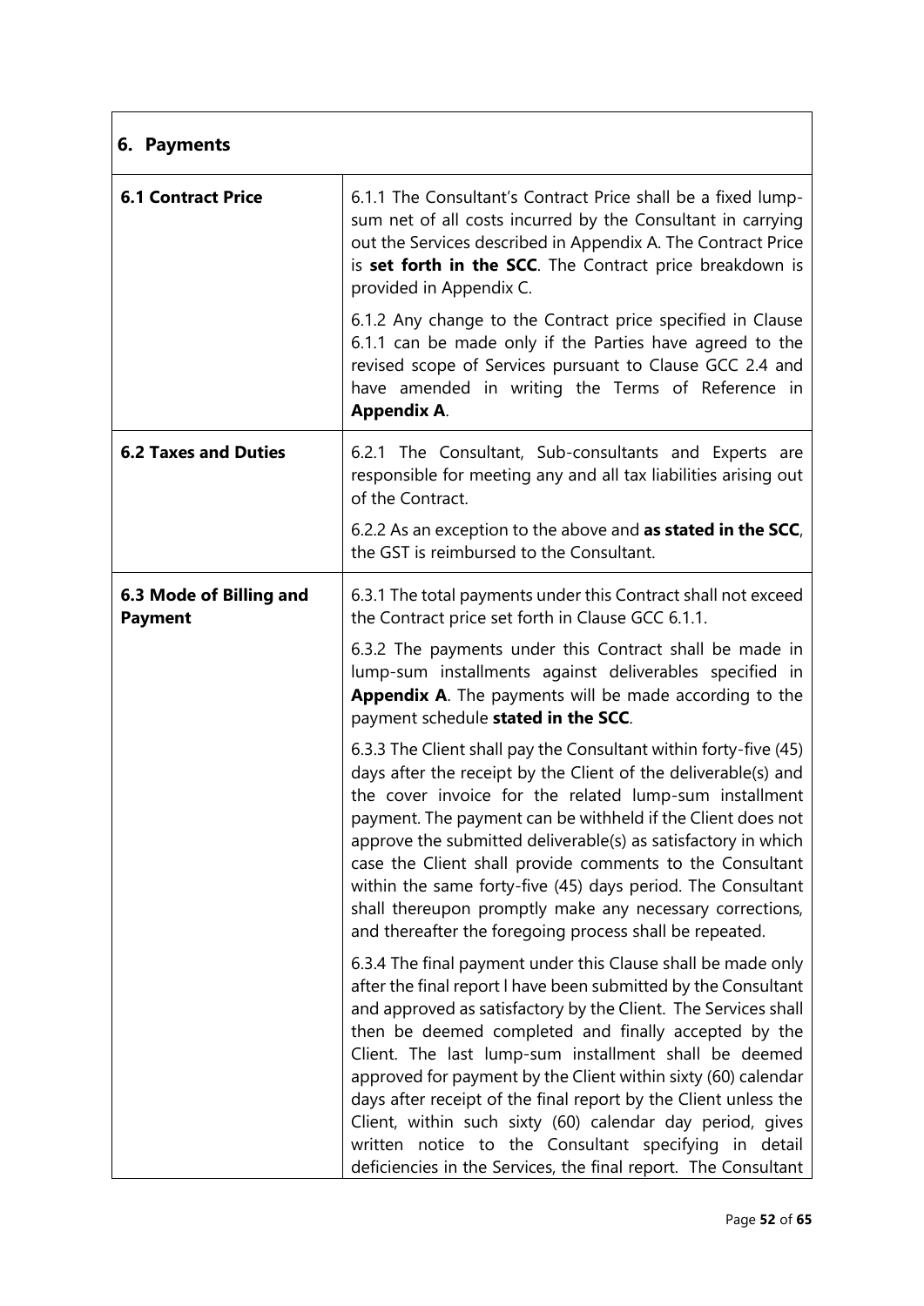| 6. Payments | |
|---|---|
| **6.1 Contract Price** | 6.1.1 The Consultant's Contract Price shall be a fixed lump-sum net of all costs incurred by the Consultant in carrying out the Services described in Appendix A. The Contract Price is **set forth in the SCC**. The Contract price breakdown is provided in Appendix C.<br><br>6.1.2 Any change to the Contract price specified in Clause 6.1.1 can be made only if the Parties have agreed to the revised scope of Services pursuant to Clause GCC 2.4 and have amended in writing the Terms of Reference in **Appendix A**. |
| **6.2 Taxes and Duties** | 6.2.1 The Consultant, Sub-consultants and Experts are responsible for meeting any and all tax liabilities arising out of the Contract.<br><br>6.2.2 As an exception to the above and **as stated in the SCC**, the GST is reimbursed to the Consultant. |
| **6.3 Mode of Billing and Payment** | 6.3.1 The total payments under this Contract shall not exceed the Contract price set forth in Clause GCC 6.1.1.<br><br>6.3.2 The payments under this Contract shall be made in lump-sum installments against deliverables specified in **Appendix A**. The payments will be made according to the payment schedule **stated in the SCC**.<br><br>6.3.3 The Client shall pay the Consultant within forty-five (45) days after the receipt by the Client of the deliverable(s) and the cover invoice for the related lump-sum installment payment. The payment can be withheld if the Client does not approve the submitted deliverable(s) as satisfactory in which case the Client shall provide comments to the Consultant within the same forty-five (45) days period. The Consultant shall thereupon promptly make any necessary corrections, and thereafter the foregoing process shall be repeated.<br><br>6.3.4 The final payment under this Clause shall be made only after the final report l have been submitted by the Consultant and approved as satisfactory by the Client. The Services shall then be deemed completed and finally accepted by the Client. The last lump-sum installment shall be deemed approved for payment by the Client within sixty (60) calendar days after receipt of the final report by the Client unless the Client, within such sixty (60) calendar day period, gives written notice to the Consultant specifying in detail deficiencies in the Services, the final report. The Consultant |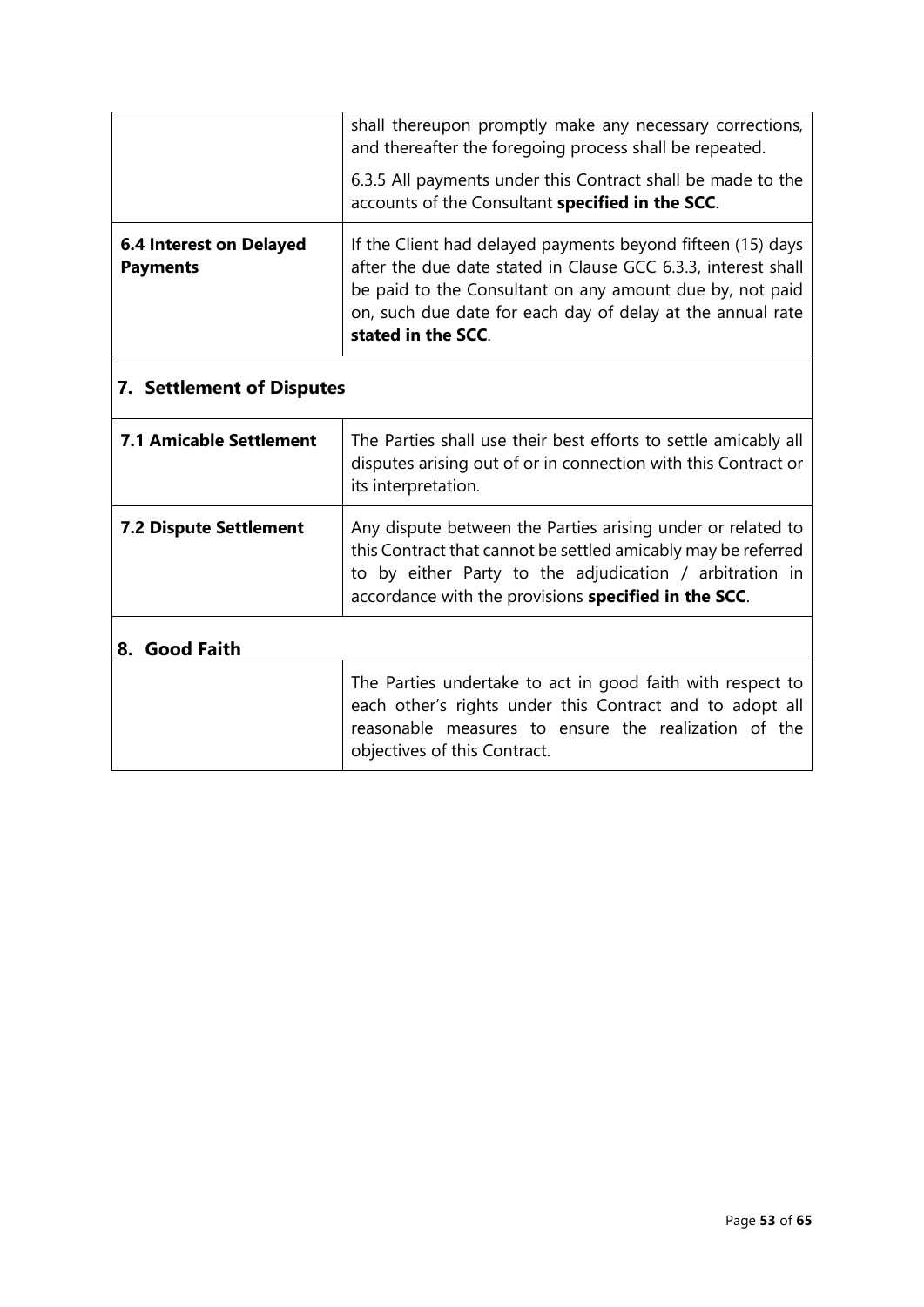| | |
|---|---|
| | shall thereupon promptly make any necessary corrections, and thereafter the foregoing process shall be repeated.<br><br>6.3.5 All payments under this Contract shall be made to the accounts of the Consultant **specified in the SCC**. |
| **6.4 Interest on Delayed Payments** | If the Client had delayed payments beyond fifteen (15) days after the due date stated in Clause GCC 6.3.3, interest shall be paid to the Consultant on any amount due by, not paid on, such due date for each day of delay at the annual rate **stated in the SCC**. |

## 7. Settlement of Disputes

| | |
|---|---|
| **7.1 Amicable Settlement** | The Parties shall use their best efforts to settle amicably all disputes arising out of or in connection with this Contract or its interpretation. |
| **7.2 Dispute Settlement** | Any dispute between the Parties arising under or related to this Contract that cannot be settled amicably may be referred to by either Party to the adjudication / arbitration in accordance with the provisions **specified in the SCC**. |

## 8. Good Faith

| | |
|---|---|
| | The Parties undertake to act in good faith with respect to each other's rights under this Contract and to adopt all reasonable measures to ensure the realization of the objectives of this Contract. |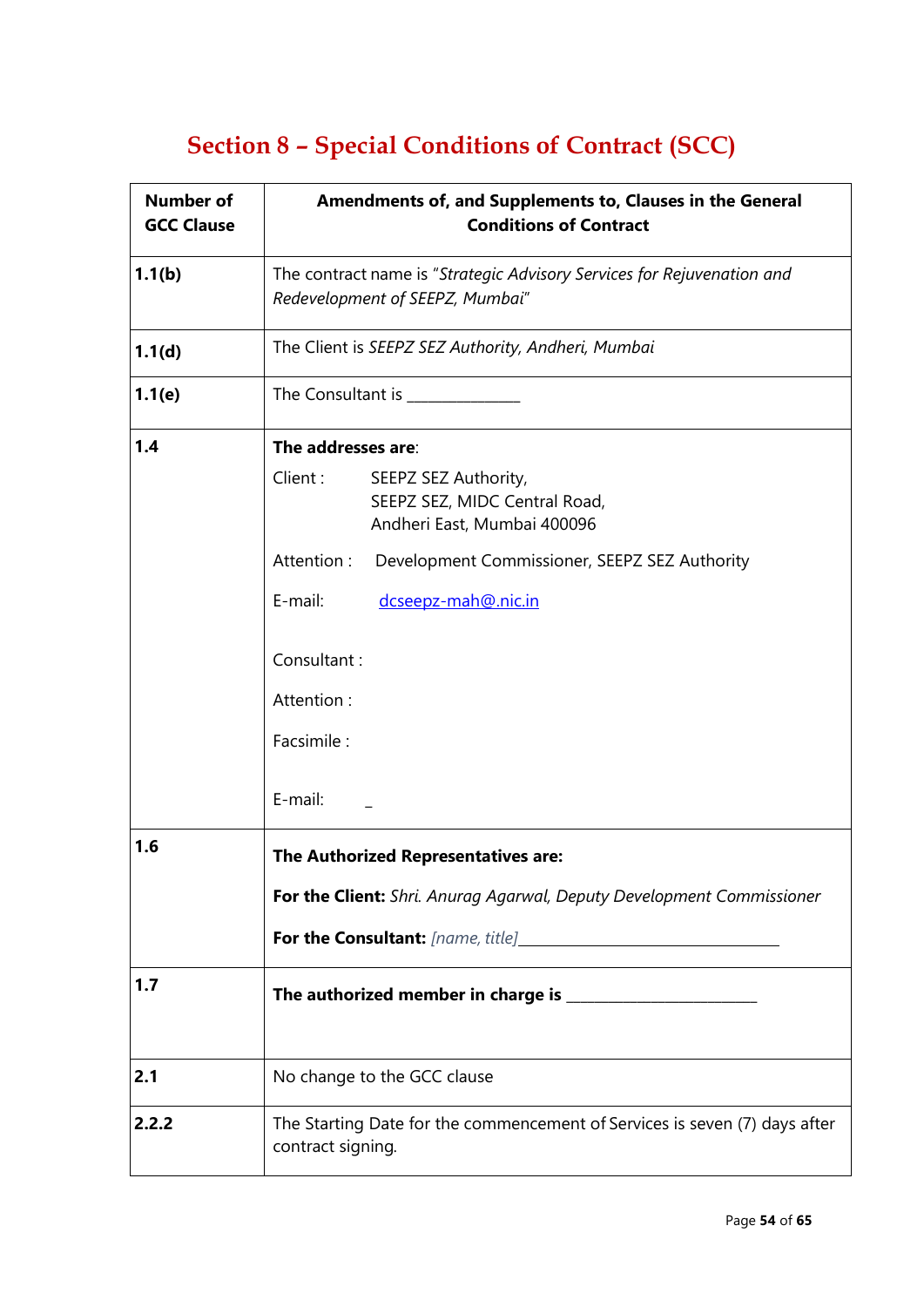# Section 8 – Special Conditions of Contract (SCC)

| Number of GCC Clause | Amendments of, and Supplements to, Clauses in the General Conditions of Contract |
|---|---|
| **1.1(b)** | The contract name is "*Strategic Advisory Services for Rejuvenation and Redevelopment of SEEPZ, Mumbai*" |
| **1.1(d)** | The Client is *SEEPZ SEZ Authority, Andheri, Mumbai* |
| **1.1(e)** | The Consultant is ______________ |
| **1.4** | **The addresses are**:<br>Client : SEEPZ SEZ Authority, SEEPZ SEZ, MIDC Central Road, Andheri East, Mumbai 400096<br>Attention : Development Commissioner, SEEPZ SEZ Authority<br>E-mail: dcseepz-mah@nic.in<br><br>Consultant :<br>Attention :<br>Facsimile :<br>E-mail: _ |
| **1.6** | **The Authorized Representatives are:**<br>**For the Client:** *Shri. Anurag Agarwal, Deputy Development Commissioner*<br>**For the Consultant:** *[name, title]*________________________________ |
| **1.7** | **The authorized member in charge is** ________________________ |
| **2.1** | No change to the GCC clause |
| **2.2.2** | The Starting Date for the commencement of Services is seven (7) days after contract signing. |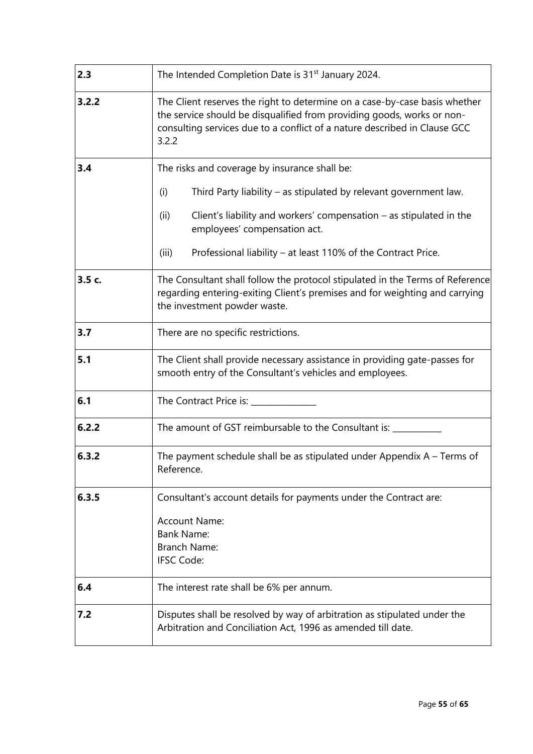| | |
|---|---|
| **2.3** | The Intended Completion Date is 31st January 2024. |
| **3.2.2** | The Client reserves the right to determine on a case-by-case basis whether the service should be disqualified from providing goods, works or non-consulting services due to a conflict of a nature described in Clause GCC 3.2.2 |
| **3.4** | The risks and coverage by insurance shall be:<br>(i) Third Party liability – as stipulated by relevant government law.<br>(ii) Client's liability and workers' compensation – as stipulated in the employees' compensation act.<br>(iii) Professional liability – at least 110% of the Contract Price. |
| **3.5 c.** | The Consultant shall follow the protocol stipulated in the Terms of Reference regarding entering-exiting Client's premises and for weighting and carrying the investment powder waste. |
| **3.7** | There are no specific restrictions. |
| **5.1** | The Client shall provide necessary assistance in providing gate-passes for smooth entry of the Consultant's vehicles and employees. |
| **6.1** | The Contract Price is: _______________ |
| **6.2.2** | The amount of GST reimbursable to the Consultant is: ___________ |
| **6.3.2** | The payment schedule shall be as stipulated under Appendix A – Terms of Reference. |
| **6.3.5** | Consultant's account details for payments under the Contract are:<br>Account Name:<br>Bank Name:<br>Branch Name:<br>IFSC Code: |
| **6.4** | The interest rate shall be 6% per annum. |
| **7.2** | Disputes shall be resolved by way of arbitration as stipulated under the Arbitration and Conciliation Act, 1996 as amended till date. |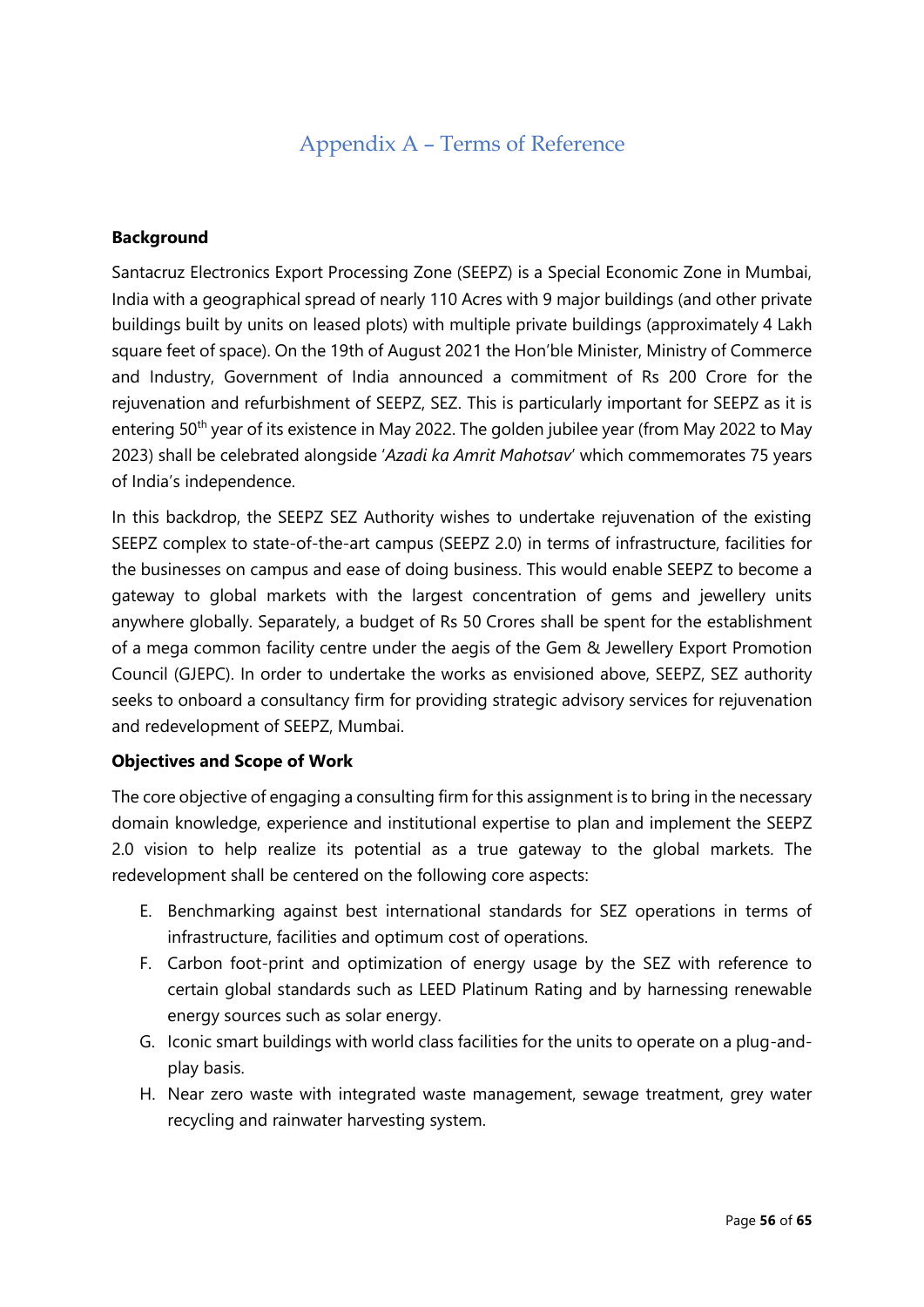# Appendix A – Terms of Reference

**Background**

Santacruz Electronics Export Processing Zone (SEEPZ) is a Special Economic Zone in Mumbai, India with a geographical spread of nearly 110 Acres with 9 major buildings (and other private buildings built by units on leased plots) with multiple private buildings (approximately 4 Lakh square feet of space). On the 19th of August 2021 the Hon'ble Minister, Ministry of Commerce and Industry, Government of India announced a commitment of Rs 200 Crore for the rejuvenation and refurbishment of SEEPZ, SEZ. This is particularly important for SEEPZ as it is entering 50th year of its existence in May 2022. The golden jubilee year (from May 2022 to May 2023) shall be celebrated alongside '*Azadi ka Amrit Mahotsav*' which commemorates 75 years of India's independence.

In this backdrop, the SEEPZ SEZ Authority wishes to undertake rejuvenation of the existing SEEPZ complex to state-of-the-art campus (SEEPZ 2.0) in terms of infrastructure, facilities for the businesses on campus and ease of doing business. This would enable SEEPZ to become a gateway to global markets with the largest concentration of gems and jewellery units anywhere globally. Separately, a budget of Rs 50 Crores shall be spent for the establishment of a mega common facility centre under the aegis of the Gem & Jewellery Export Promotion Council (GJEPC). In order to undertake the works as envisioned above, SEEPZ, SEZ authority seeks to onboard a consultancy firm for providing strategic advisory services for rejuvenation and redevelopment of SEEPZ, Mumbai.

**Objectives and Scope of Work**

The core objective of engaging a consulting firm for this assignment is to bring in the necessary domain knowledge, experience and institutional expertise to plan and implement the SEEPZ 2.0 vision to help realize its potential as a true gateway to the global markets. The redevelopment shall be centered on the following core aspects:

E. Benchmarking against best international standards for SEZ operations in terms of infrastructure, facilities and optimum cost of operations.
F. Carbon foot-print and optimization of energy usage by the SEZ with reference to certain global standards such as LEED Platinum Rating and by harnessing renewable energy sources such as solar energy.
G. Iconic smart buildings with world class facilities for the units to operate on a plug-and-play basis.
H. Near zero waste with integrated waste management, sewage treatment, grey water recycling and rainwater harvesting system.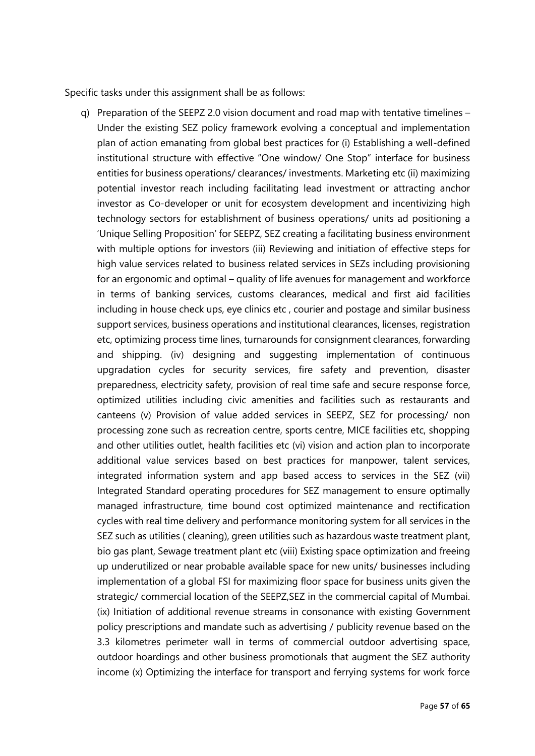Specific tasks under this assignment shall be as follows:

q) Preparation of the SEEPZ 2.0 vision document and road map with tentative timelines – Under the existing SEZ policy framework evolving a conceptual and implementation plan of action emanating from global best practices for (i) Establishing a well-defined institutional structure with effective "One window/ One Stop" interface for business entities for business operations/ clearances/ investments. Marketing etc (ii) maximizing potential investor reach including facilitating lead investment or attracting anchor investor as Co-developer or unit for ecosystem development and incentivizing high technology sectors for establishment of business operations/ units ad positioning a 'Unique Selling Proposition' for SEEPZ, SEZ creating a facilitating business environment with multiple options for investors (iii) Reviewing and initiation of effective steps for high value services related to business related services in SEZs including provisioning for an ergonomic and optimal – quality of life avenues for management and workforce in terms of banking services, customs clearances, medical and first aid facilities including in house check ups, eye clinics etc , courier and postage and similar business support services, business operations and institutional clearances, licenses, registration etc, optimizing process time lines, turnarounds for consignment clearances, forwarding and shipping. (iv) designing and suggesting implementation of continuous upgradation cycles for security services, fire safety and prevention, disaster preparedness, electricity safety, provision of real time safe and secure response force, optimized utilities including civic amenities and facilities such as restaurants and canteens (v) Provision of value added services in SEEPZ, SEZ for processing/ non processing zone such as recreation centre, sports centre, MICE facilities etc, shopping and other utilities outlet, health facilities etc (vi) vision and action plan to incorporate additional value services based on best practices for manpower, talent services, integrated information system and app based access to services in the SEZ (vii) Integrated Standard operating procedures for SEZ management to ensure optimally managed infrastructure, time bound cost optimized maintenance and rectification cycles with real time delivery and performance monitoring system for all services in the SEZ such as utilities ( cleaning), green utilities such as hazardous waste treatment plant, bio gas plant, Sewage treatment plant etc (viii) Existing space optimization and freeing up underutilized or near probable available space for new units/ businesses including implementation of a global FSI for maximizing floor space for business units given the strategic/ commercial location of the SEEPZ,SEZ in the commercial capital of Mumbai. (ix) Initiation of additional revenue streams in consonance with existing Government policy prescriptions and mandate such as advertising / publicity revenue based on the 3.3 kilometres perimeter wall in terms of commercial outdoor advertising space, outdoor hoardings and other business promotionals that augment the SEZ authority income (x) Optimizing the interface for transport and ferrying systems for work force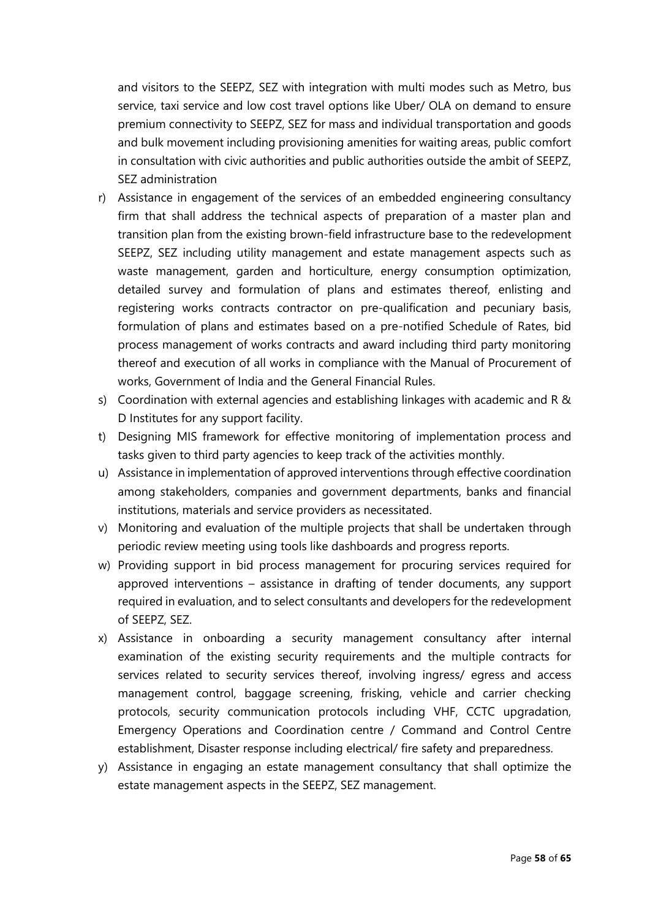and visitors to the SEEPZ, SEZ with integration with multi modes such as Metro, bus service, taxi service and low cost travel options like Uber/ OLA on demand to ensure premium connectivity to SEEPZ, SEZ for mass and individual transportation and goods and bulk movement including provisioning amenities for waiting areas, public comfort in consultation with civic authorities and public authorities outside the ambit of SEEPZ, SEZ administration

r) Assistance in engagement of the services of an embedded engineering consultancy firm that shall address the technical aspects of preparation of a master plan and transition plan from the existing brown-field infrastructure base to the redevelopment SEEPZ, SEZ including utility management and estate management aspects such as waste management, garden and horticulture, energy consumption optimization, detailed survey and formulation of plans and estimates thereof, enlisting and registering works contracts contractor on pre-qualification and pecuniary basis, formulation of plans and estimates based on a pre-notified Schedule of Rates, bid process management of works contracts and award including third party monitoring thereof and execution of all works in compliance with the Manual of Procurement of works, Government of India and the General Financial Rules.

s) Coordination with external agencies and establishing linkages with academic and R & D Institutes for any support facility.

t) Designing MIS framework for effective monitoring of implementation process and tasks given to third party agencies to keep track of the activities monthly.

u) Assistance in implementation of approved interventions through effective coordination among stakeholders, companies and government departments, banks and financial institutions, materials and service providers as necessitated.

v) Monitoring and evaluation of the multiple projects that shall be undertaken through periodic review meeting using tools like dashboards and progress reports.

w) Providing support in bid process management for procuring services required for approved interventions – assistance in drafting of tender documents, any support required in evaluation, and to select consultants and developers for the redevelopment of SEEPZ, SEZ.

x) Assistance in onboarding a security management consultancy after internal examination of the existing security requirements and the multiple contracts for services related to security services thereof, involving ingress/ egress and access management control, baggage screening, frisking, vehicle and carrier checking protocols, security communication protocols including VHF, CCTC upgradation, Emergency Operations and Coordination centre / Command and Control Centre establishment, Disaster response including electrical/ fire safety and preparedness.

y) Assistance in engaging an estate management consultancy that shall optimize the estate management aspects in the SEEPZ, SEZ management.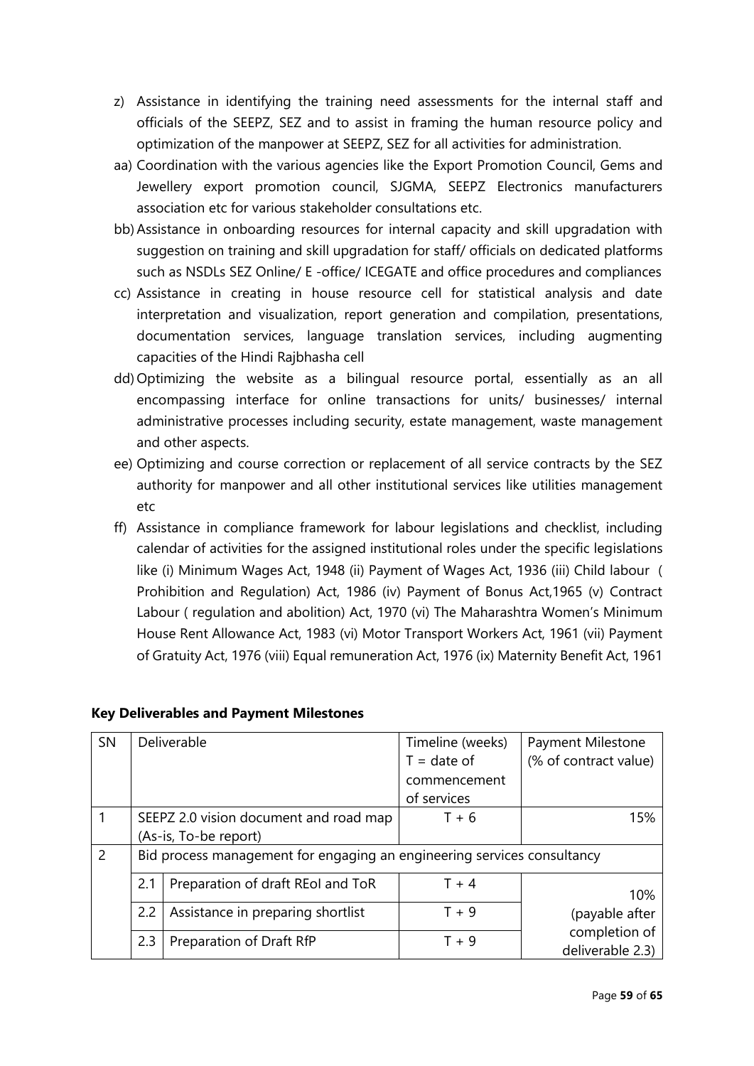z) Assistance in identifying the training need assessments for the internal staff and officials of the SEEPZ, SEZ and to assist in framing the human resource policy and optimization of the manpower at SEEPZ, SEZ for all activities for administration.

aa) Coordination with the various agencies like the Export Promotion Council, Gems and Jewellery export promotion council, SJGMA, SEEPZ Electronics manufacturers association etc for various stakeholder consultations etc.

bb) Assistance in onboarding resources for internal capacity and skill upgradation with suggestion on training and skill upgradation for staff/ officials on dedicated platforms such as NSDLs SEZ Online/ E -office/ ICEGATE and office procedures and compliances

cc) Assistance in creating in house resource cell for statistical analysis and date interpretation and visualization, report generation and compilation, presentations, documentation services, language translation services, including augmenting capacities of the Hindi Rajbhasha cell

dd) Optimizing the website as a bilingual resource portal, essentially as an all encompassing interface for online transactions for units/ businesses/ internal administrative processes including security, estate management, waste management and other aspects.

ee) Optimizing and course correction or replacement of all service contracts by the SEZ authority for manpower and all other institutional services like utilities management etc

ff) Assistance in compliance framework for labour legislations and checklist, including calendar of activities for the assigned institutional roles under the specific legislations like (i) Minimum Wages Act, 1948 (ii) Payment of Wages Act, 1936 (iii) Child labour ( Prohibition and Regulation) Act, 1986 (iv) Payment of Bonus Act,1965 (v) Contract Labour ( regulation and abolition) Act, 1970 (vi) The Maharashtra Women's Minimum House Rent Allowance Act, 1983 (vi) Motor Transport Workers Act, 1961 (vii) Payment of Gratuity Act, 1976 (viii) Equal remuneration Act, 1976 (ix) Maternity Benefit Act, 1961

**Key Deliverables and Payment Milestones**

| SN | Deliverable | | Timeline (weeks) T = date of commencement of services | Payment Milestone (% of contract value) |
|---|---|---|---|---|
| 1 | SEEPZ 2.0 vision document and road map (As-is, To-be report) | | T + 6 | 15% |
| 2 | Bid process management for engaging an engineering services consultancy | | | |
| | 2.1 | Preparation of draft REoI and ToR | T + 4 | 10% (payable after completion of deliverable 2.3) |
| | 2.2 | Assistance in preparing shortlist | T + 9 | |
| | 2.3 | Preparation of Draft RfP | T + 9 | |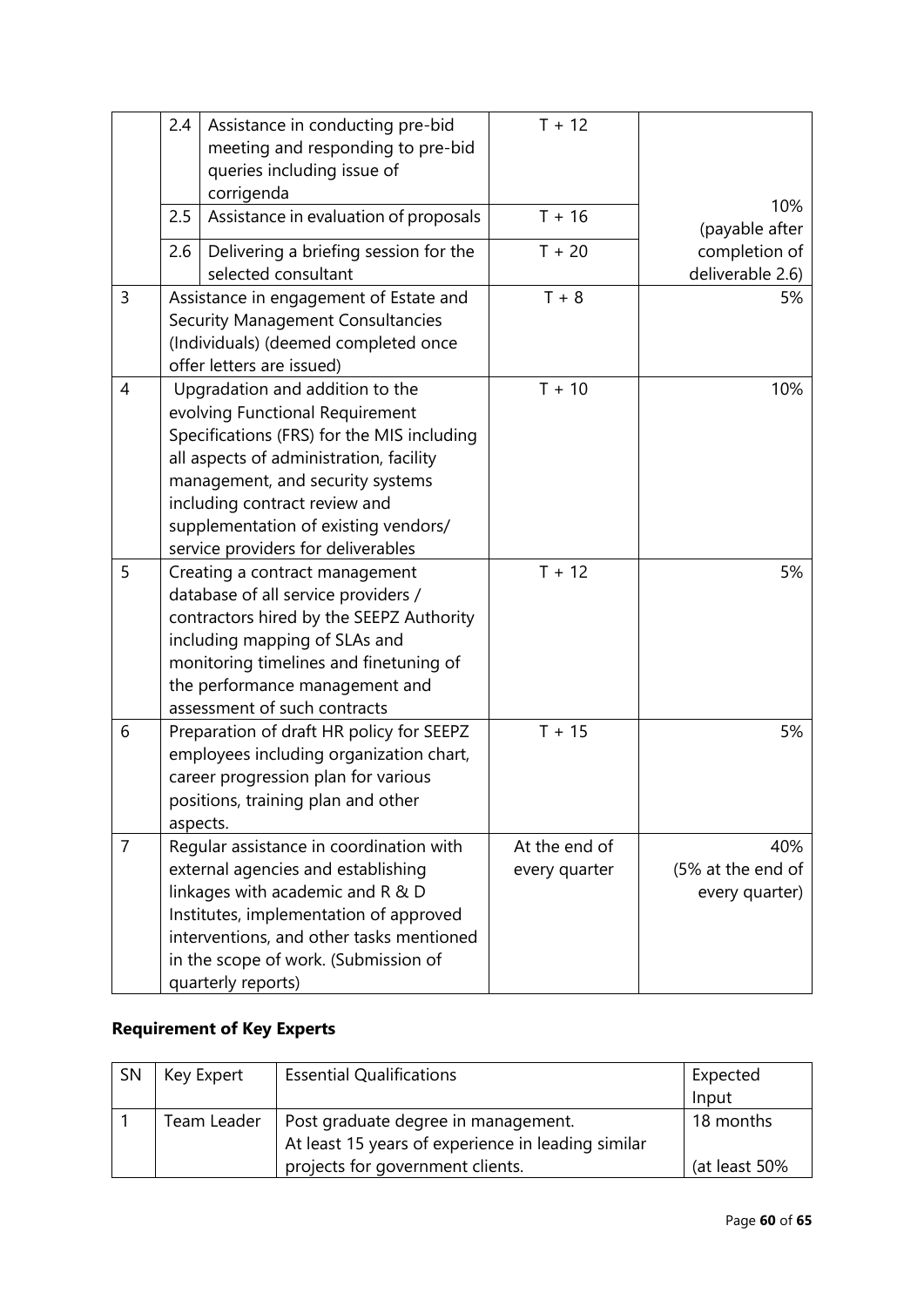| | | | | |
|---|---|---|---|---|
| | 2.4 | Assistance in conducting pre-bid meeting and responding to pre-bid queries including issue of corrigenda | T + 12 | 10% (payable after completion of deliverable 2.6) |
| | 2.5 | Assistance in evaluation of proposals | T + 16 | |
| | 2.6 | Delivering a briefing session for the selected consultant | T + 20 | |
| 3 | Assistance in engagement of Estate and Security Management Consultancies (Individuals) (deemed completed once offer letters are issued) | | T + 8 | 5% |
| 4 | Upgradation and addition to the evolving Functional Requirement Specifications (FRS) for the MIS including all aspects of administration, facility management, and security systems including contract review and supplementation of existing vendors/ service providers for deliverables | | T + 10 | 10% |
| 5 | Creating a contract management database of all service providers / contractors hired by the SEEPZ Authority including mapping of SLAs and monitoring timelines and finetuning of the performance management and assessment of such contracts | | T + 12 | 5% |
| 6 | Preparation of draft HR policy for SEEPZ employees including organization chart, career progression plan for various positions, training plan and other aspects. | | T + 15 | 5% |
| 7 | Regular assistance in coordination with external agencies and establishing linkages with academic and R & D Institutes, implementation of approved interventions, and other tasks mentioned in the scope of work. (Submission of quarterly reports) | | At the end of every quarter | 40% (5% at the end of every quarter) |

**Requirement of Key Experts**

| SN | Key Expert | Essential Qualifications | Expected Input |
|---|---|---|---|
| 1 | Team Leader | Post graduate degree in management. At least 15 years of experience in leading similar projects for government clients. | 18 months (at least 50% |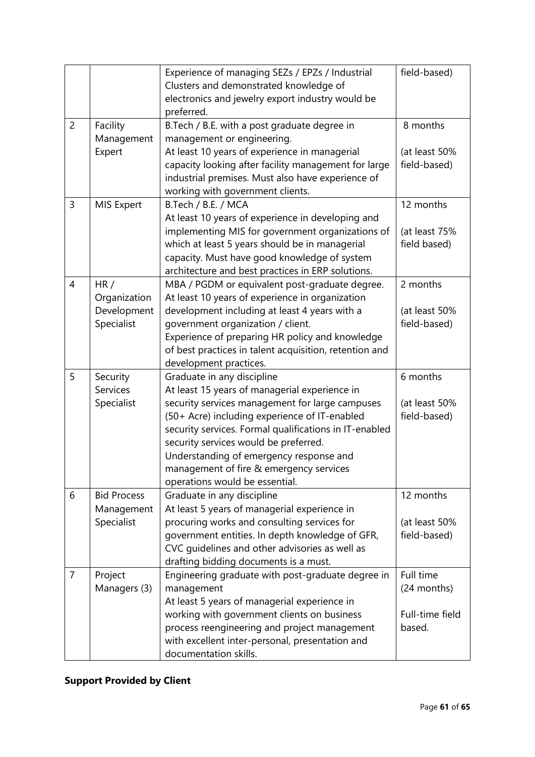| | | | |
|---|---|---|---|
| | | Experience of managing SEZs / EPZs / Industrial Clusters and demonstrated knowledge of electronics and jewelry export industry would be preferred. | field-based) |
| 2 | Facility Management Expert | B.Tech / B.E. with a post graduate degree in management or engineering. At least 10 years of experience in managerial capacity looking after facility management for large industrial premises. Must also have experience of working with government clients. | 8 months (at least 50% field-based) |
| 3 | MIS Expert | B.Tech / B.E. / MCA At least 10 years of experience in developing and implementing MIS for government organizations of which at least 5 years should be in managerial capacity. Must have good knowledge of system architecture and best practices in ERP solutions. | 12 months (at least 75% field based) |
| 4 | HR / Organization Development Specialist | MBA / PGDM or equivalent post-graduate degree. At least 10 years of experience in organization development including at least 4 years with a government organization / client. Experience of preparing HR policy and knowledge of best practices in talent acquisition, retention and development practices. | 2 months (at least 50% field-based) |
| 5 | Security Services Specialist | Graduate in any discipline At least 15 years of managerial experience in security services management for large campuses (50+ Acre) including experience of IT-enabled security services. Formal qualifications in IT-enabled security services would be preferred. Understanding of emergency response and management of fire & emergency services operations would be essential. | 6 months (at least 50% field-based) |
| 6 | Bid Process Management Specialist | Graduate in any discipline At least 5 years of managerial experience in procuring works and consulting services for government entities. In depth knowledge of GFR, CVC guidelines and other advisories as well as drafting bidding documents is a must. | 12 months (at least 50% field-based) |
| 7 | Project Managers (3) | Engineering graduate with post-graduate degree in management At least 5 years of managerial experience in working with government clients on business process reengineering and project management with excellent inter-personal, presentation and documentation skills. | Full time (24 months) Full-time field based. |

**Support Provided by Client**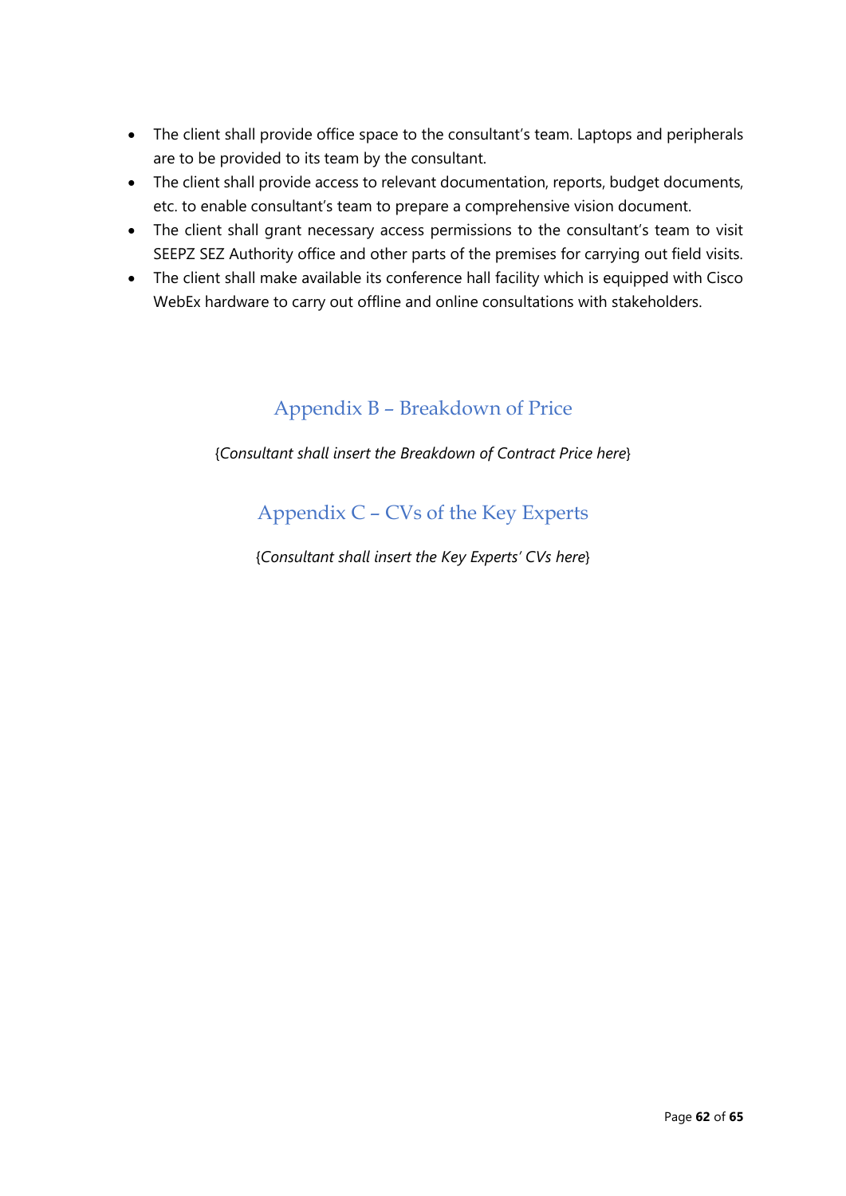- The client shall provide office space to the consultant's team. Laptops and peripherals are to be provided to its team by the consultant.
- The client shall provide access to relevant documentation, reports, budget documents, etc. to enable consultant's team to prepare a comprehensive vision document.
- The client shall grant necessary access permissions to the consultant's team to visit SEEPZ SEZ Authority office and other parts of the premises for carrying out field visits.
- The client shall make available its conference hall facility which is equipped with Cisco WebEx hardware to carry out offline and online consultations with stakeholders.

## Appendix B – Breakdown of Price

{*Consultant shall insert the Breakdown of Contract Price here*}

## Appendix C – CVs of the Key Experts

{*Consultant shall insert the Key Experts' CVs here*}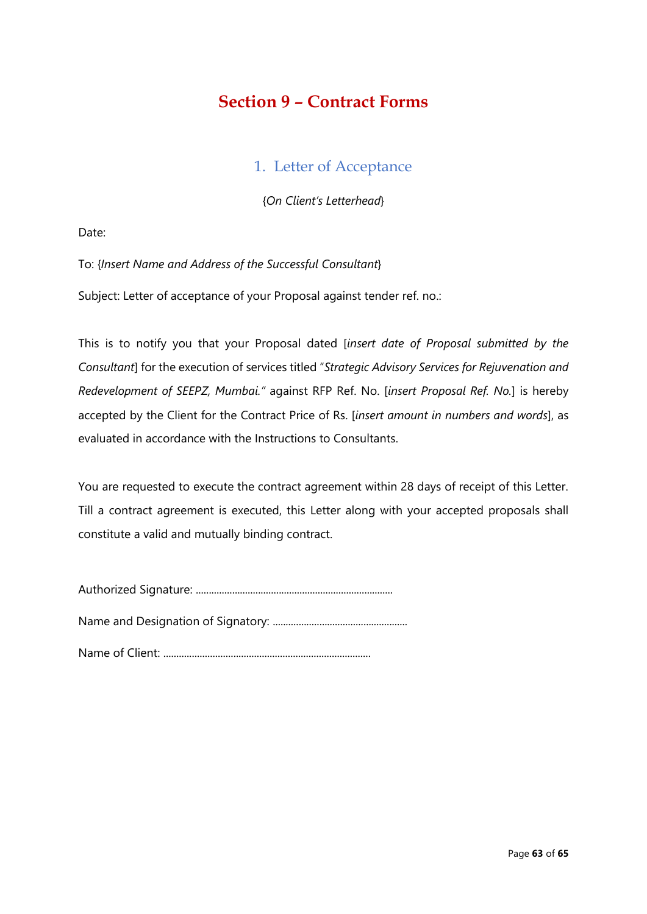# Section 9 – Contract Forms

## 1. Letter of Acceptance

{*On Client's Letterhead*}

Date:

To: {*Insert Name and Address of the Successful Consultant*}

Subject: Letter of acceptance of your Proposal against tender ref. no.:

This is to notify you that your Proposal dated [*insert date of Proposal submitted by the Consultant*] for the execution of services titled "*Strategic Advisory Services for Rejuvenation and Redevelopment of SEEPZ, Mumbai.*" against RFP Ref. No. [*insert Proposal Ref. No.*] is hereby accepted by the Client for the Contract Price of Rs. [*insert amount in numbers and words*], as evaluated in accordance with the Instructions to Consultants.

You are requested to execute the contract agreement within 28 days of receipt of this Letter. Till a contract agreement is executed, this Letter along with your accepted proposals shall constitute a valid and mutually binding contract.

Authorized Signature: ...........................................................................

Name and Designation of Signatory: ....................................................

Name of Client: ................................................................................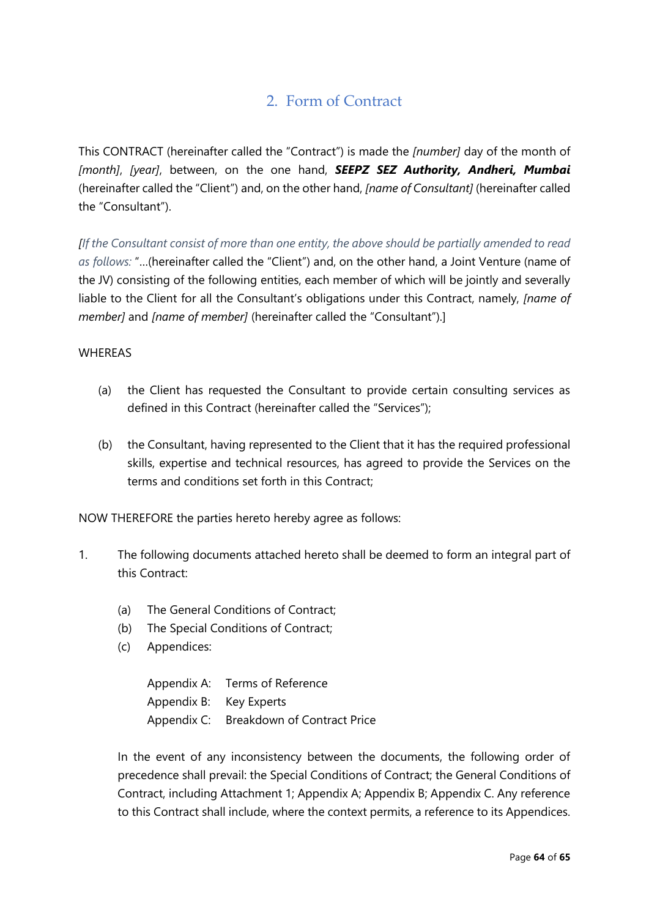## 2. Form of Contract

This CONTRACT (hereinafter called the "Contract") is made the *[number]* day of the month of *[month]*, *[year]*, between, on the one hand, ***SEEPZ SEZ Authority, Andheri, Mumbai*** (hereinafter called the "Client") and, on the other hand, *[name of Consultant]* (hereinafter called the "Consultant").

*[If the Consultant consist of more than one entity, the above should be partially amended to read as follows:* "…(hereinafter called the "Client") and, on the other hand, a Joint Venture (name of the JV) consisting of the following entities, each member of which will be jointly and severally liable to the Client for all the Consultant's obligations under this Contract, namely, *[name of member]* and *[name of member]* (hereinafter called the "Consultant").]

WHEREAS

(a) the Client has requested the Consultant to provide certain consulting services as defined in this Contract (hereinafter called the "Services");

(b) the Consultant, having represented to the Client that it has the required professional skills, expertise and technical resources, has agreed to provide the Services on the terms and conditions set forth in this Contract;

NOW THEREFORE the parties hereto hereby agree as follows:

1. The following documents attached hereto shall be deemed to form an integral part of this Contract:

   (a) The General Conditions of Contract;
   (b) The Special Conditions of Contract;
   (c) Appendices:

   Appendix A: Terms of Reference
   Appendix B: Key Experts
   Appendix C: Breakdown of Contract Price

   In the event of any inconsistency between the documents, the following order of precedence shall prevail: the Special Conditions of Contract; the General Conditions of Contract, including Attachment 1; Appendix A; Appendix B; Appendix C. Any reference to this Contract shall include, where the context permits, a reference to its Appendices.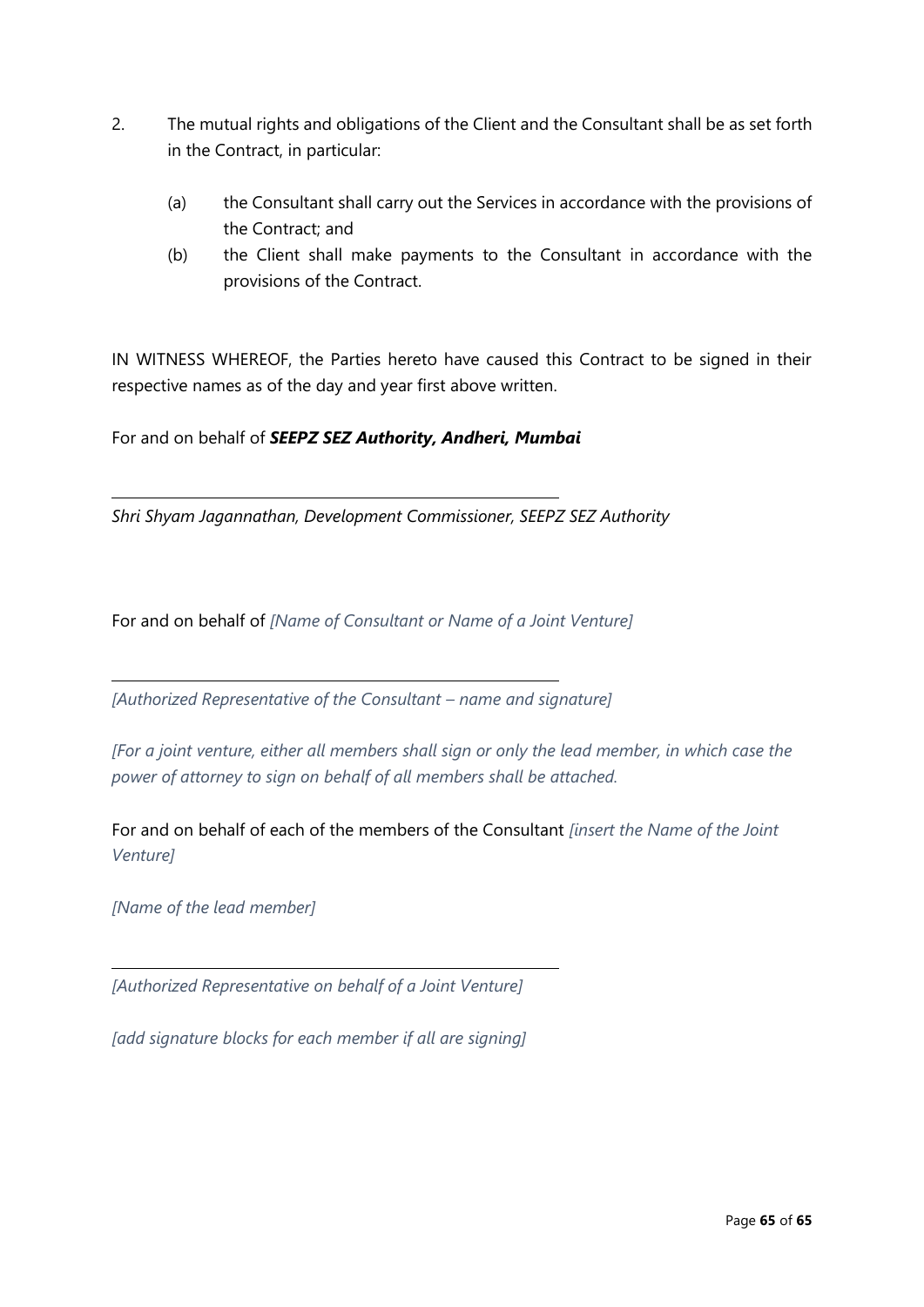2. The mutual rights and obligations of the Client and the Consultant shall be as set forth in the Contract, in particular:

   (a) the Consultant shall carry out the Services in accordance with the provisions of the Contract; and

   (b) the Client shall make payments to the Consultant in accordance with the provisions of the Contract.

IN WITNESS WHEREOF, the Parties hereto have caused this Contract to be signed in their respective names as of the day and year first above written.

For and on behalf of ***SEEPZ SEZ Authority, Andheri, Mumbai***

_______________________________________________

*Shri Shyam Jagannathan, Development Commissioner, SEEPZ SEZ Authority*

For and on behalf of *[Name of Consultant or Name of a Joint Venture]*

_______________________________________________

*[Authorized Representative of the Consultant – name and signature]*

*[For a joint venture, either all members shall sign or only the lead member, in which case the power of attorney to sign on behalf of all members shall be attached.*

For and on behalf of each of the members of the Consultant *[insert the Name of the Joint Venture]*

*[Name of the lead member]*

_______________________________________________

*[Authorized Representative on behalf of a Joint Venture]*

*[add signature blocks for each member if all are signing]*